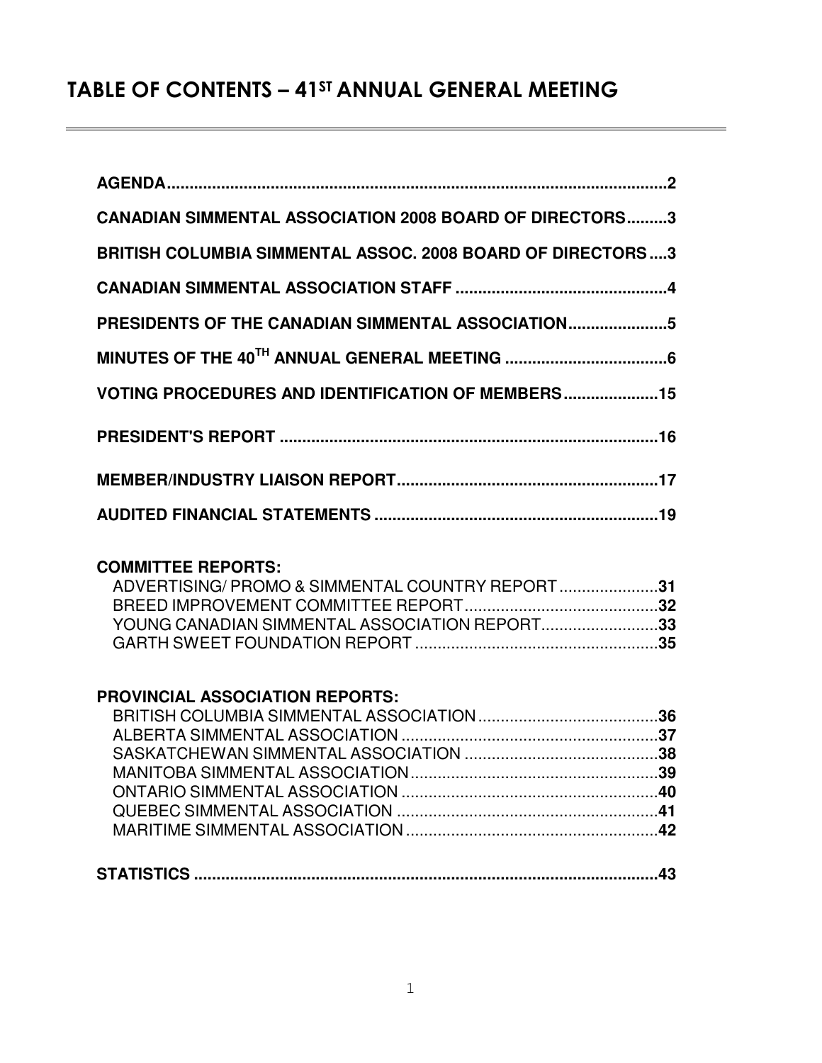# TABLE OF CONTENTS – 41ST ANNUAL GENERAL MEETING

**AGENDA** .......... **2**

**CANADIAN SIMMENTAL ASSOCIATION 2008 BOARD OF DIRECTORS** .......... **3**

**BRITISH COLUMBIA SIMMENTAL ASSOC. 2008 BOARD OF DIRECTORS** .......... **3**

**CANADIAN SIMMENTAL ASSOCIATION STAFF** .......... **4**

**PRESIDENTS OF THE CANADIAN SIMMENTAL ASSOCIATION** .......... **5**

**MINUTES OF THE 40TH ANNUAL GENERAL MEETING** .......... **6**

**VOTING PROCEDURES AND IDENTIFICATION OF MEMBERS** .......... **15**

**PRESIDENT'S REPORT** .......... **16**

**MEMBER/INDUSTRY LIAISON REPORT** .......... **17**

**AUDITED FINANCIAL STATEMENTS** .......... **19**

**COMMITTEE REPORTS:**

- ADVERTISING/ PROMO & SIMMENTAL COUNTRY REPORT .......... **31**
- BREED IMPROVEMENT COMMITTEE REPORT .......... **32**
- YOUNG CANADIAN SIMMENTAL ASSOCIATION REPORT .......... **33**
- GARTH SWEET FOUNDATION REPORT .......... **35**

**PROVINCIAL ASSOCIATION REPORTS:**

- BRITISH COLUMBIA SIMMENTAL ASSOCIATION .......... **36**
- ALBERTA SIMMENTAL ASSOCIATION .......... **37**
- SASKATCHEWAN SIMMENTAL ASSOCIATION .......... **38**
- MANITOBA SIMMENTAL ASSOCIATION .......... **39**
- ONTARIO SIMMENTAL ASSOCIATION .......... **40**
- QUEBEC SIMMENTAL ASSOCIATION .......... **41**
- MARITIME SIMMENTAL ASSOCIATION .......... **42**

**STATISTICS** .......... **43**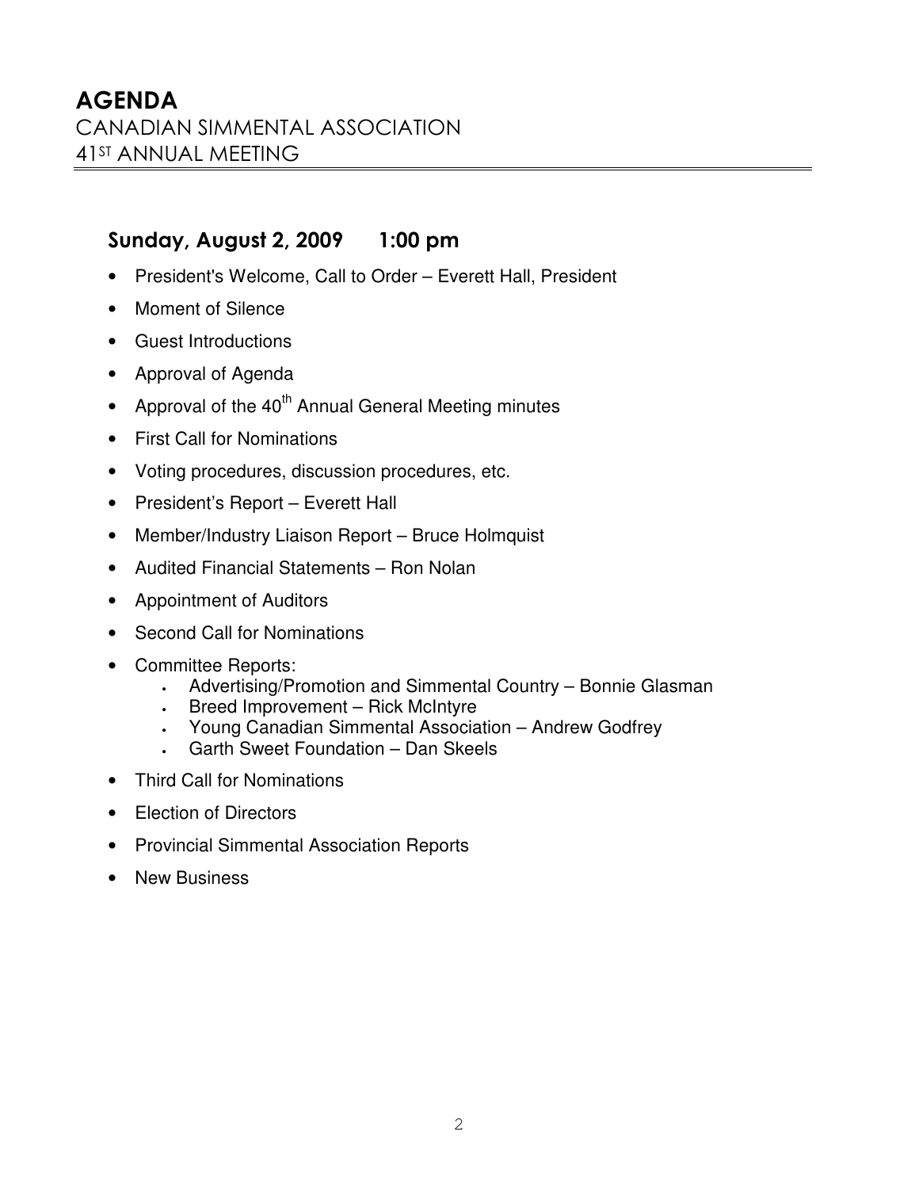# AGENDA

## CANADIAN SIMMENTAL ASSOCIATION
## 41ST ANNUAL MEETING

### Sunday, August 2, 2009 1:00 pm

- President's Welcome, Call to Order – Everett Hall, President
- Moment of Silence
- Guest Introductions
- Approval of Agenda
- Approval of the 40th Annual General Meeting minutes
- First Call for Nominations
- Voting procedures, discussion procedures, etc.
- President's Report – Everett Hall
- Member/Industry Liaison Report – Bruce Holmquist
- Audited Financial Statements – Ron Nolan
- Appointment of Auditors
- Second Call for Nominations
- Committee Reports:
  - Advertising/Promotion and Simmental Country – Bonnie Glasman
  - Breed Improvement – Rick McIntyre
  - Young Canadian Simmental Association – Andrew Godfrey
  - Garth Sweet Foundation – Dan Skeels
- Third Call for Nominations
- Election of Directors
- Provincial Simmental Association Reports
- New Business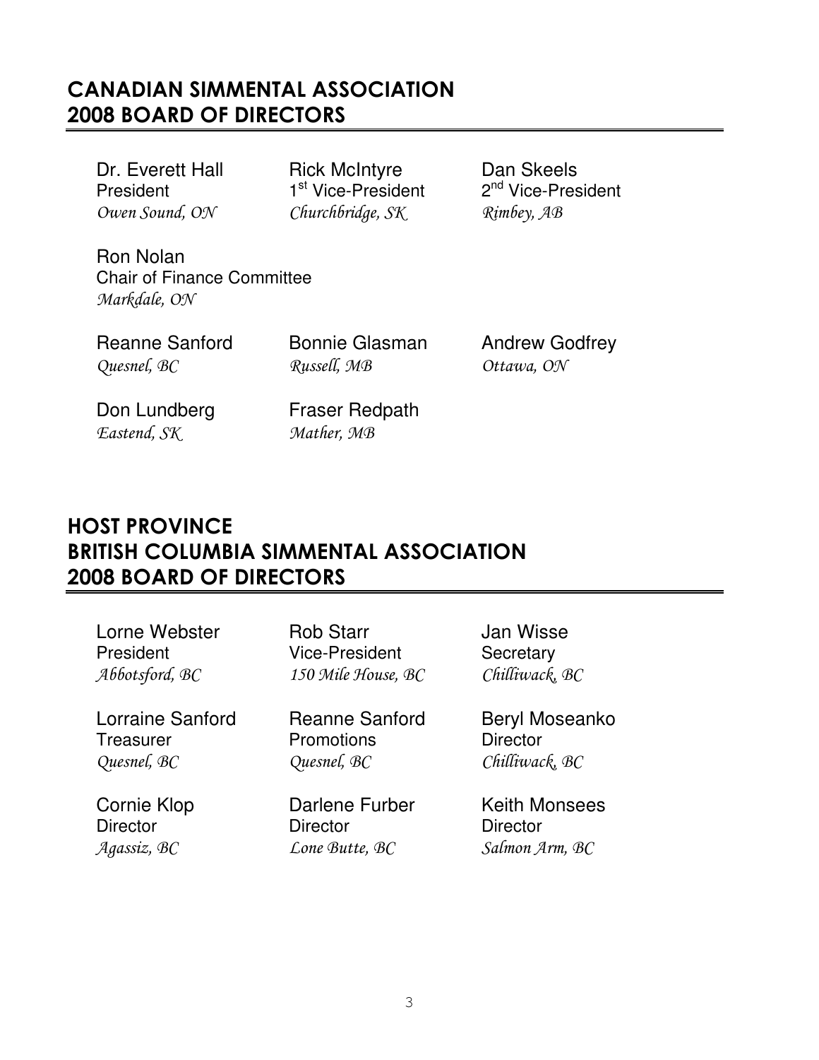## CANADIAN SIMMENTAL ASSOCIATION
## 2008 BOARD OF DIRECTORS

Dr. Everett Hall
President
*Owen Sound, ON*

Rick McIntyre
1st Vice-President
*Churchbridge, SK*

Dan Skeels
2nd Vice-President
*Rimbey, AB*

Ron Nolan
Chair of Finance Committee
*Markdale, ON*

Reanne Sanford
*Quesnel, BC*

Bonnie Glasman
*Russell, MB*

Andrew Godfrey
*Ottawa, ON*

Don Lundberg
*Eastend, SK*

Fraser Redpath
*Mather, MB*

## HOST PROVINCE
## BRITISH COLUMBIA SIMMENTAL ASSOCIATION
## 2008 BOARD OF DIRECTORS

Lorne Webster
President
*Abbotsford, BC*

Rob Starr
Vice-President
*150 Mile House, BC*

Jan Wisse
Secretary
*Chilliwack, BC*

Lorraine Sanford
Treasurer
*Quesnel, BC*

Reanne Sanford
Promotions
*Quesnel, BC*

Beryl Moseanko
Director
*Chilliwack, BC*

Cornie Klop
Director
*Agassiz, BC*

Darlene Furber
Director
*Lone Butte, BC*

Keith Monsees
Director
*Salmon Arm, BC*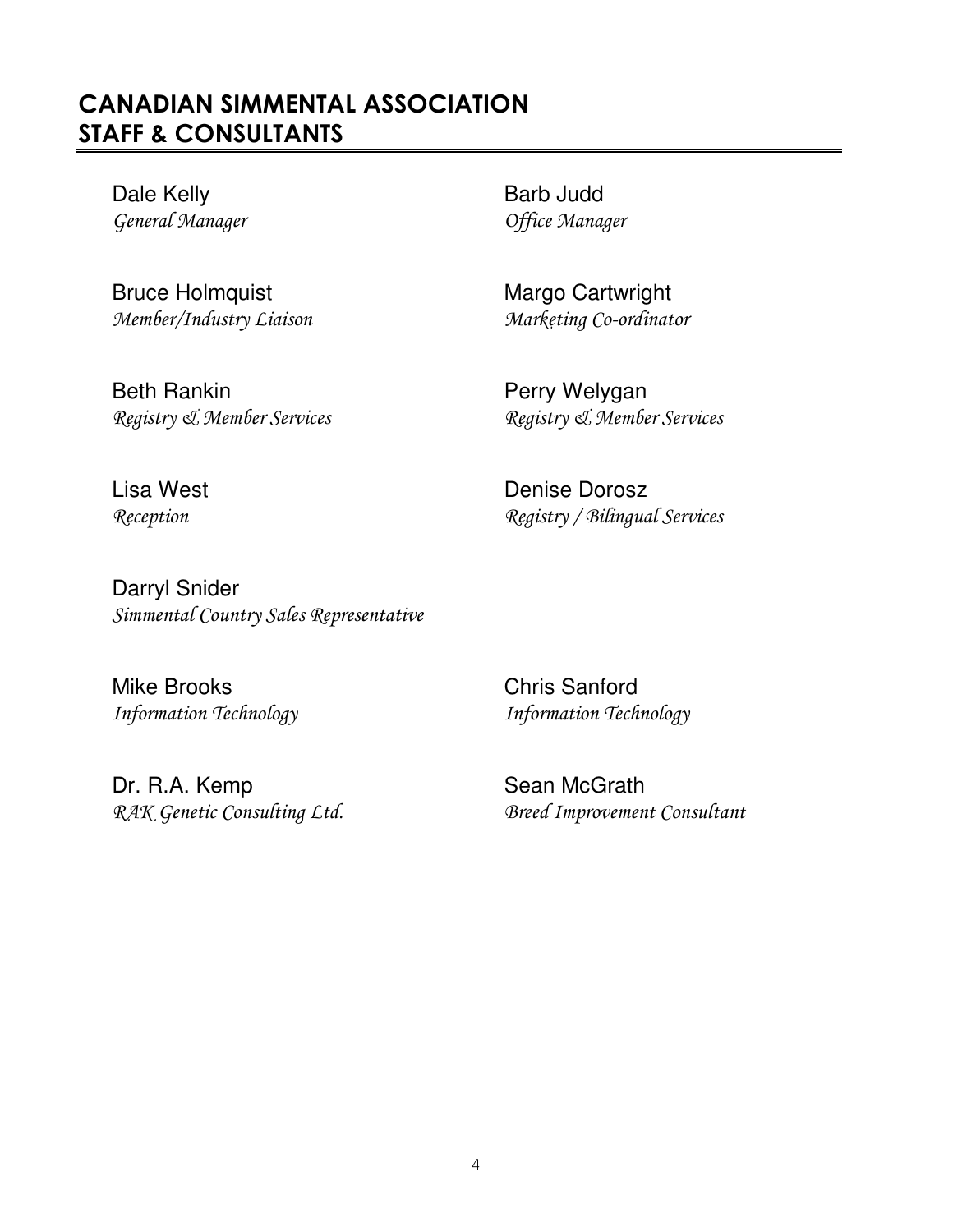# CANADIAN SIMMENTAL ASSOCIATION STAFF & CONSULTANTS

Dale Kelly
*General Manager*

Barb Judd
*Office Manager*

Bruce Holmquist
*Member/Industry Liaison*

Margo Cartwright
*Marketing Co-ordinator*

Beth Rankin
*Registry & Member Services*

Perry Welygan
*Registry & Member Services*

Lisa West
*Reception*

Denise Dorosz
*Registry / Bilingual Services*

Darryl Snider
*Simmental Country Sales Representative*

Mike Brooks
*Information Technology*

Chris Sanford
*Information Technology*

Dr. R.A. Kemp
*RAK Genetic Consulting Ltd.*

Sean McGrath
*Breed Improvement Consultant*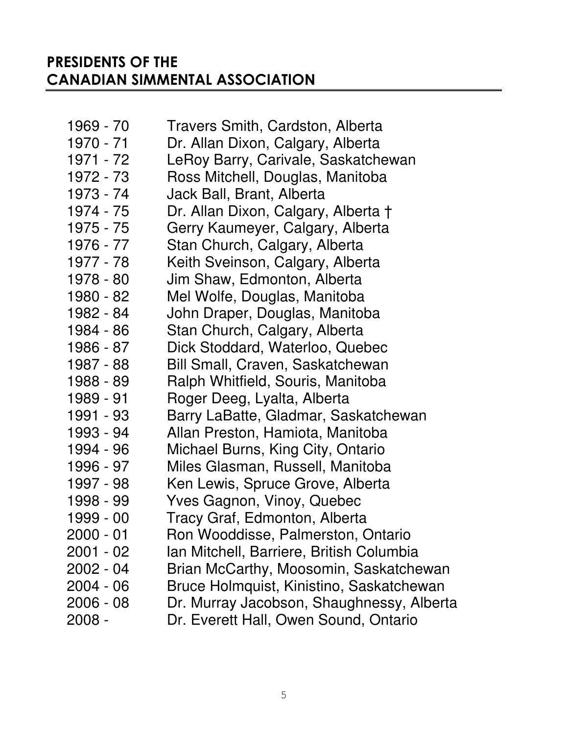## PRESIDENTS OF THE CANADIAN SIMMENTAL ASSOCIATION

| | |
|---|---|
| 1969 - 70 | Travers Smith, Cardston, Alberta |
| 1970 - 71 | Dr. Allan Dixon, Calgary, Alberta |
| 1971 - 72 | LeRoy Barry, Carivale, Saskatchewan |
| 1972 - 73 | Ross Mitchell, Douglas, Manitoba |
| 1973 - 74 | Jack Ball, Brant, Alberta |
| 1974 - 75 | Dr. Allan Dixon, Calgary, Alberta † |
| 1975 - 75 | Gerry Kaumeyer, Calgary, Alberta |
| 1976 - 77 | Stan Church, Calgary, Alberta |
| 1977 - 78 | Keith Sveinson, Calgary, Alberta |
| 1978 - 80 | Jim Shaw, Edmonton, Alberta |
| 1980 - 82 | Mel Wolfe, Douglas, Manitoba |
| 1982 - 84 | John Draper, Douglas, Manitoba |
| 1984 - 86 | Stan Church, Calgary, Alberta |
| 1986 - 87 | Dick Stoddard, Waterloo, Quebec |
| 1987 - 88 | Bill Small, Craven, Saskatchewan |
| 1988 - 89 | Ralph Whitfield, Souris, Manitoba |
| 1989 - 91 | Roger Deeg, Lyalta, Alberta |
| 1991 - 93 | Barry LaBatte, Gladmar, Saskatchewan |
| 1993 - 94 | Allan Preston, Hamiota, Manitoba |
| 1994 - 96 | Michael Burns, King City, Ontario |
| 1996 - 97 | Miles Glasman, Russell, Manitoba |
| 1997 - 98 | Ken Lewis, Spruce Grove, Alberta |
| 1998 - 99 | Yves Gagnon, Vinoy, Quebec |
| 1999 - 00 | Tracy Graf, Edmonton, Alberta |
| 2000 - 01 | Ron Wooddisse, Palmerston, Ontario |
| 2001 - 02 | Ian Mitchell, Barriere, British Columbia |
| 2002 - 04 | Brian McCarthy, Moosomin, Saskatchewan |
| 2004 - 06 | Bruce Holmquist, Kinistino, Saskatchewan |
| 2006 - 08 | Dr. Murray Jacobson, Shaughnessy, Alberta |
| 2008 - | Dr. Everett Hall, Owen Sound, Ontario |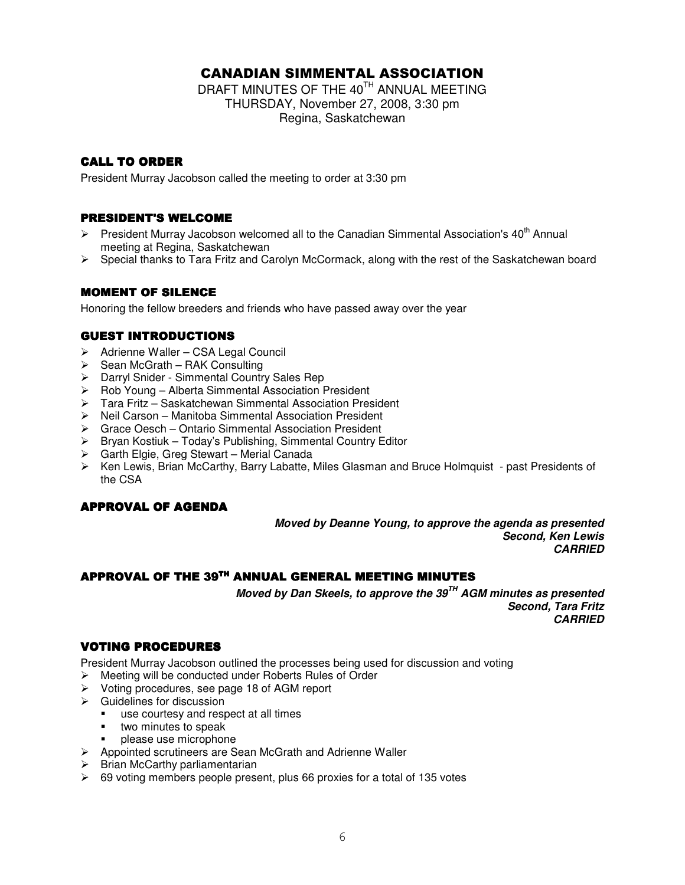# CANADIAN SIMMENTAL ASSOCIATION

DRAFT MINUTES OF THE 40TH ANNUAL MEETING
THURSDAY, November 27, 2008, 3:30 pm
Regina, Saskatchewan

## CALL TO ORDER

President Murray Jacobson called the meeting to order at 3:30 pm

## PRESIDENT'S WELCOME

- President Murray Jacobson welcomed all to the Canadian Simmental Association's 40th Annual meeting at Regina, Saskatchewan
- Special thanks to Tara Fritz and Carolyn McCormack, along with the rest of the Saskatchewan board

## MOMENT OF SILENCE

Honoring the fellow breeders and friends who have passed away over the year

## GUEST INTRODUCTIONS

- Adrienne Waller – CSA Legal Council
- Sean McGrath – RAK Consulting
- Darryl Snider - Simmental Country Sales Rep
- Rob Young – Alberta Simmental Association President
- Tara Fritz – Saskatchewan Simmental Association President
- Neil Carson – Manitoba Simmental Association President
- Grace Oesch – Ontario Simmental Association President
- Bryan Kostiuk – Today's Publishing, Simmental Country Editor
- Garth Elgie, Greg Stewart – Merial Canada
- Ken Lewis, Brian McCarthy, Barry Labatte, Miles Glasman and Bruce Holmquist - past Presidents of the CSA

## APPROVAL OF AGENDA

***Moved by Deanne Young, to approve the agenda as presented***
***Second, Ken Lewis***
***CARRIED***

## APPROVAL OF THE 39TH ANNUAL GENERAL MEETING MINUTES

***Moved by Dan Skeels, to approve the 39TH AGM minutes as presented***
***Second, Tara Fritz***
***CARRIED***

## VOTING PROCEDURES

President Murray Jacobson outlined the processes being used for discussion and voting

- Meeting will be conducted under Roberts Rules of Order
- Voting procedures, see page 18 of AGM report
- Guidelines for discussion
  - use courtesy and respect at all times
  - two minutes to speak
  - please use microphone
- Appointed scrutineers are Sean McGrath and Adrienne Waller
- Brian McCarthy parliamentarian
- 69 voting members people present, plus 66 proxies for a total of 135 votes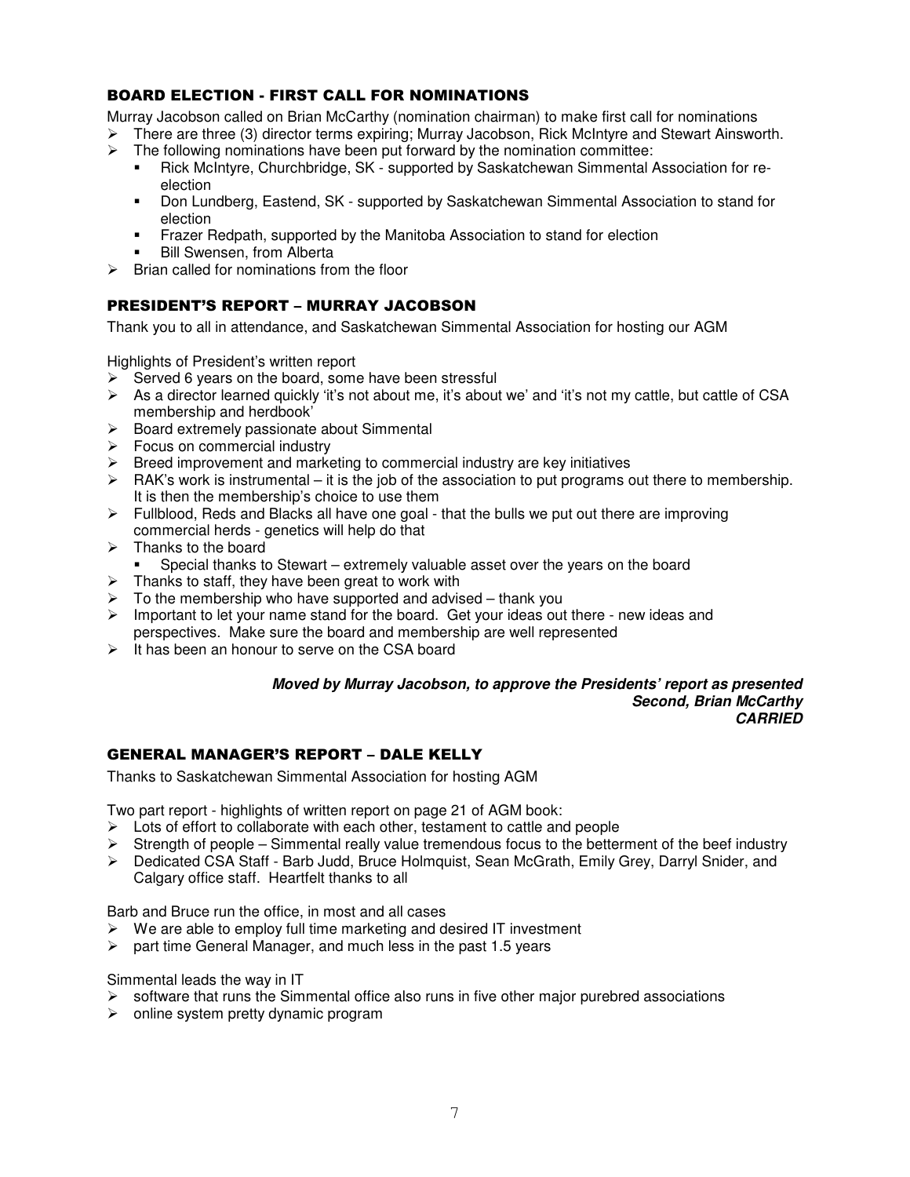### BOARD ELECTION - FIRST CALL FOR NOMINATIONS

Murray Jacobson called on Brian McCarthy (nomination chairman) to make first call for nominations

- There are three (3) director terms expiring; Murray Jacobson, Rick McIntyre and Stewart Ainsworth.
- The following nominations have been put forward by the nomination committee:
  - Rick McIntyre, Churchbridge, SK - supported by Saskatchewan Simmental Association for re-election
  - Don Lundberg, Eastend, SK - supported by Saskatchewan Simmental Association to stand for election
  - Frazer Redpath, supported by the Manitoba Association to stand for election
  - Bill Swensen, from Alberta
- Brian called for nominations from the floor

### PRESIDENT'S REPORT – MURRAY JACOBSON

Thank you to all in attendance, and Saskatchewan Simmental Association for hosting our AGM

Highlights of President's written report

- Served 6 years on the board, some have been stressful
- As a director learned quickly 'it's not about me, it's about we' and 'it's not my cattle, but cattle of CSA membership and herdbook'
- Board extremely passionate about Simmental
- Focus on commercial industry
- Breed improvement and marketing to commercial industry are key initiatives
- RAK's work is instrumental – it is the job of the association to put programs out there to membership. It is then the membership's choice to use them
- Fullblood, Reds and Blacks all have one goal - that the bulls we put out there are improving commercial herds - genetics will help do that
- Thanks to the board
  - Special thanks to Stewart – extremely valuable asset over the years on the board
- Thanks to staff, they have been great to work with
- To the membership who have supported and advised – thank you
- Important to let your name stand for the board. Get your ideas out there - new ideas and perspectives. Make sure the board and membership are well represented
- It has been an honour to serve on the CSA board

***Moved by Murray Jacobson, to approve the Presidents' report as presented***
***Second, Brian McCarthy***
***CARRIED***

### GENERAL MANAGER'S REPORT – DALE KELLY

Thanks to Saskatchewan Simmental Association for hosting AGM

Two part report - highlights of written report on page 21 of AGM book:

- Lots of effort to collaborate with each other, testament to cattle and people
- Strength of people – Simmental really value tremendous focus to the betterment of the beef industry
- Dedicated CSA Staff - Barb Judd, Bruce Holmquist, Sean McGrath, Emily Grey, Darryl Snider, and Calgary office staff. Heartfelt thanks to all

Barb and Bruce run the office, in most and all cases

- We are able to employ full time marketing and desired IT investment
- part time General Manager, and much less in the past 1.5 years

Simmental leads the way in IT

- software that runs the Simmental office also runs in five other major purebred associations
- online system pretty dynamic program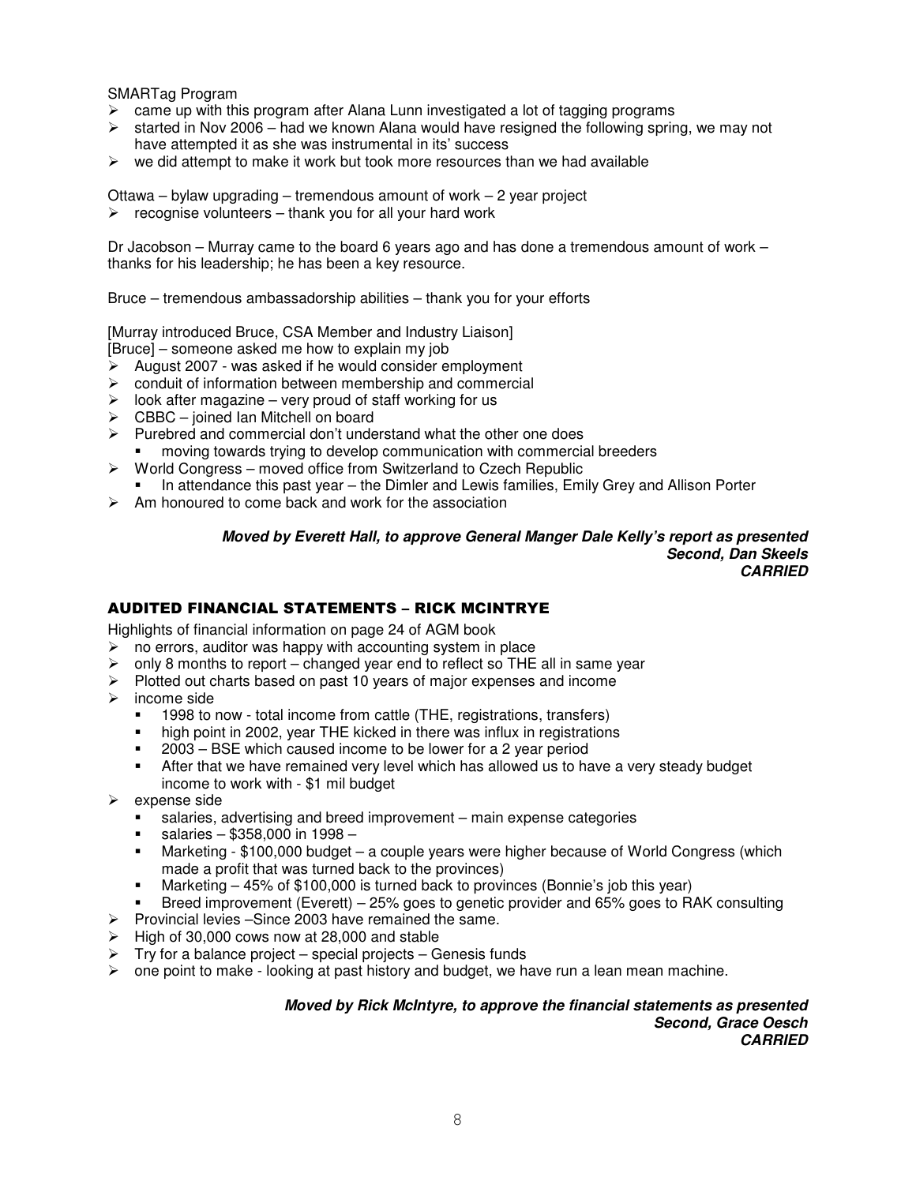SMARTag Program

- came up with this program after Alana Lunn investigated a lot of tagging programs
- started in Nov 2006 – had we known Alana would have resigned the following spring, we may not have attempted it as she was instrumental in its' success
- we did attempt to make it work but took more resources than we had available

Ottawa – bylaw upgrading – tremendous amount of work – 2 year project

- recognise volunteers – thank you for all your hard work

Dr Jacobson – Murray came to the board 6 years ago and has done a tremendous amount of work – thanks for his leadership; he has been a key resource.

Bruce – tremendous ambassadorship abilities – thank you for your efforts

[Murray introduced Bruce, CSA Member and Industry Liaison]
[Bruce] – someone asked me how to explain my job

- August 2007 - was asked if he would consider employment
- conduit of information between membership and commercial
- look after magazine – very proud of staff working for us
- CBBC – joined Ian Mitchell on board
- Purebred and commercial don't understand what the other one does
  - moving towards trying to develop communication with commercial breeders
- World Congress – moved office from Switzerland to Czech Republic
  - In attendance this past year – the Dimler and Lewis families, Emily Grey and Allison Porter
- Am honoured to come back and work for the association

***Moved by Everett Hall, to approve General Manger Dale Kelly's report as presented***
***Second, Dan Skeels***
***CARRIED***

## AUDITED FINANCIAL STATEMENTS – RICK MCINTRYE

Highlights of financial information on page 24 of AGM book

- no errors, auditor was happy with accounting system in place
- only 8 months to report – changed year end to reflect so THE all in same year
- Plotted out charts based on past 10 years of major expenses and income
- income side
  - 1998 to now - total income from cattle (THE, registrations, transfers)
  - high point in 2002, year THE kicked in there was influx in registrations
  - 2003 – BSE which caused income to be lower for a 2 year period
  - After that we have remained very level which has allowed us to have a very steady budget income to work with - $1 mil budget
- expense side
  - salaries, advertising and breed improvement – main expense categories
  - salaries – $358,000 in 1998 –
  - Marketing - $100,000 budget – a couple years were higher because of World Congress (which made a profit that was turned back to the provinces)
  - Marketing – 45% of $100,000 is turned back to provinces (Bonnie's job this year)
  - Breed improvement (Everett) – 25% goes to genetic provider and 65% goes to RAK consulting
- Provincial levies –Since 2003 have remained the same.
- High of 30,000 cows now at 28,000 and stable
- Try for a balance project – special projects – Genesis funds
- one point to make - looking at past history and budget, we have run a lean mean machine.

***Moved by Rick McIntyre, to approve the financial statements as presented***
***Second, Grace Oesch***
***CARRIED***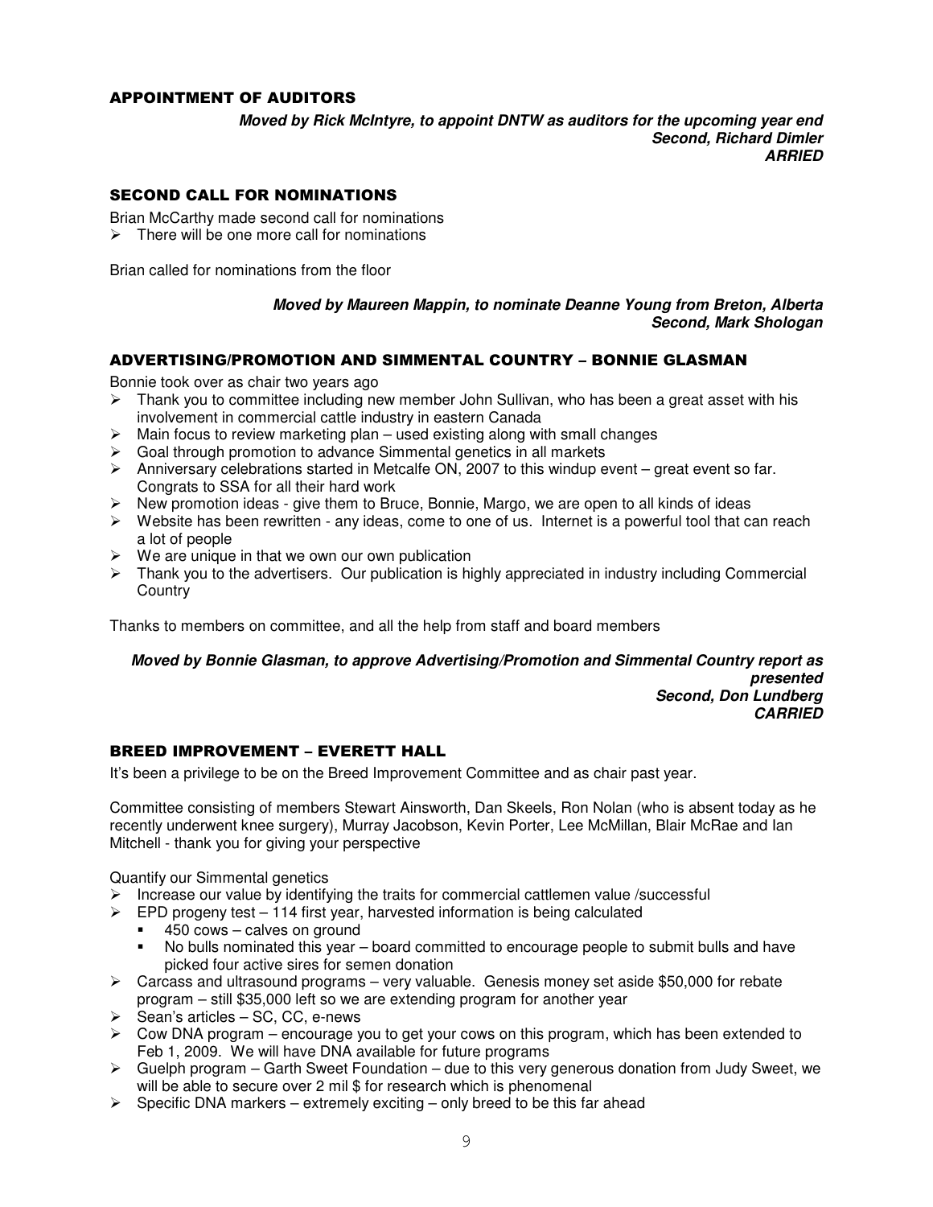## APPOINTMENT OF AUDITORS

***Moved by Rick McIntyre, to appoint DNTW as auditors for the upcoming year end***
***Second, Richard Dimler***
***ARRIED***

## SECOND CALL FOR NOMINATIONS

Brian McCarthy made second call for nominations

- There will be one more call for nominations

Brian called for nominations from the floor

***Moved by Maureen Mappin, to nominate Deanne Young from Breton, Alberta***
***Second, Mark Shologan***

## ADVERTISING/PROMOTION AND SIMMENTAL COUNTRY – BONNIE GLASMAN

Bonnie took over as chair two years ago

- Thank you to committee including new member John Sullivan, who has been a great asset with his involvement in commercial cattle industry in eastern Canada
- Main focus to review marketing plan – used existing along with small changes
- Goal through promotion to advance Simmental genetics in all markets
- Anniversary celebrations started in Metcalfe ON, 2007 to this windup event – great event so far. Congrats to SSA for all their hard work
- New promotion ideas - give them to Bruce, Bonnie, Margo, we are open to all kinds of ideas
- Website has been rewritten - any ideas, come to one of us. Internet is a powerful tool that can reach a lot of people
- We are unique in that we own our own publication
- Thank you to the advertisers. Our publication is highly appreciated in industry including Commercial Country

Thanks to members on committee, and all the help from staff and board members

***Moved by Bonnie Glasman, to approve Advertising/Promotion and Simmental Country report as presented***
***Second, Don Lundberg***
***CARRIED***

## BREED IMPROVEMENT – EVERETT HALL

It's been a privilege to be on the Breed Improvement Committee and as chair past year.

Committee consisting of members Stewart Ainsworth, Dan Skeels, Ron Nolan (who is absent today as he recently underwent knee surgery), Murray Jacobson, Kevin Porter, Lee McMillan, Blair McRae and Ian Mitchell - thank you for giving your perspective

Quantify our Simmental genetics

- Increase our value by identifying the traits for commercial cattlemen value /successful
- EPD progeny test – 114 first year, harvested information is being calculated
  - 450 cows – calves on ground
  - No bulls nominated this year – board committed to encourage people to submit bulls and have picked four active sires for semen donation
- Carcass and ultrasound programs – very valuable. Genesis money set aside $50,000 for rebate program – still $35,000 left so we are extending program for another year
- Sean's articles – SC, CC, e-news
- Cow DNA program – encourage you to get your cows on this program, which has been extended to Feb 1, 2009. We will have DNA available for future programs
- Guelph program – Garth Sweet Foundation – due to this very generous donation from Judy Sweet, we will be able to secure over 2 mil $ for research which is phenomenal
- Specific DNA markers – extremely exciting – only breed to be this far ahead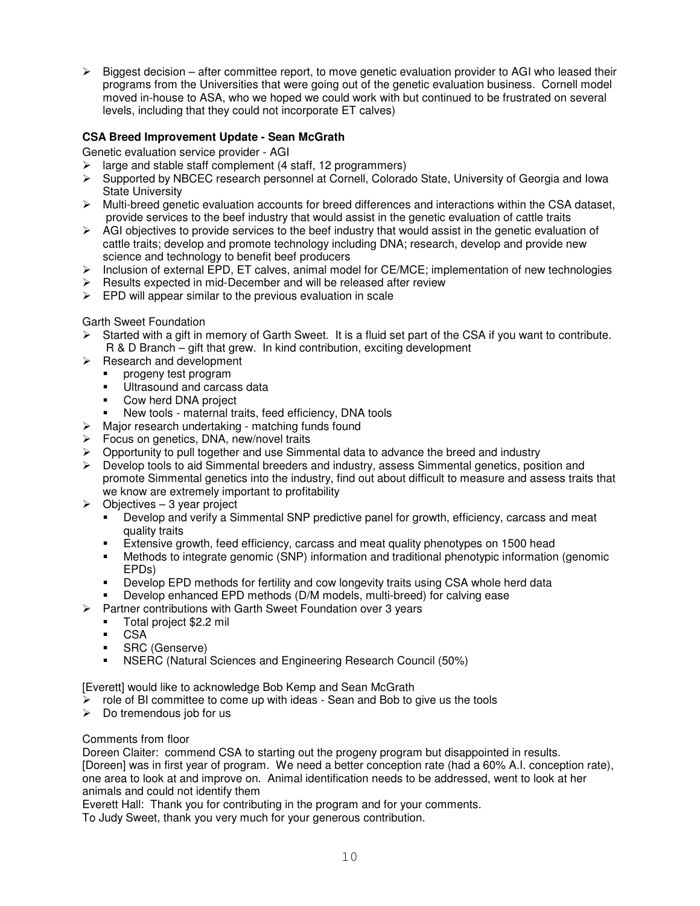- Biggest decision – after committee report, to move genetic evaluation provider to AGI who leased their programs from the Universities that were going out of the genetic evaluation business. Cornell model moved in-house to ASA, who we hoped we could work with but continued to be frustrated on several levels, including that they could not incorporate ET calves)

**CSA Breed Improvement Update - Sean McGrath**

Genetic evaluation service provider - AGI

- large and stable staff complement (4 staff, 12 programmers)
- Supported by NBCEC research personnel at Cornell, Colorado State, University of Georgia and Iowa State University
- Multi-breed genetic evaluation accounts for breed differences and interactions within the CSA dataset, provide services to the beef industry that would assist in the genetic evaluation of cattle traits
- AGI objectives to provide services to the beef industry that would assist in the genetic evaluation of cattle traits; develop and promote technology including DNA; research, develop and provide new science and technology to benefit beef producers
- Inclusion of external EPD, ET calves, animal model for CE/MCE; implementation of new technologies
- Results expected in mid-December and will be released after review
- EPD will appear similar to the previous evaluation in scale

Garth Sweet Foundation

- Started with a gift in memory of Garth Sweet. It is a fluid set part of the CSA if you want to contribute. R & D Branch – gift that grew. In kind contribution, exciting development
- Research and development
  - progeny test program
  - Ultrasound and carcass data
  - Cow herd DNA project
  - New tools - maternal traits, feed efficiency, DNA tools
- Major research undertaking - matching funds found
- Focus on genetics, DNA, new/novel traits
- Opportunity to pull together and use Simmental data to advance the breed and industry
- Develop tools to aid Simmental breeders and industry, assess Simmental genetics, position and promote Simmental genetics into the industry, find out about difficult to measure and assess traits that we know are extremely important to profitability
- Objectives – 3 year project
  - Develop and verify a Simmental SNP predictive panel for growth, efficiency, carcass and meat quality traits
  - Extensive growth, feed efficiency, carcass and meat quality phenotypes on 1500 head
  - Methods to integrate genomic (SNP) information and traditional phenotypic information (genomic EPDs)
  - Develop EPD methods for fertility and cow longevity traits using CSA whole herd data
  - Develop enhanced EPD methods (D/M models, multi-breed) for calving ease
- Partner contributions with Garth Sweet Foundation over 3 years
  - Total project $2.2 mil
  - CSA
  - SRC (Genserve)
  - NSERC (Natural Sciences and Engineering Research Council (50%)

[Everett] would like to acknowledge Bob Kemp and Sean McGrath

- role of BI committee to come up with ideas - Sean and Bob to give us the tools
- Do tremendous job for us

Comments from floor

Doreen Claiter: commend CSA to starting out the progeny program but disappointed in results. [Doreen] was in first year of program. We need a better conception rate (had a 60% A.I. conception rate), one area to look at and improve on. Animal identification needs to be addressed, went to look at her animals and could not identify them

Everett Hall: Thank you for contributing in the program and for your comments.

To Judy Sweet, thank you very much for your generous contribution.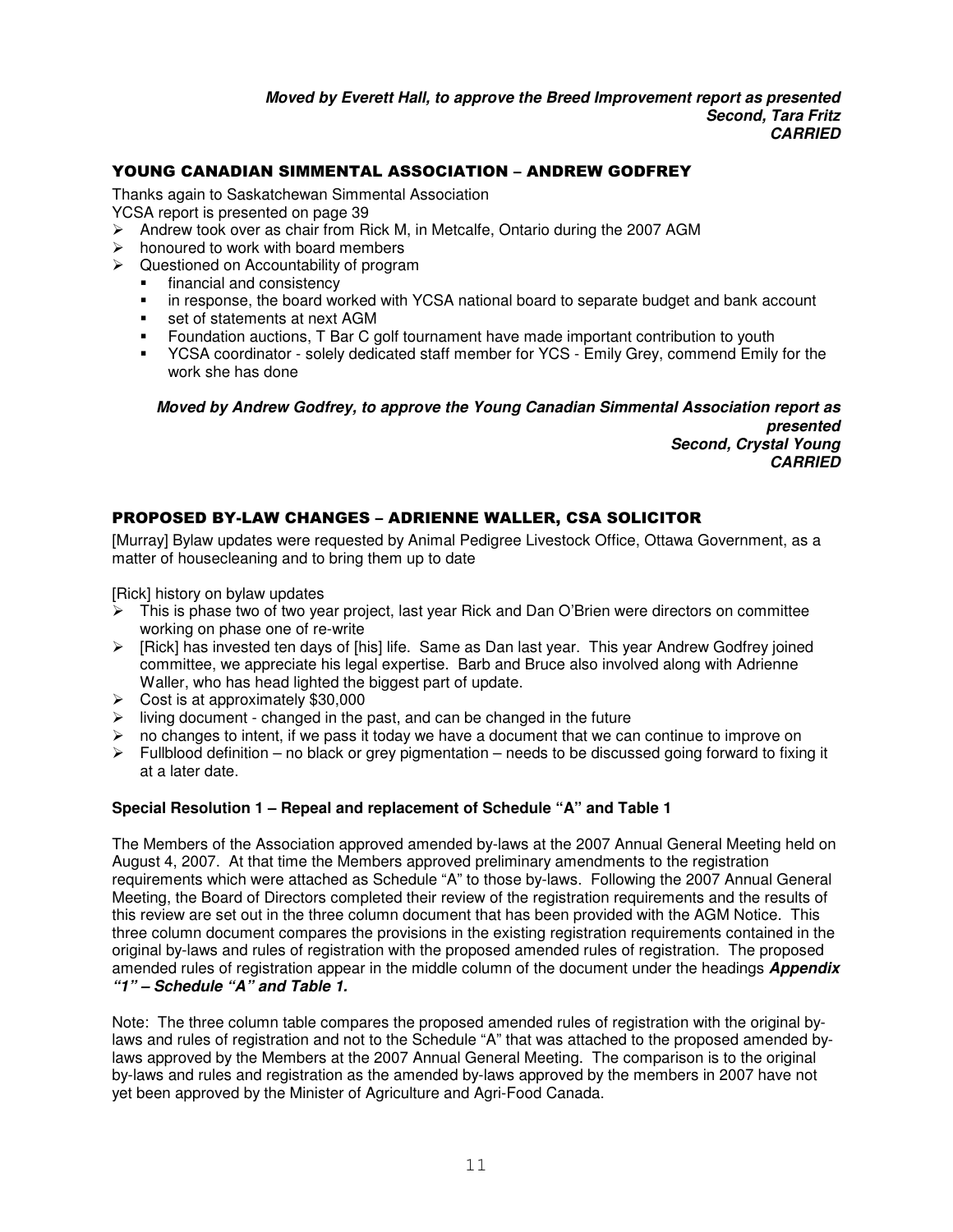***Moved by Everett Hall, to approve the Breed Improvement report as presented***
***Second, Tara Fritz***
***CARRIED***

## YOUNG CANADIAN SIMMENTAL ASSOCIATION – ANDREW GODFREY

Thanks again to Saskatchewan Simmental Association
YCSA report is presented on page 39

- Andrew took over as chair from Rick M, in Metcalfe, Ontario during the 2007 AGM
- honoured to work with board members
- Questioned on Accountability of program
  - financial and consistency
  - in response, the board worked with YCSA national board to separate budget and bank account
  - set of statements at next AGM
  - Foundation auctions, T Bar C golf tournament have made important contribution to youth
  - YCSA coordinator - solely dedicated staff member for YCS - Emily Grey, commend Emily for the work she has done

***Moved by Andrew Godfrey, to approve the Young Canadian Simmental Association report as presented***
***Second, Crystal Young***
***CARRIED***

## PROPOSED BY-LAW CHANGES – ADRIENNE WALLER, CSA SOLICITOR

[Murray] Bylaw updates were requested by Animal Pedigree Livestock Office, Ottawa Government, as a matter of housecleaning and to bring them up to date

[Rick] history on bylaw updates

- This is phase two of two year project, last year Rick and Dan O'Brien were directors on committee working on phase one of re-write
- [Rick] has invested ten days of [his] life. Same as Dan last year. This year Andrew Godfrey joined committee, we appreciate his legal expertise. Barb and Bruce also involved along with Adrienne Waller, who has head lighted the biggest part of update.
- Cost is at approximately $30,000
- living document - changed in the past, and can be changed in the future
- no changes to intent, if we pass it today we have a document that we can continue to improve on
- Fullblood definition – no black or grey pigmentation – needs to be discussed going forward to fixing it at a later date.

**Special Resolution 1 – Repeal and replacement of Schedule "A" and Table 1**

The Members of the Association approved amended by-laws at the 2007 Annual General Meeting held on August 4, 2007. At that time the Members approved preliminary amendments to the registration requirements which were attached as Schedule "A" to those by-laws. Following the 2007 Annual General Meeting, the Board of Directors completed their review of the registration requirements and the results of this review are set out in the three column document that has been provided with the AGM Notice. This three column document compares the provisions in the existing registration requirements contained in the original by-laws and rules of registration with the proposed amended rules of registration. The proposed amended rules of registration appear in the middle column of the document under the headings ***Appendix "1" – Schedule "A" and Table 1.***

Note: The three column table compares the proposed amended rules of registration with the original by-laws and rules of registration and not to the Schedule "A" that was attached to the proposed amended by-laws approved by the Members at the 2007 Annual General Meeting. The comparison is to the original by-laws and rules and registration as the amended by-laws approved by the members in 2007 have not yet been approved by the Minister of Agriculture and Agri-Food Canada.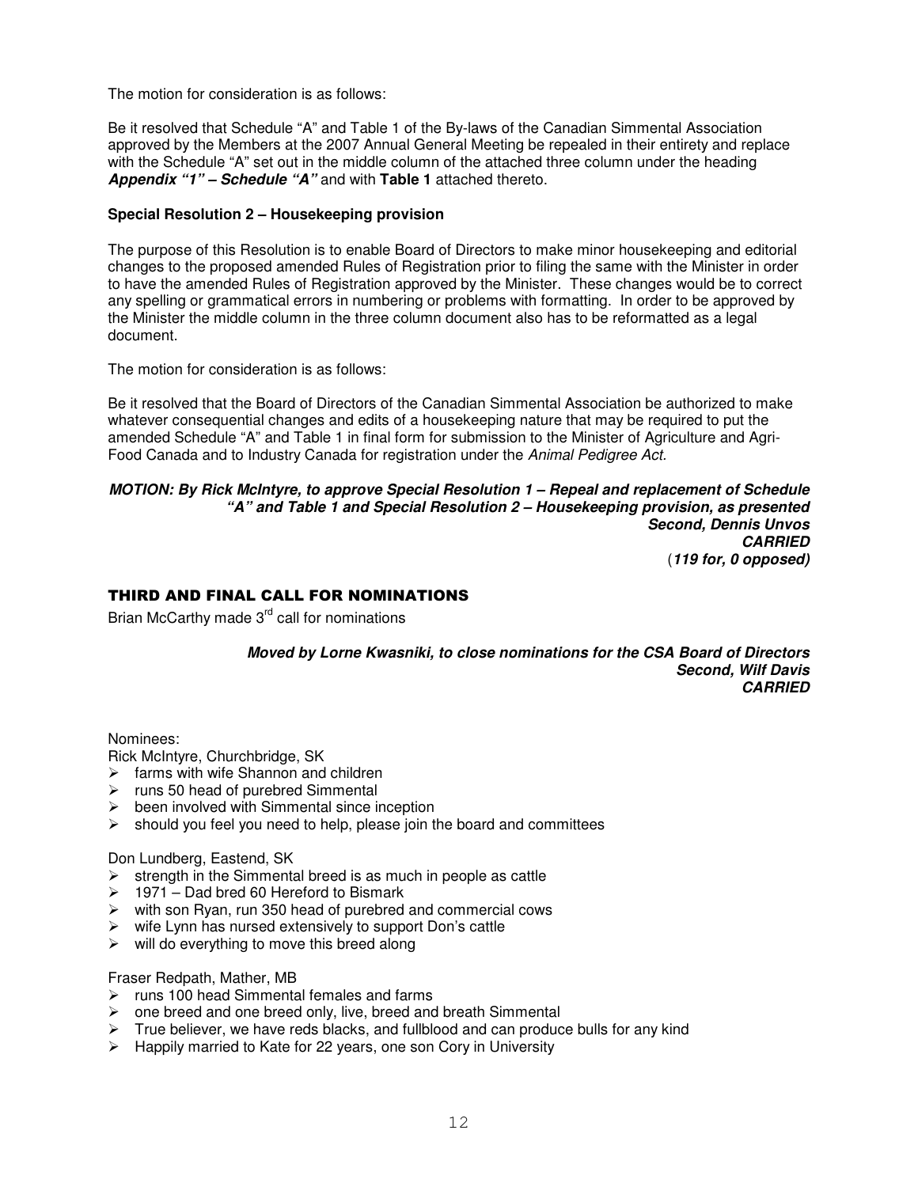The motion for consideration is as follows:

Be it resolved that Schedule “A” and Table 1 of the By-laws of the Canadian Simmental Association approved by the Members at the 2007 Annual General Meeting be repealed in their entirety and replace with the Schedule “A” set out in the middle column of the attached three column under the heading ***Appendix “1” – Schedule “A”*** and with **Table 1** attached thereto.

**Special Resolution 2 – Housekeeping provision**

The purpose of this Resolution is to enable Board of Directors to make minor housekeeping and editorial changes to the proposed amended Rules of Registration prior to filing the same with the Minister in order to have the amended Rules of Registration approved by the Minister. These changes would be to correct any spelling or grammatical errors in numbering or problems with formatting. In order to be approved by the Minister the middle column in the three column document also has to be reformatted as a legal document.

The motion for consideration is as follows:

Be it resolved that the Board of Directors of the Canadian Simmental Association be authorized to make whatever consequential changes and edits of a housekeeping nature that may be required to put the amended Schedule “A” and Table 1 in final form for submission to the Minister of Agriculture and Agri-Food Canada and to Industry Canada for registration under the *Animal Pedigree Act*.

***MOTION: By Rick McIntyre, to approve Special Resolution 1 – Repeal and replacement of Schedule “A” and Table 1 and Special Resolution 2 – Housekeeping provision, as presented***
***Second, Dennis Unvos***
***CARRIED***
***(119 for, 0 opposed)***

## THIRD AND FINAL CALL FOR NOMINATIONS

Brian McCarthy made 3rd call for nominations

***Moved by Lorne Kwasniki, to close nominations for the CSA Board of Directors***
***Second, Wilf Davis***
***CARRIED***

Nominees:

Rick McIntyre, Churchbridge, SK

- farms with wife Shannon and children
- runs 50 head of purebred Simmental
- been involved with Simmental since inception
- should you feel you need to help, please join the board and committees

Don Lundberg, Eastend, SK

- strength in the Simmental breed is as much in people as cattle
- 1971 – Dad bred 60 Hereford to Bismark
- with son Ryan, run 350 head of purebred and commercial cows
- wife Lynn has nursed extensively to support Don’s cattle
- will do everything to move this breed along

Fraser Redpath, Mather, MB

- runs 100 head Simmental females and farms
- one breed and one breed only, live, breed and breath Simmental
- True believer, we have reds blacks, and fullblood and can produce bulls for any kind
- Happily married to Kate for 22 years, one son Cory in University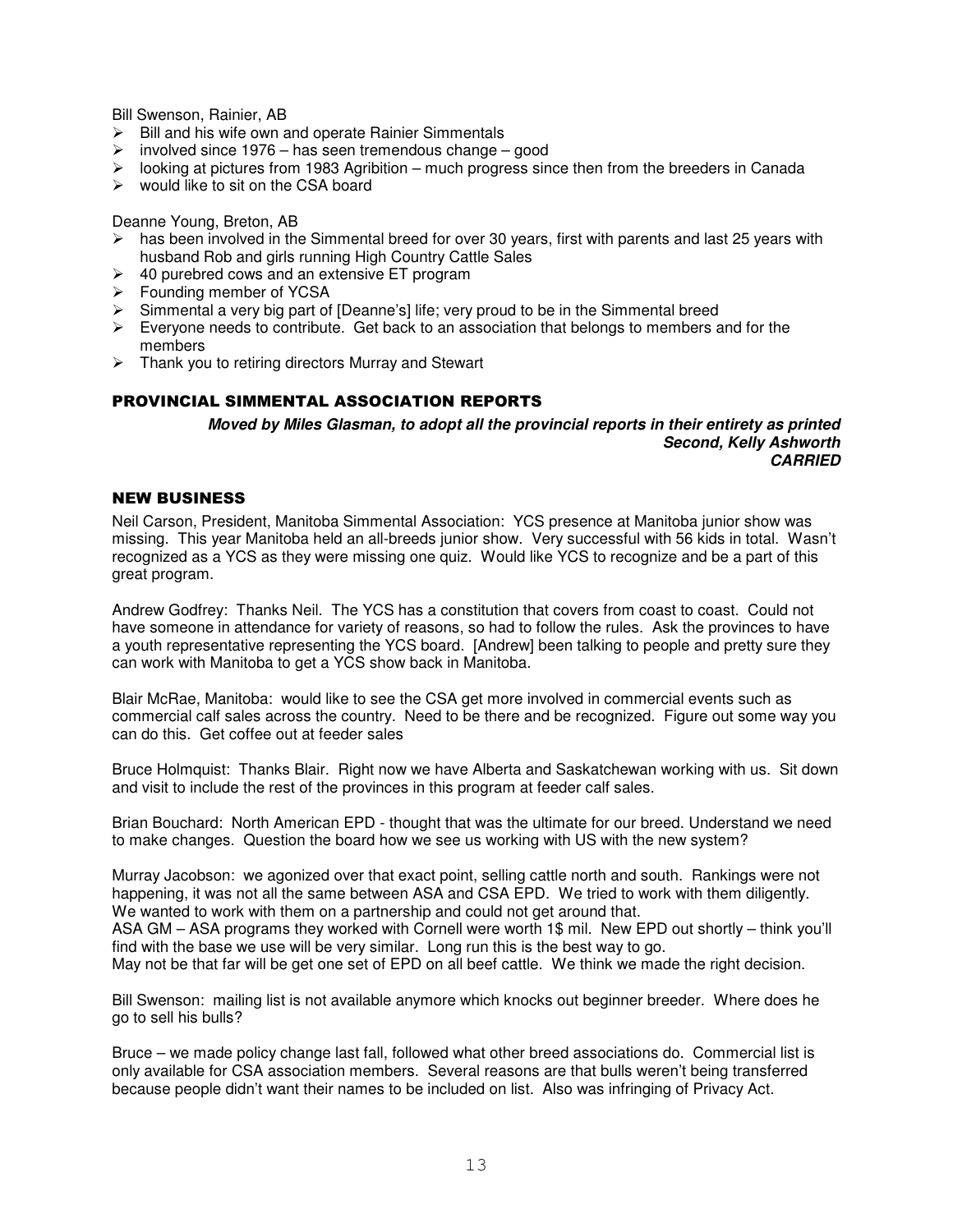Bill Swenson, Rainier, AB

- Bill and his wife own and operate Rainier Simmentals
- involved since 1976 – has seen tremendous change – good
- looking at pictures from 1983 Agribition – much progress since then from the breeders in Canada
- would like to sit on the CSA board

Deanne Young, Breton, AB

- has been involved in the Simmental breed for over 30 years, first with parents and last 25 years with husband Rob and girls running High Country Cattle Sales
- 40 purebred cows and an extensive ET program
- Founding member of YCSA
- Simmental a very big part of [Deanne's] life; very proud to be in the Simmental breed
- Everyone needs to contribute. Get back to an association that belongs to members and for the members
- Thank you to retiring directors Murray and Stewart

## PROVINCIAL SIMMENTAL ASSOCIATION REPORTS

***Moved by Miles Glasman, to adopt all the provincial reports in their entirety as printed***
***Second, Kelly Ashworth***
***CARRIED***

## NEW BUSINESS

Neil Carson, President, Manitoba Simmental Association: YCS presence at Manitoba junior show was missing. This year Manitoba held an all-breeds junior show. Very successful with 56 kids in total. Wasn't recognized as a YCS as they were missing one quiz. Would like YCS to recognize and be a part of this great program.

Andrew Godfrey: Thanks Neil. The YCS has a constitution that covers from coast to coast. Could not have someone in attendance for variety of reasons, so had to follow the rules. Ask the provinces to have a youth representative representing the YCS board. [Andrew] been talking to people and pretty sure they can work with Manitoba to get a YCS show back in Manitoba.

Blair McRae, Manitoba: would like to see the CSA get more involved in commercial events such as commercial calf sales across the country. Need to be there and be recognized. Figure out some way you can do this. Get coffee out at feeder sales

Bruce Holmquist: Thanks Blair. Right now we have Alberta and Saskatchewan working with us. Sit down and visit to include the rest of the provinces in this program at feeder calf sales.

Brian Bouchard: North American EPD - thought that was the ultimate for our breed. Understand we need to make changes. Question the board how we see us working with US with the new system?

Murray Jacobson: we agonized over that exact point, selling cattle north and south. Rankings were not happening, it was not all the same between ASA and CSA EPD. We tried to work with them diligently. We wanted to work with them on a partnership and could not get around that.
ASA GM – ASA programs they worked with Cornell were worth 1$ mil. New EPD out shortly – think you'll find with the base we use will be very similar. Long run this is the best way to go.
May not be that far will be get one set of EPD on all beef cattle. We think we made the right decision.

Bill Swenson: mailing list is not available anymore which knocks out beginner breeder. Where does he go to sell his bulls?

Bruce – we made policy change last fall, followed what other breed associations do. Commercial list is only available for CSA association members. Several reasons are that bulls weren't being transferred because people didn't want their names to be included on list. Also was infringing of Privacy Act.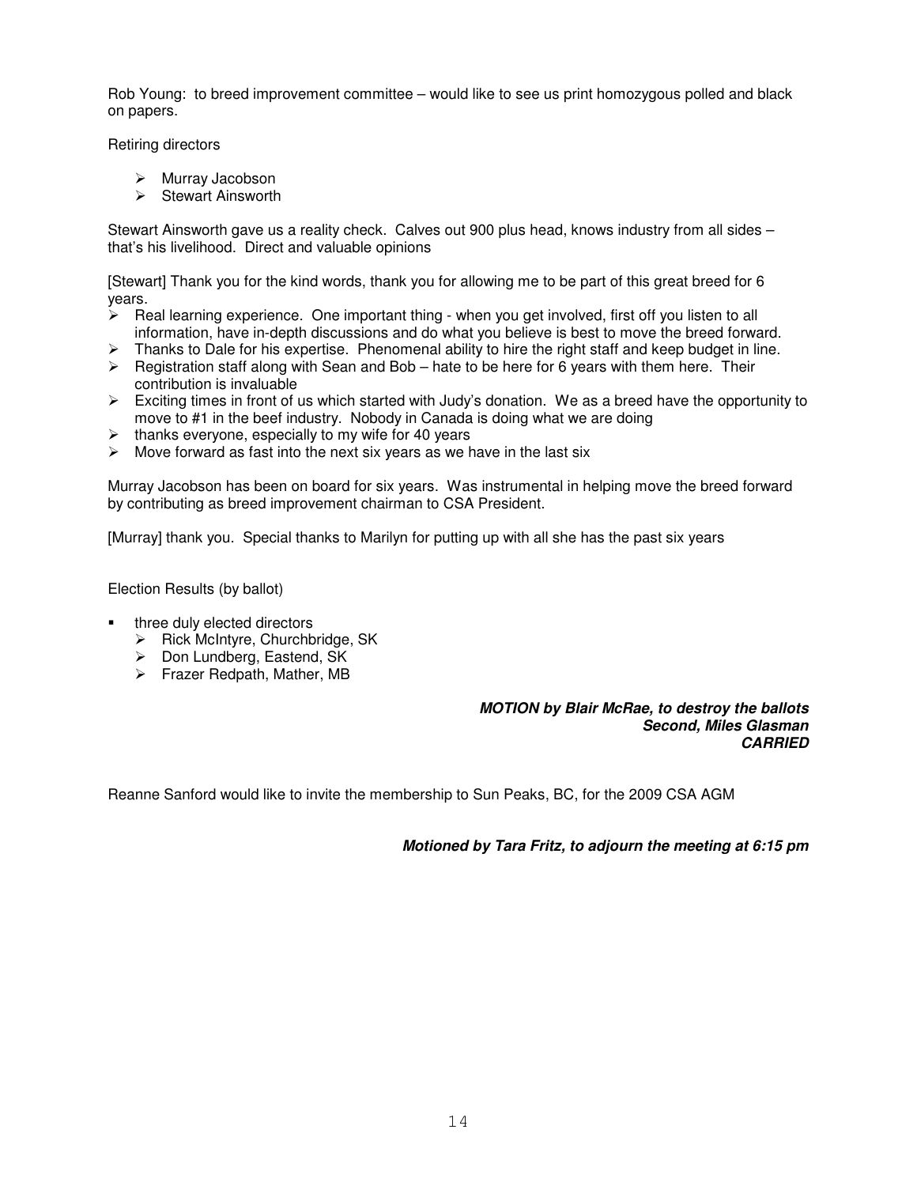Rob Young: to breed improvement committee – would like to see us print homozygous polled and black on papers.

Retiring directors

- Murray Jacobson
- Stewart Ainsworth

Stewart Ainsworth gave us a reality check. Calves out 900 plus head, knows industry from all sides – that's his livelihood. Direct and valuable opinions

[Stewart] Thank you for the kind words, thank you for allowing me to be part of this great breed for 6 years.

- Real learning experience. One important thing - when you get involved, first off you listen to all information, have in-depth discussions and do what you believe is best to move the breed forward.
- Thanks to Dale for his expertise. Phenomenal ability to hire the right staff and keep budget in line.
- Registration staff along with Sean and Bob – hate to be here for 6 years with them here. Their contribution is invaluable
- Exciting times in front of us which started with Judy's donation. We as a breed have the opportunity to move to #1 in the beef industry. Nobody in Canada is doing what we are doing
- thanks everyone, especially to my wife for 40 years
- Move forward as fast into the next six years as we have in the last six

Murray Jacobson has been on board for six years. Was instrumental in helping move the breed forward by contributing as breed improvement chairman to CSA President.

[Murray] thank you. Special thanks to Marilyn for putting up with all she has the past six years

Election Results (by ballot)

- three duly elected directors
  - Rick McIntyre, Churchbridge, SK
  - Don Lundberg, Eastend, SK
  - Frazer Redpath, Mather, MB

***MOTION by Blair McRae, to destroy the ballots***
***Second, Miles Glasman***
***CARRIED***

Reanne Sanford would like to invite the membership to Sun Peaks, BC, for the 2009 CSA AGM

***Motioned by Tara Fritz, to adjourn the meeting at 6:15 pm***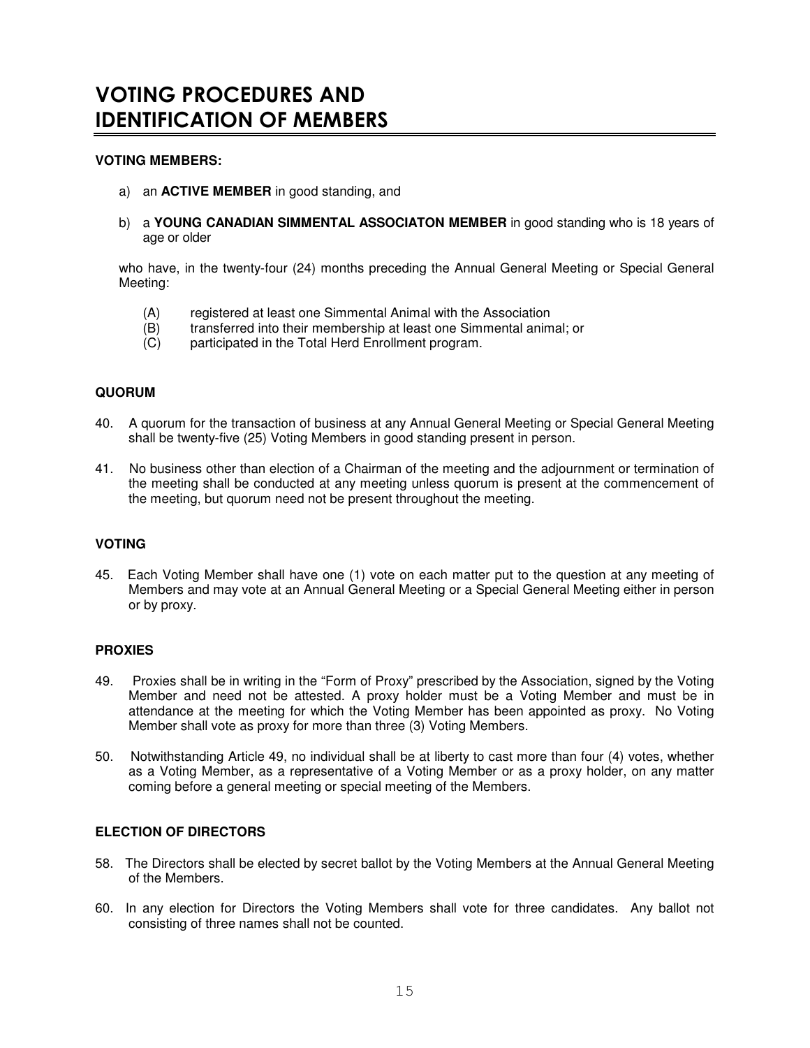# VOTING PROCEDURES AND IDENTIFICATION OF MEMBERS

**VOTING MEMBERS:**

a) an **ACTIVE MEMBER** in good standing, and

b) a **YOUNG CANADIAN SIMMENTAL ASSOCIATON MEMBER** in good standing who is 18 years of age or older

who have, in the twenty-four (24) months preceding the Annual General Meeting or Special General Meeting:

(A) registered at least one Simmental Animal with the Association
(B) transferred into their membership at least one Simmental animal; or
(C) participated in the Total Herd Enrollment program.

**QUORUM**

40. A quorum for the transaction of business at any Annual General Meeting or Special General Meeting shall be twenty-five (25) Voting Members in good standing present in person.

41. No business other than election of a Chairman of the meeting and the adjournment or termination of the meeting shall be conducted at any meeting unless quorum is present at the commencement of the meeting, but quorum need not be present throughout the meeting.

**VOTING**

45. Each Voting Member shall have one (1) vote on each matter put to the question at any meeting of Members and may vote at an Annual General Meeting or a Special General Meeting either in person or by proxy.

**PROXIES**

49. Proxies shall be in writing in the "Form of Proxy" prescribed by the Association, signed by the Voting Member and need not be attested. A proxy holder must be a Voting Member and must be in attendance at the meeting for which the Voting Member has been appointed as proxy. No Voting Member shall vote as proxy for more than three (3) Voting Members.

50. Notwithstanding Article 49, no individual shall be at liberty to cast more than four (4) votes, whether as a Voting Member, as a representative of a Voting Member or as a proxy holder, on any matter coming before a general meeting or special meeting of the Members.

**ELECTION OF DIRECTORS**

58. The Directors shall be elected by secret ballot by the Voting Members at the Annual General Meeting of the Members.

60. In any election for Directors the Voting Members shall vote for three candidates. Any ballot not consisting of three names shall not be counted.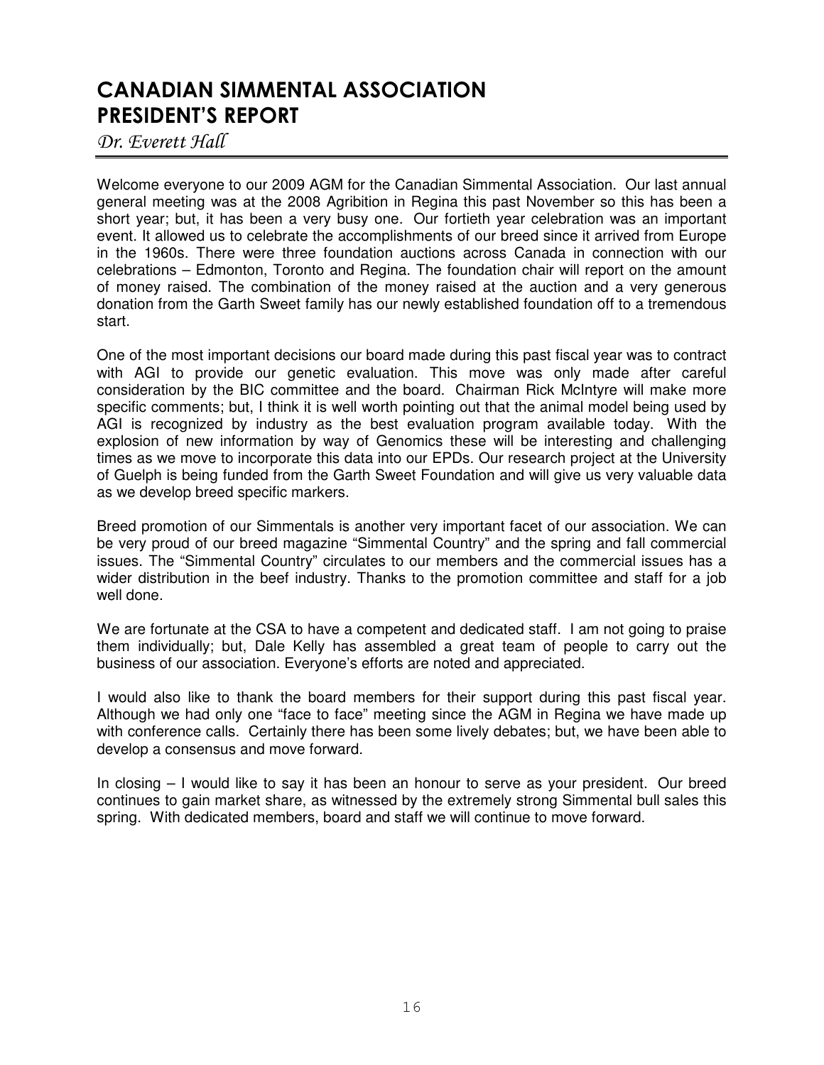# CANADIAN SIMMENTAL ASSOCIATION PRESIDENT'S REPORT

*Dr. Everett Hall*

Welcome everyone to our 2009 AGM for the Canadian Simmental Association. Our last annual general meeting was at the 2008 Agribition in Regina this past November so this has been a short year; but, it has been a very busy one. Our fortieth year celebration was an important event. It allowed us to celebrate the accomplishments of our breed since it arrived from Europe in the 1960s. There were three foundation auctions across Canada in connection with our celebrations – Edmonton, Toronto and Regina. The foundation chair will report on the amount of money raised. The combination of the money raised at the auction and a very generous donation from the Garth Sweet family has our newly established foundation off to a tremendous start.

One of the most important decisions our board made during this past fiscal year was to contract with AGI to provide our genetic evaluation. This move was only made after careful consideration by the BIC committee and the board. Chairman Rick McIntyre will make more specific comments; but, I think it is well worth pointing out that the animal model being used by AGI is recognized by industry as the best evaluation program available today. With the explosion of new information by way of Genomics these will be interesting and challenging times as we move to incorporate this data into our EPDs. Our research project at the University of Guelph is being funded from the Garth Sweet Foundation and will give us very valuable data as we develop breed specific markers.

Breed promotion of our Simmentals is another very important facet of our association. We can be very proud of our breed magazine "Simmental Country" and the spring and fall commercial issues. The "Simmental Country" circulates to our members and the commercial issues has a wider distribution in the beef industry. Thanks to the promotion committee and staff for a job well done.

We are fortunate at the CSA to have a competent and dedicated staff. I am not going to praise them individually; but, Dale Kelly has assembled a great team of people to carry out the business of our association. Everyone's efforts are noted and appreciated.

I would also like to thank the board members for their support during this past fiscal year. Although we had only one "face to face" meeting since the AGM in Regina we have made up with conference calls. Certainly there has been some lively debates; but, we have been able to develop a consensus and move forward.

In closing – I would like to say it has been an honour to serve as your president. Our breed continues to gain market share, as witnessed by the extremely strong Simmental bull sales this spring. With dedicated members, board and staff we will continue to move forward.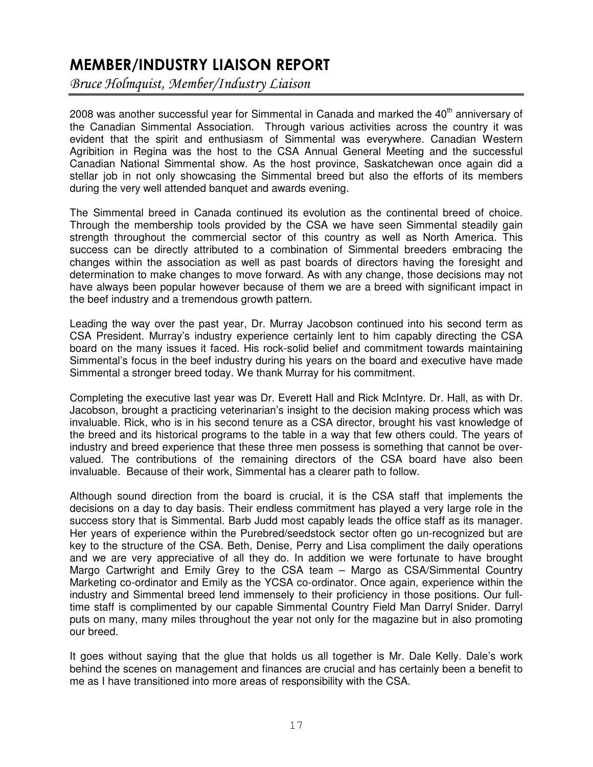# MEMBER/INDUSTRY LIAISON REPORT

*Bruce Holmquist, Member/Industry Liaison*

2008 was another successful year for Simmental in Canada and marked the 40th anniversary of the Canadian Simmental Association. Through various activities across the country it was evident that the spirit and enthusiasm of Simmental was everywhere. Canadian Western Agribition in Regina was the host to the CSA Annual General Meeting and the successful Canadian National Simmental show. As the host province, Saskatchewan once again did a stellar job in not only showcasing the Simmental breed but also the efforts of its members during the very well attended banquet and awards evening.

The Simmental breed in Canada continued its evolution as the continental breed of choice. Through the membership tools provided by the CSA we have seen Simmental steadily gain strength throughout the commercial sector of this country as well as North America. This success can be directly attributed to a combination of Simmental breeders embracing the changes within the association as well as past boards of directors having the foresight and determination to make changes to move forward. As with any change, those decisions may not have always been popular however because of them we are a breed with significant impact in the beef industry and a tremendous growth pattern.

Leading the way over the past year, Dr. Murray Jacobson continued into his second term as CSA President. Murray's industry experience certainly lent to him capably directing the CSA board on the many issues it faced. His rock-solid belief and commitment towards maintaining Simmental's focus in the beef industry during his years on the board and executive have made Simmental a stronger breed today. We thank Murray for his commitment.

Completing the executive last year was Dr. Everett Hall and Rick McIntyre. Dr. Hall, as with Dr. Jacobson, brought a practicing veterinarian's insight to the decision making process which was invaluable. Rick, who is in his second tenure as a CSA director, brought his vast knowledge of the breed and its historical programs to the table in a way that few others could. The years of industry and breed experience that these three men possess is something that cannot be over-valued. The contributions of the remaining directors of the CSA board have also been invaluable. Because of their work, Simmental has a clearer path to follow.

Although sound direction from the board is crucial, it is the CSA staff that implements the decisions on a day to day basis. Their endless commitment has played a very large role in the success story that is Simmental. Barb Judd most capably leads the office staff as its manager. Her years of experience within the Purebred/seedstock sector often go un-recognized but are key to the structure of the CSA. Beth, Denise, Perry and Lisa compliment the daily operations and we are very appreciative of all they do. In addition we were fortunate to have brought Margo Cartwright and Emily Grey to the CSA team – Margo as CSA/Simmental Country Marketing co-ordinator and Emily as the YCSA co-ordinator. Once again, experience within the industry and Simmental breed lend immensely to their proficiency in those positions. Our full-time staff is complimented by our capable Simmental Country Field Man Darryl Snider. Darryl puts on many, many miles throughout the year not only for the magazine but in also promoting our breed.

It goes without saying that the glue that holds us all together is Mr. Dale Kelly. Dale's work behind the scenes on management and finances are crucial and has certainly been a benefit to me as I have transitioned into more areas of responsibility with the CSA.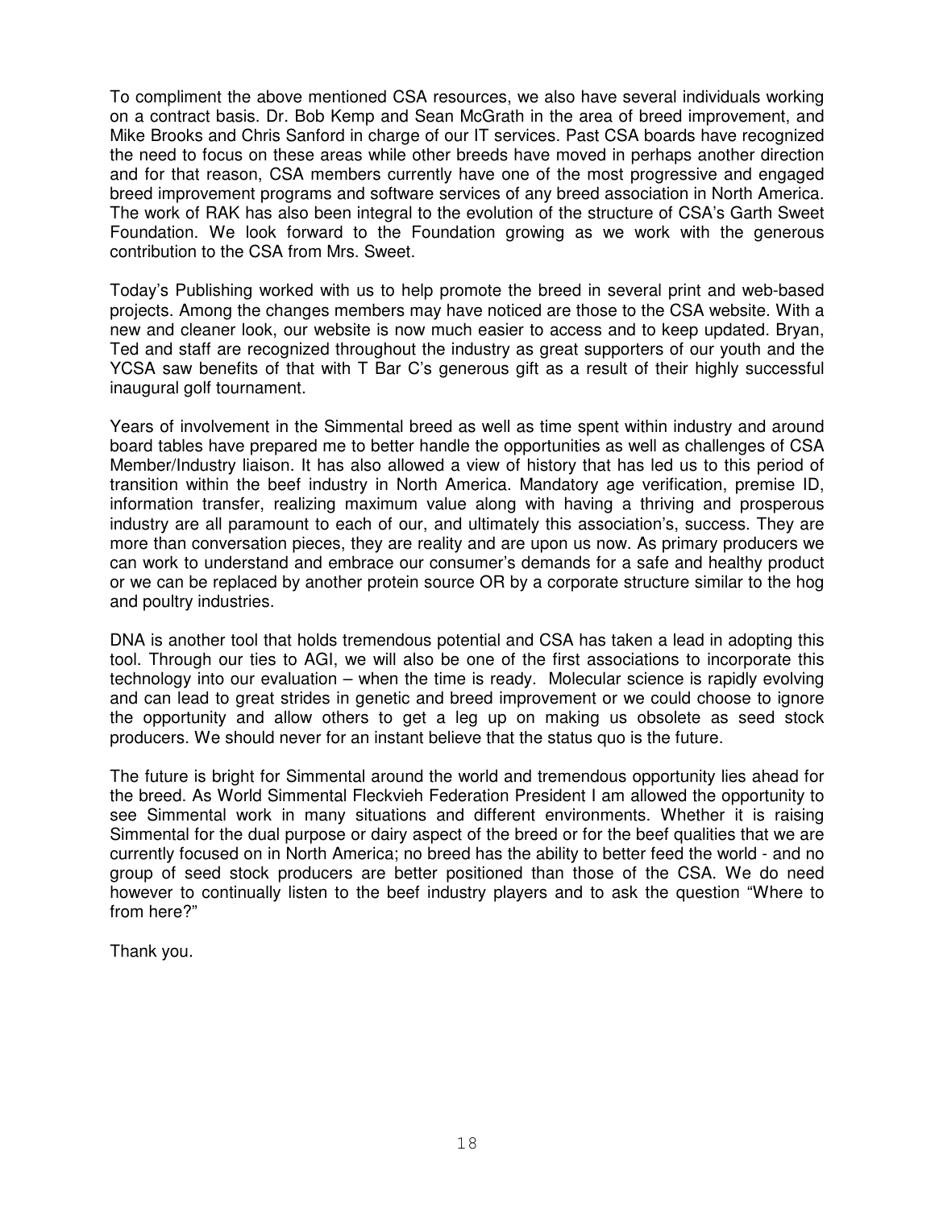To compliment the above mentioned CSA resources, we also have several individuals working on a contract basis. Dr. Bob Kemp and Sean McGrath in the area of breed improvement, and Mike Brooks and Chris Sanford in charge of our IT services. Past CSA boards have recognized the need to focus on these areas while other breeds have moved in perhaps another direction and for that reason, CSA members currently have one of the most progressive and engaged breed improvement programs and software services of any breed association in North America. The work of RAK has also been integral to the evolution of the structure of CSA's Garth Sweet Foundation. We look forward to the Foundation growing as we work with the generous contribution to the CSA from Mrs. Sweet.

Today's Publishing worked with us to help promote the breed in several print and web-based projects. Among the changes members may have noticed are those to the CSA website. With a new and cleaner look, our website is now much easier to access and to keep updated. Bryan, Ted and staff are recognized throughout the industry as great supporters of our youth and the YCSA saw benefits of that with T Bar C's generous gift as a result of their highly successful inaugural golf tournament.

Years of involvement in the Simmental breed as well as time spent within industry and around board tables have prepared me to better handle the opportunities as well as challenges of CSA Member/Industry liaison. It has also allowed a view of history that has led us to this period of transition within the beef industry in North America. Mandatory age verification, premise ID, information transfer, realizing maximum value along with having a thriving and prosperous industry are all paramount to each of our, and ultimately this association's, success. They are more than conversation pieces, they are reality and are upon us now. As primary producers we can work to understand and embrace our consumer's demands for a safe and healthy product or we can be replaced by another protein source OR by a corporate structure similar to the hog and poultry industries.

DNA is another tool that holds tremendous potential and CSA has taken a lead in adopting this tool. Through our ties to AGI, we will also be one of the first associations to incorporate this technology into our evaluation – when the time is ready. Molecular science is rapidly evolving and can lead to great strides in genetic and breed improvement or we could choose to ignore the opportunity and allow others to get a leg up on making us obsolete as seed stock producers. We should never for an instant believe that the status quo is the future.

The future is bright for Simmental around the world and tremendous opportunity lies ahead for the breed. As World Simmental Fleckvieh Federation President I am allowed the opportunity to see Simmental work in many situations and different environments. Whether it is raising Simmental for the dual purpose or dairy aspect of the breed or for the beef qualities that we are currently focused on in North America; no breed has the ability to better feed the world - and no group of seed stock producers are better positioned than those of the CSA. We do need however to continually listen to the beef industry players and to ask the question "Where to from here?"

Thank you.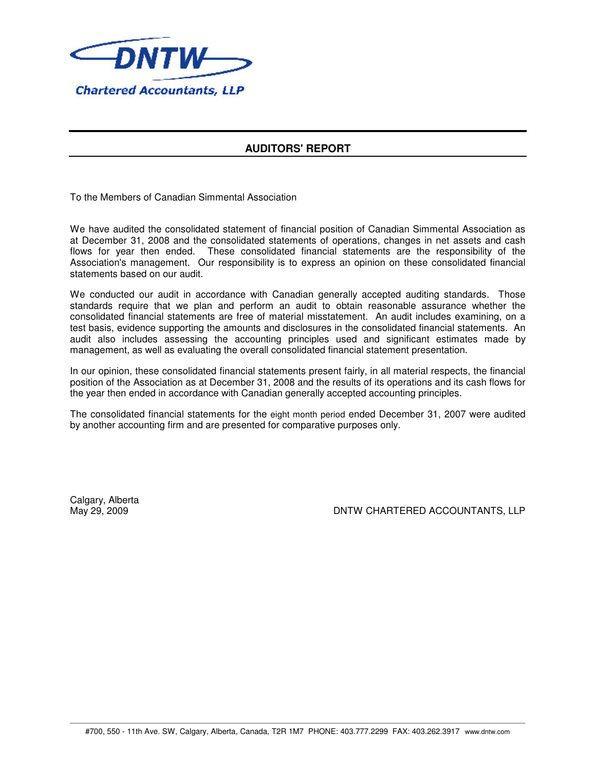DNTW

Chartered Accountants, LLP

## AUDITORS' REPORT

To the Members of Canadian Simmental Association

We have audited the consolidated statement of financial position of Canadian Simmental Association as at December 31, 2008 and the consolidated statements of operations, changes in net assets and cash flows for year then ended. These consolidated financial statements are the responsibility of the Association's management. Our responsibility is to express an opinion on these consolidated financial statements based on our audit.

We conducted our audit in accordance with Canadian generally accepted auditing standards. Those standards require that we plan and perform an audit to obtain reasonable assurance whether the consolidated financial statements are free of material misstatement. An audit includes examining, on a test basis, evidence supporting the amounts and disclosures in the consolidated financial statements. An audit also includes assessing the accounting principles used and significant estimates made by management, as well as evaluating the overall consolidated financial statement presentation.

In our opinion, these consolidated financial statements present fairly, in all material respects, the financial position of the Association as at December 31, 2008 and the results of its operations and its cash flows for the year then ended in accordance with Canadian generally accepted accounting principles.

The consolidated financial statements for the eight month period ended December 31, 2007 were audited by another accounting firm and are presented for comparative purposes only.

Calgary, Alberta
May 29, 2009

DNTW CHARTERED ACCOUNTANTS, LLP

#700, 550 - 11th Ave. SW, Calgary, Alberta, Canada, T2R 1M7 PHONE: 403.777.2299 FAX: 403.262.3917 www.dntw.com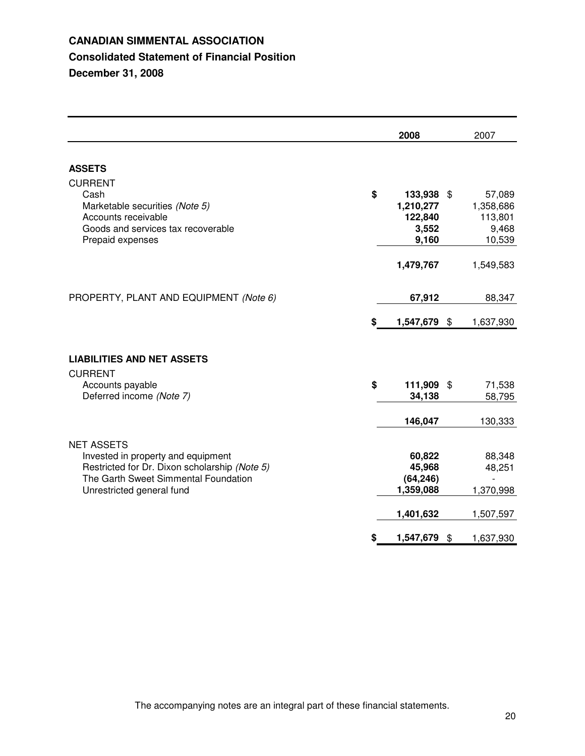**CANADIAN SIMMENTAL ASSOCIATION**

**Consolidated Statement of Financial Position**

**December 31, 2008**

| | 2008 | 2007 |
|---|---|---|
| **ASSETS** | | |
| CURRENT | | |
| Cash | **$ 133,938** | $ 57,089 |
| Marketable securities *(Note 5)* | **1,210,277** | 1,358,686 |
| Accounts receivable | **122,840** | 113,801 |
| Goods and services tax recoverable | **3,552** | 9,468 |
| Prepaid expenses | **9,160** | 10,539 |
| | **1,479,767** | 1,549,583 |
| PROPERTY, PLANT AND EQUIPMENT *(Note 6)* | **67,912** | 88,347 |
| | **$ 1,547,679** | $ 1,637,930 |
| **LIABILITIES AND NET ASSETS** | | |
| CURRENT | | |
| Accounts payable | **$ 111,909** | $ 71,538 |
| Deferred income *(Note 7)* | **34,138** | 58,795 |
| | **146,047** | 130,333 |
| NET ASSETS | | |
| Invested in property and equipment | **60,822** | 88,348 |
| Restricted for Dr. Dixon scholarship *(Note 5)* | **45,968** | 48,251 |
| The Garth Sweet Simmental Foundation | **(64,246)** | - |
| Unrestricted general fund | **1,359,088** | 1,370,998 |
| | **1,401,632** | 1,507,597 |
| | **$ 1,547,679** | $ 1,637,930 |

The accompanying notes are an integral part of these financial statements.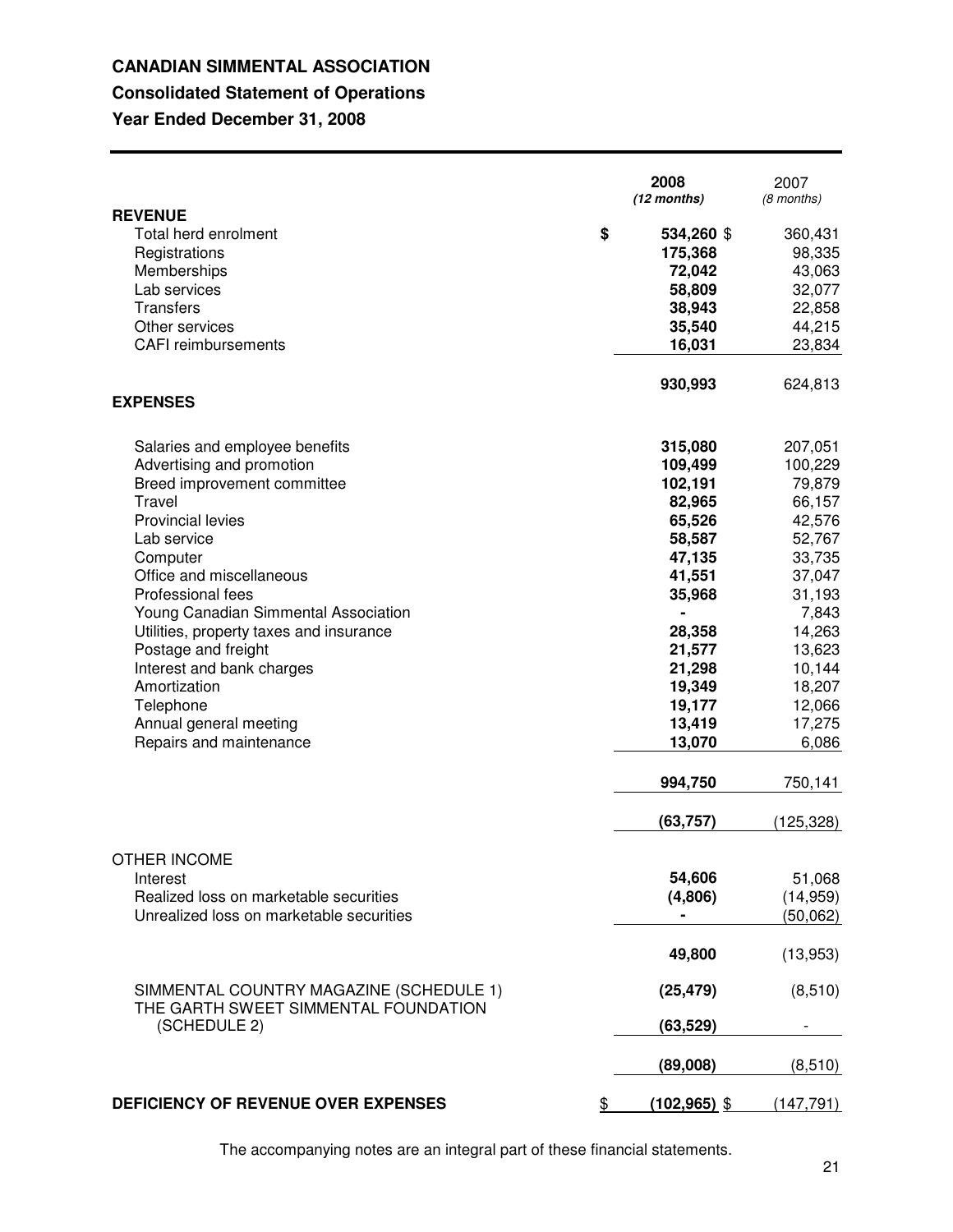# CANADIAN SIMMENTAL ASSOCIATION

## Consolidated Statement of Operations

### Year Ended December 31, 2008

| | 2008 *(12 months)* | 2007 *(8 months)* |
|---|---|---|
| **REVENUE** | | |
| Total herd enrolment | **$ 534,260** | $ 360,431 |
| Registrations | **175,368** | 98,335 |
| Memberships | **72,042** | 43,063 |
| Lab services | **58,809** | 32,077 |
| Transfers | **38,943** | 22,858 |
| Other services | **35,540** | 44,215 |
| CAFI reimbursements | **16,031** | 23,834 |
| | **930,993** | 624,813 |
| **EXPENSES** | | |
| Salaries and employee benefits | **315,080** | 207,051 |
| Advertising and promotion | **109,499** | 100,229 |
| Breed improvement committee | **102,191** | 79,879 |
| Travel | **82,965** | 66,157 |
| Provincial levies | **65,526** | 42,576 |
| Lab service | **58,587** | 52,767 |
| Computer | **47,135** | 33,735 |
| Office and miscellaneous | **41,551** | 37,047 |
| Professional fees | **35,968** | 31,193 |
| Young Canadian Simmental Association | **-** | 7,843 |
| Utilities, property taxes and insurance | **28,358** | 14,263 |
| Postage and freight | **21,577** | 13,623 |
| Interest and bank charges | **21,298** | 10,144 |
| Amortization | **19,349** | 18,207 |
| Telephone | **19,177** | 12,066 |
| Annual general meeting | **13,419** | 17,275 |
| Repairs and maintenance | **13,070** | 6,086 |
| | **994,750** | 750,141 |
| | **(63,757)** | (125,328) |
| OTHER INCOME | | |
| Interest | **54,606** | 51,068 |
| Realized loss on marketable securities | **(4,806)** | (14,959) |
| Unrealized loss on marketable securities | **-** | (50,062) |
| | **49,800** | (13,953) |
| SIMMENTAL COUNTRY MAGAZINE (SCHEDULE 1) | **(25,479)** | (8,510) |
| THE GARTH SWEET SIMMENTAL FOUNDATION (SCHEDULE 2) | **(63,529)** | - |
| | **(89,008)** | (8,510) |
| **DEFICIENCY OF REVENUE OVER EXPENSES** | **$ (102,965)** | $ (147,791) |

The accompanying notes are an integral part of these financial statements.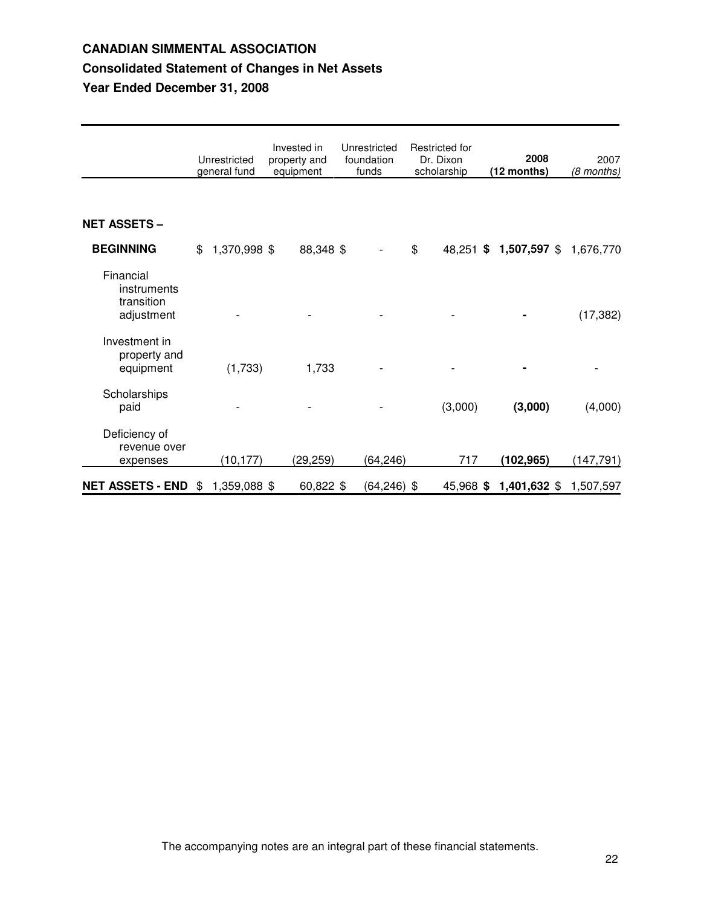# CANADIAN SIMMENTAL ASSOCIATION

## Consolidated Statement of Changes in Net Assets

## Year Ended December 31, 2008

| | Unrestricted general fund | Invested in property and equipment | Unrestricted foundation funds | Restricted for Dr. Dixon scholarship | **2008 (12 months)** | 2007 *(8 months)* |
|---|---|---|---|---|---|---|
| **NET ASSETS –** | | | | | | |
| **BEGINNING** | $ 1,370,998 | $ 88,348 | $ - | $ 48,251 | **$ 1,507,597** | $ 1,676,770 |
| Financial instruments transition adjustment | - | - | - | - | **-** | (17,382) |
| Investment in property and equipment | (1,733) | 1,733 | - | - | **-** | - |
| Scholarships paid | - | - | - | (3,000) | **(3,000)** | (4,000) |
| Deficiency of revenue over expenses | (10,177) | (29,259) | (64,246) | 717 | **(102,965)** | (147,791) |
| **NET ASSETS - END** | $ 1,359,088 | $ 60,822 | $ (64,246) | $ 45,968 | **$ 1,401,632** | $ 1,507,597 |

The accompanying notes are an integral part of these financial statements.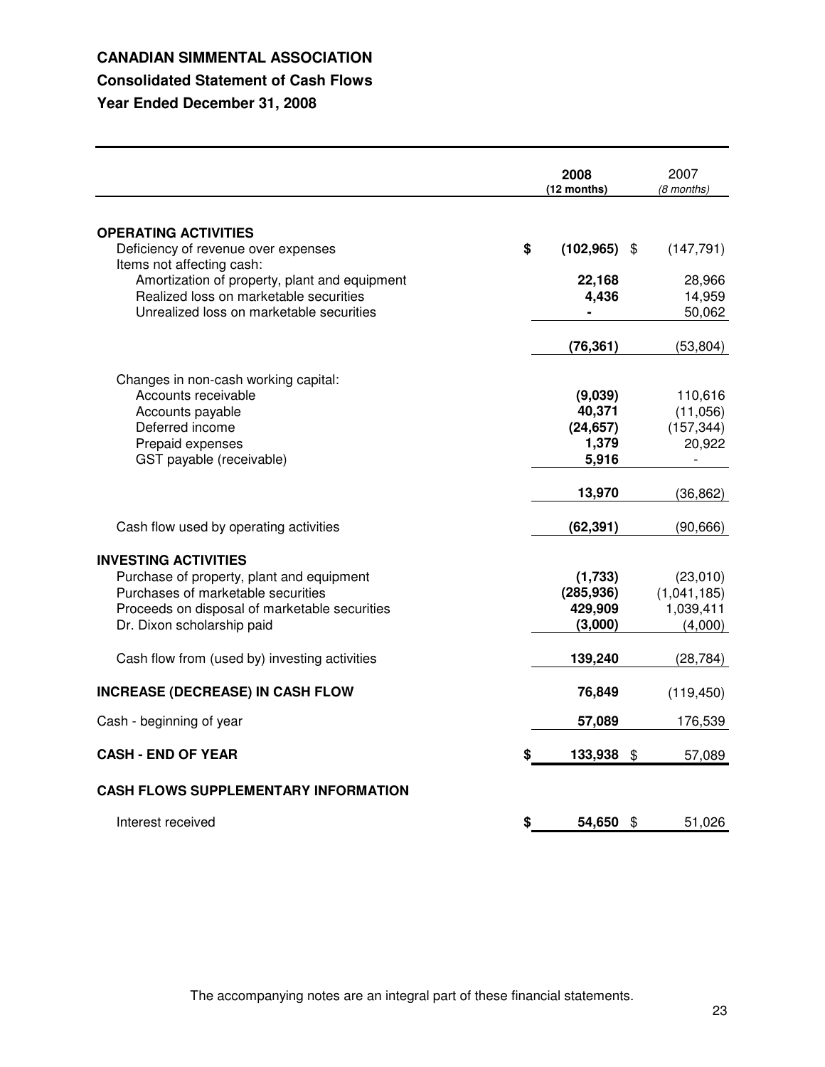# CANADIAN SIMMENTAL ASSOCIATION

## Consolidated Statement of Cash Flows

### Year Ended December 31, 2008

| | 2008 (12 months) | 2007 (8 months) |
|---|---|---|
| **OPERATING ACTIVITIES** | | |
| Deficiency of revenue over expenses | $ **(102,965)** | $ (147,791) |
| Items not affecting cash: | | |
| Amortization of property, plant and equipment | **22,168** | 28,966 |
| Realized loss on marketable securities | **4,436** | 14,959 |
| Unrealized loss on marketable securities | **-** | 50,062 |
| | **(76,361)** | (53,804) |
| Changes in non-cash working capital: | | |
| Accounts receivable | **(9,039)** | 110,616 |
| Accounts payable | **40,371** | (11,056) |
| Deferred income | **(24,657)** | (157,344) |
| Prepaid expenses | **1,379** | 20,922 |
| GST payable (receivable) | **5,916** | - |
| | **13,970** | (36,862) |
| Cash flow used by operating activities | **(62,391)** | (90,666) |
| **INVESTING ACTIVITIES** | | |
| Purchase of property, plant and equipment | **(1,733)** | (23,010) |
| Purchases of marketable securities | **(285,936)** | (1,041,185) |
| Proceeds on disposal of marketable securities | **429,909** | 1,039,411 |
| Dr. Dixon scholarship paid | **(3,000)** | (4,000) |
| Cash flow from (used by) investing activities | **139,240** | (28,784) |
| **INCREASE (DECREASE) IN CASH FLOW** | **76,849** | (119,450) |
| Cash - beginning of year | **57,089** | 176,539 |
| **CASH - END OF YEAR** | $ **133,938** | $ 57,089 |
| **CASH FLOWS SUPPLEMENTARY INFORMATION** | | |
| Interest received | $ **54,650** | $ 51,026 |

The accompanying notes are an integral part of these financial statements.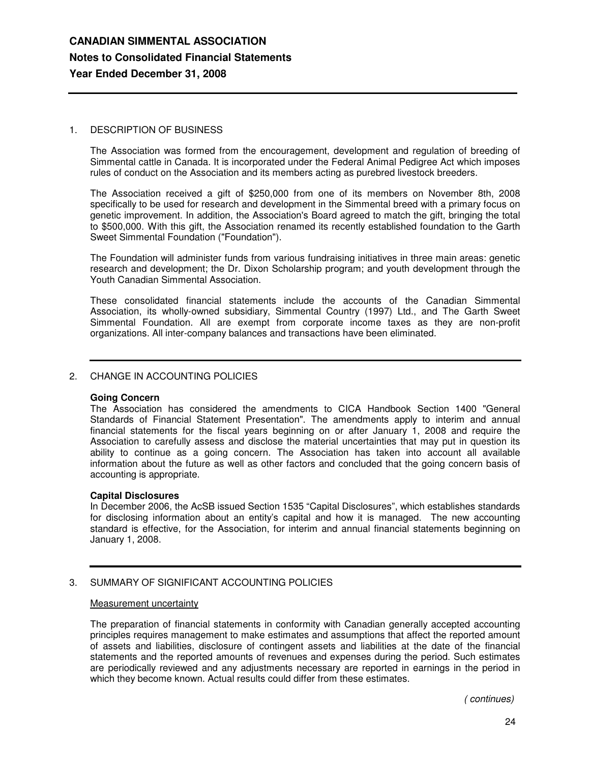# CANADIAN SIMMENTAL ASSOCIATION

## Notes to Consolidated Financial Statements

## Year Ended December 31, 2008

### 1. DESCRIPTION OF BUSINESS

The Association was formed from the encouragement, development and regulation of breeding of Simmental cattle in Canada. It is incorporated under the Federal Animal Pedigree Act which imposes rules of conduct on the Association and its members acting as purebred livestock breeders.

The Association received a gift of $250,000 from one of its members on November 8th, 2008 specifically to be used for research and development in the Simmental breed with a primary focus on genetic improvement. In addition, the Association's Board agreed to match the gift, bringing the total to $500,000. With this gift, the Association renamed its recently established foundation to the Garth Sweet Simmental Foundation ("Foundation").

The Foundation will administer funds from various fundraising initiatives in three main areas: genetic research and development; the Dr. Dixon Scholarship program; and youth development through the Youth Canadian Simmental Association.

These consolidated financial statements include the accounts of the Canadian Simmental Association, its wholly-owned subsidiary, Simmental Country (1997) Ltd., and The Garth Sweet Simmental Foundation. All are exempt from corporate income taxes as they are non-profit organizations. All inter-company balances and transactions have been eliminated.

### 2. CHANGE IN ACCOUNTING POLICIES

**Going Concern**

The Association has considered the amendments to CICA Handbook Section 1400 "General Standards of Financial Statement Presentation". The amendments apply to interim and annual financial statements for the fiscal years beginning on or after January 1, 2008 and require the Association to carefully assess and disclose the material uncertainties that may put in question its ability to continue as a going concern. The Association has taken into account all available information about the future as well as other factors and concluded that the going concern basis of accounting is appropriate.

**Capital Disclosures**

In December 2006, the AcSB issued Section 1535 "Capital Disclosures", which establishes standards for disclosing information about an entity's capital and how it is managed. The new accounting standard is effective, for the Association, for interim and annual financial statements beginning on January 1, 2008.

### 3. SUMMARY OF SIGNIFICANT ACCOUNTING POLICIES

Measurement uncertainty

The preparation of financial statements in conformity with Canadian generally accepted accounting principles requires management to make estimates and assumptions that affect the reported amount of assets and liabilities, disclosure of contingent assets and liabilities at the date of the financial statements and the reported amounts of revenues and expenses during the period. Such estimates are periodically reviewed and any adjustments necessary are reported in earnings in the period in which they become known. Actual results could differ from these estimates.

*( continues)*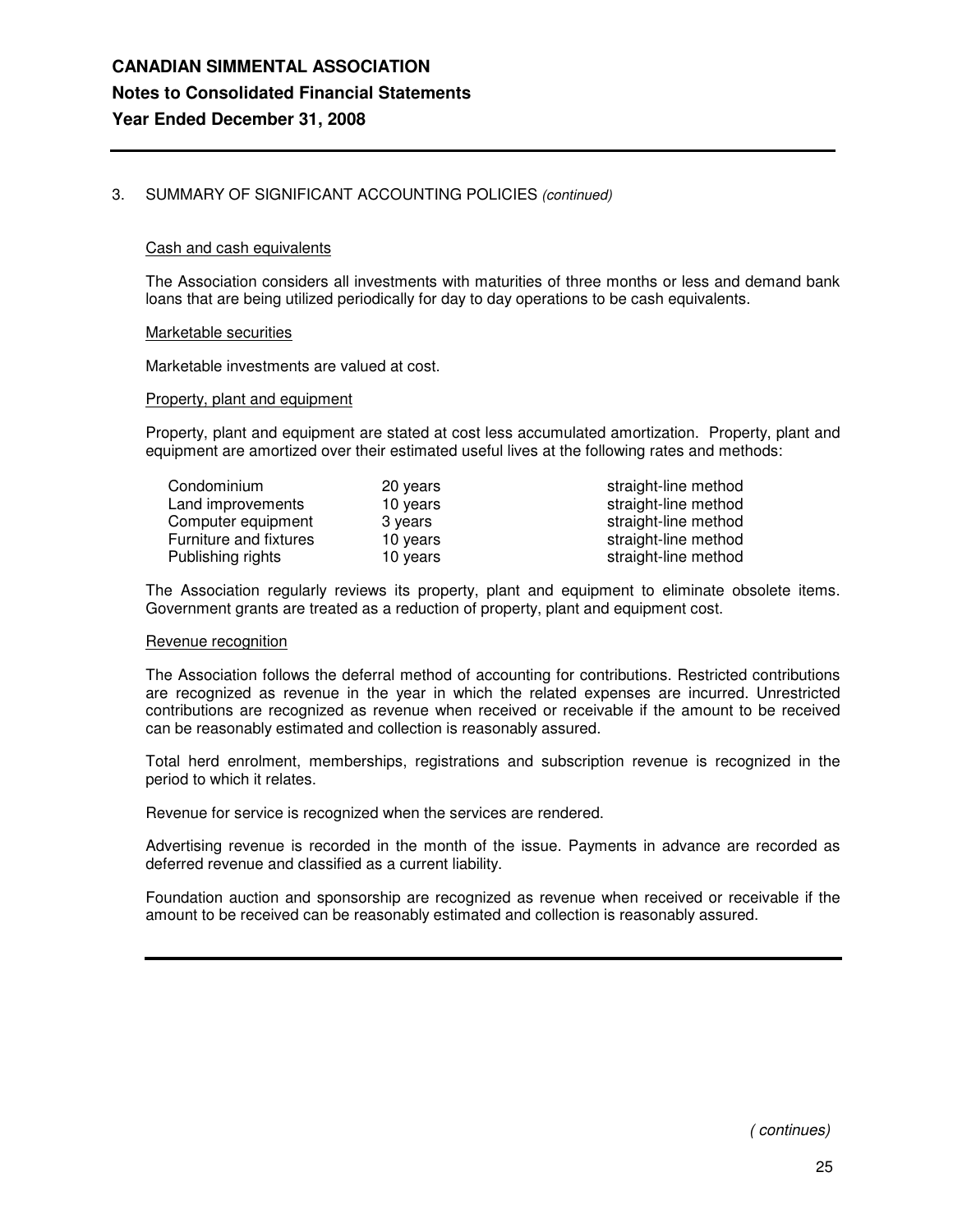## 3. SUMMARY OF SIGNIFICANT ACCOUNTING POLICIES *(continued)*

Cash and cash equivalents

The Association considers all investments with maturities of three months or less and demand bank loans that are being utilized periodically for day to day operations to be cash equivalents.

Marketable securities

Marketable investments are valued at cost.

Property, plant and equipment

Property, plant and equipment are stated at cost less accumulated amortization. Property, plant and equipment are amortized over their estimated useful lives at the following rates and methods:

| | | |
|---|---|---|
| Condominium | 20 years | straight-line method |
| Land improvements | 10 years | straight-line method |
| Computer equipment | 3 years | straight-line method |
| Furniture and fixtures | 10 years | straight-line method |
| Publishing rights | 10 years | straight-line method |

The Association regularly reviews its property, plant and equipment to eliminate obsolete items. Government grants are treated as a reduction of property, plant and equipment cost.

Revenue recognition

The Association follows the deferral method of accounting for contributions. Restricted contributions are recognized as revenue in the year in which the related expenses are incurred. Unrestricted contributions are recognized as revenue when received or receivable if the amount to be received can be reasonably estimated and collection is reasonably assured.

Total herd enrolment, memberships, registrations and subscription revenue is recognized in the period to which it relates.

Revenue for service is recognized when the services are rendered.

Advertising revenue is recorded in the month of the issue. Payments in advance are recorded as deferred revenue and classified as a current liability.

Foundation auction and sponsorship are recognized as revenue when received or receivable if the amount to be received can be reasonably estimated and collection is reasonably assured.

*( continues)*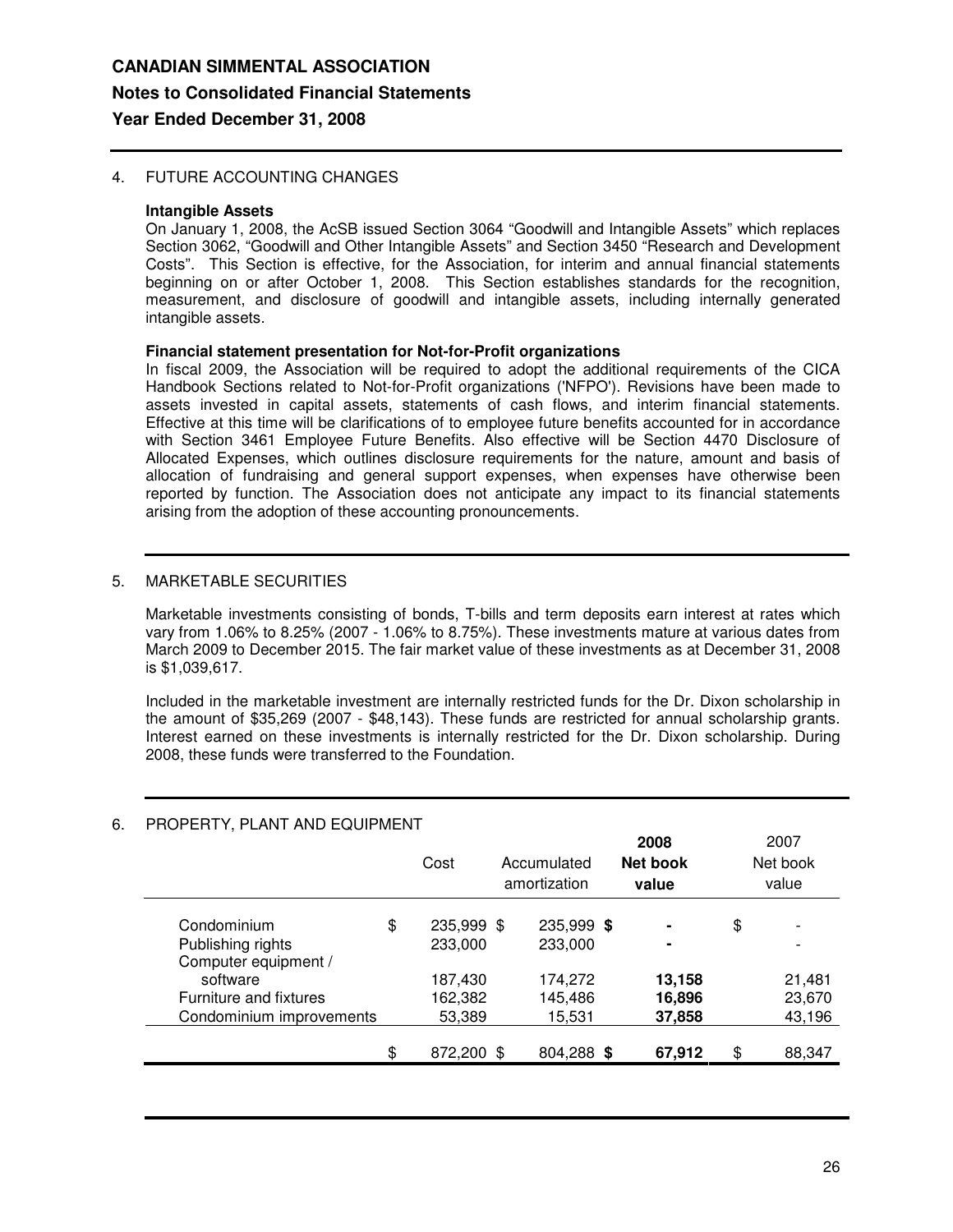**CANADIAN SIMMENTAL ASSOCIATION**

**Notes to Consolidated Financial Statements**

**Year Ended December 31, 2008**

4. FUTURE ACCOUNTING CHANGES

**Intangible Assets**

On January 1, 2008, the AcSB issued Section 3064 "Goodwill and Intangible Assets" which replaces Section 3062, "Goodwill and Other Intangible Assets" and Section 3450 "Research and Development Costs". This Section is effective, for the Association, for interim and annual financial statements beginning on or after October 1, 2008. This Section establishes standards for the recognition, measurement, and disclosure of goodwill and intangible assets, including internally generated intangible assets.

**Financial statement presentation for Not-for-Profit organizations**

In fiscal 2009, the Association will be required to adopt the additional requirements of the CICA Handbook Sections related to Not-for-Profit organizations ('NFPO'). Revisions have been made to assets invested in capital assets, statements of cash flows, and interim financial statements. Effective at this time will be clarifications of to employee future benefits accounted for in accordance with Section 3461 Employee Future Benefits. Also effective will be Section 4470 Disclosure of Allocated Expenses, which outlines disclosure requirements for the nature, amount and basis of allocation of fundraising and general support expenses, when expenses have otherwise been reported by function. The Association does not anticipate any impact to its financial statements arising from the adoption of these accounting pronouncements.

5. MARKETABLE SECURITIES

Marketable investments consisting of bonds, T-bills and term deposits earn interest at rates which vary from 1.06% to 8.25% (2007 - 1.06% to 8.75%). These investments mature at various dates from March 2009 to December 2015. The fair market value of these investments as at December 31, 2008 is $1,039,617.

Included in the marketable investment are internally restricted funds for the Dr. Dixon scholarship in the amount of $35,269 (2007 - $48,143). These funds are restricted for annual scholarship grants. Interest earned on these investments is internally restricted for the Dr. Dixon scholarship. During 2008, these funds were transferred to the Foundation.

6. PROPERTY, PLANT AND EQUIPMENT

| | Cost | Accumulated amortization | **2008 Net book value** | 2007 Net book value |
|---|---|---|---|---|
| Condominium | $ 235,999 | $ 235,999 | **$ -** | $ - |
| Publishing rights | 233,000 | 233,000 | **-** | - |
| Computer equipment / software | 187,430 | 174,272 | **13,158** | 21,481 |
| Furniture and fixtures | 162,382 | 145,486 | **16,896** | 23,670 |
| Condominium improvements | 53,389 | 15,531 | **37,858** | 43,196 |
| | $ 872,200 | $ 804,288 | **$ 67,912** | $ 88,347 |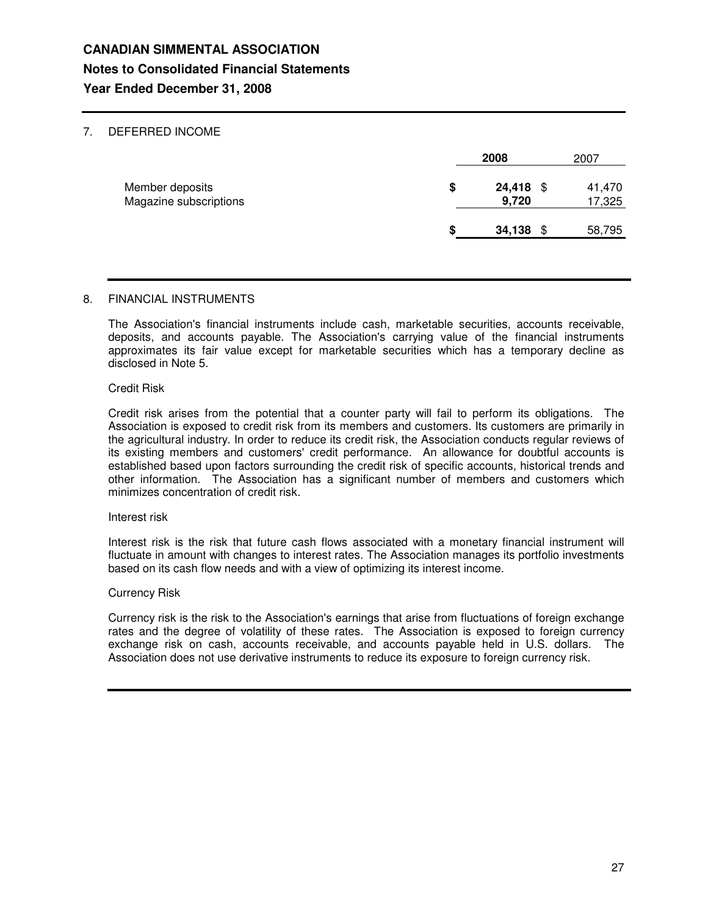**CANADIAN SIMMENTAL ASSOCIATION**

**Notes to Consolidated Financial Statements**

**Year Ended December 31, 2008**

## 7. DEFERRED INCOME

| | **2008** | 2007 |
|---|---|---|
| Member deposits | $ **24,418** | $ 41,470 |
| Magazine subscriptions | **9,720** | 17,325 |
| | $ **34,138** | $ 58,795 |

## 8. FINANCIAL INSTRUMENTS

The Association's financial instruments include cash, marketable securities, accounts receivable, deposits, and accounts payable. The Association's carrying value of the financial instruments approximates its fair value except for marketable securities which has a temporary decline as disclosed in Note 5.

Credit Risk

Credit risk arises from the potential that a counter party will fail to perform its obligations. The Association is exposed to credit risk from its members and customers. Its customers are primarily in the agricultural industry. In order to reduce its credit risk, the Association conducts regular reviews of its existing members and customers' credit performance. An allowance for doubtful accounts is established based upon factors surrounding the credit risk of specific accounts, historical trends and other information. The Association has a significant number of members and customers which minimizes concentration of credit risk.

Interest risk

Interest risk is the risk that future cash flows associated with a monetary financial instrument will fluctuate in amount with changes to interest rates. The Association manages its portfolio investments based on its cash flow needs and with a view of optimizing its interest income.

Currency Risk

Currency risk is the risk to the Association's earnings that arise from fluctuations of foreign exchange rates and the degree of volatility of these rates. The Association is exposed to foreign currency exchange risk on cash, accounts receivable, and accounts payable held in U.S. dollars. The Association does not use derivative instruments to reduce its exposure to foreign currency risk.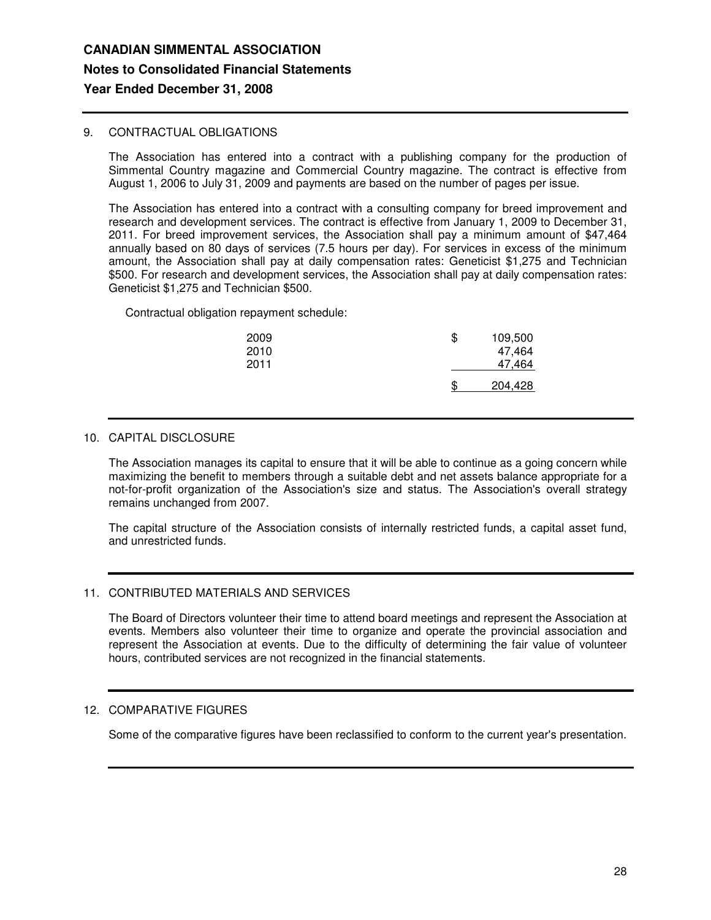# CANADIAN SIMMENTAL ASSOCIATION

## Notes to Consolidated Financial Statements

## Year Ended December 31, 2008

### 9. CONTRACTUAL OBLIGATIONS

The Association has entered into a contract with a publishing company for the production of Simmental Country magazine and Commercial Country magazine. The contract is effective from August 1, 2006 to July 31, 2009 and payments are based on the number of pages per issue.

The Association has entered into a contract with a consulting company for breed improvement and research and development services. The contract is effective from January 1, 2009 to December 31, 2011. For breed improvement services, the Association shall pay a minimum amount of $47,464 annually based on 80 days of services (7.5 hours per day). For services in excess of the minimum amount, the Association shall pay at daily compensation rates: Geneticist $1,275 and Technician $500. For research and development services, the Association shall pay at daily compensation rates: Geneticist $1,275 and Technician $500.

Contractual obligation repayment schedule:

| | |
|---|---|
| 2009 | $ 109,500 |
| 2010 | 47,464 |
| 2011 | 47,464 |
| | $ 204,428 |

### 10. CAPITAL DISCLOSURE

The Association manages its capital to ensure that it will be able to continue as a going concern while maximizing the benefit to members through a suitable debt and net assets balance appropriate for a not-for-profit organization of the Association's size and status. The Association's overall strategy remains unchanged from 2007.

The capital structure of the Association consists of internally restricted funds, a capital asset fund, and unrestricted funds.

### 11. CONTRIBUTED MATERIALS AND SERVICES

The Board of Directors volunteer their time to attend board meetings and represent the Association at events. Members also volunteer their time to organize and operate the provincial association and represent the Association at events. Due to the difficulty of determining the fair value of volunteer hours, contributed services are not recognized in the financial statements.

### 12. COMPARATIVE FIGURES

Some of the comparative figures have been reclassified to conform to the current year's presentation.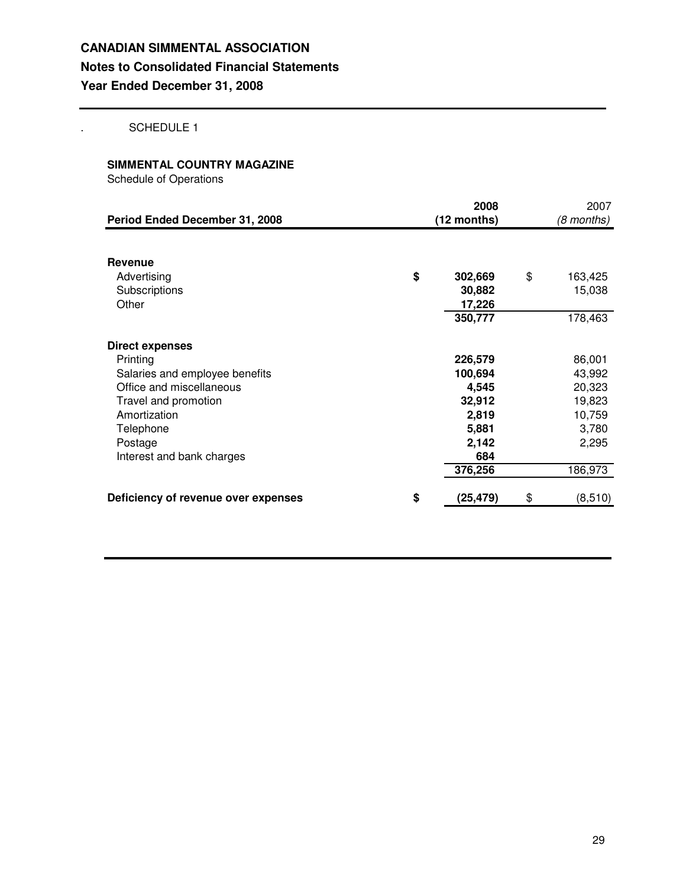**CANADIAN SIMMENTAL ASSOCIATION**

**Notes to Consolidated Financial Statements**

**Year Ended December 31, 2008**

. SCHEDULE 1

**SIMMENTAL COUNTRY MAGAZINE**

Schedule of Operations

| Period Ended December 31, 2008 | 2008 (12 months) | 2007 (8 months) |
|---|---|---|
| **Revenue** | | |
| Advertising | **$ 302,669** | $ 163,425 |
| Subscriptions | **30,882** | 15,038 |
| Other | **17,226** | |
| | **350,777** | 178,463 |
| **Direct expenses** | | |
| Printing | **226,579** | 86,001 |
| Salaries and employee benefits | **100,694** | 43,992 |
| Office and miscellaneous | **4,545** | 20,323 |
| Travel and promotion | **32,912** | 19,823 |
| Amortization | **2,819** | 10,759 |
| Telephone | **5,881** | 3,780 |
| Postage | **2,142** | 2,295 |
| Interest and bank charges | **684** | |
| | **376,256** | 186,973 |
| **Deficiency of revenue over expenses** | **$ (25,479)** | $ (8,510) |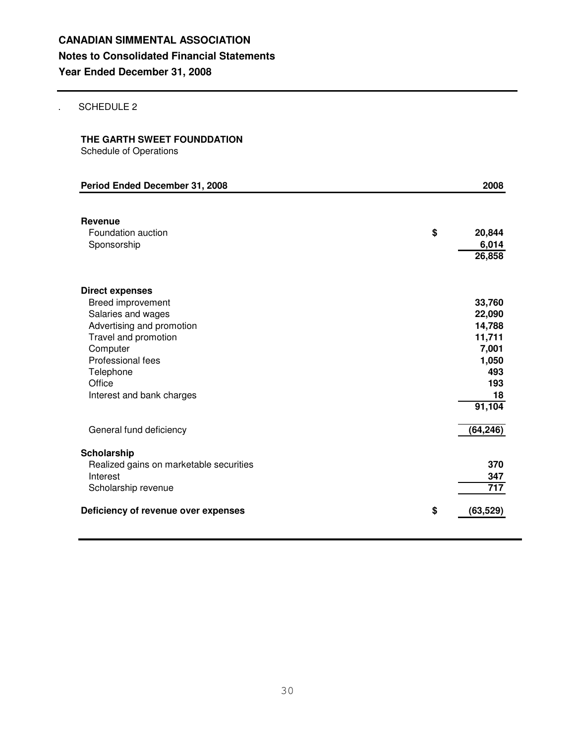# CANADIAN SIMMENTAL ASSOCIATION

## Notes to Consolidated Financial Statements

## Year Ended December 31, 2008

. SCHEDULE 2

**THE GARTH SWEET FOUNDDATION**
Schedule of Operations

| Period Ended December 31, 2008 | | 2008 |
|---|---|---|
| **Revenue** | | |
| Foundation auction | $ | 20,844 |
| Sponsorship | | 6,014 |
| | | 26,858 |
| **Direct expenses** | | |
| Breed improvement | | 33,760 |
| Salaries and wages | | 22,090 |
| Advertising and promotion | | 14,788 |
| Travel and promotion | | 11,711 |
| Computer | | 7,001 |
| Professional fees | | 1,050 |
| Telephone | | 493 |
| Office | | 193 |
| Interest and bank charges | | 18 |
| | | 91,104 |
| General fund deficiency | | (64,246) |
| **Scholarship** | | |
| Realized gains on marketable securities | | 370 |
| Interest | | 347 |
| Scholarship revenue | | 717 |
| **Deficiency of revenue over expenses** | $ | (63,529) |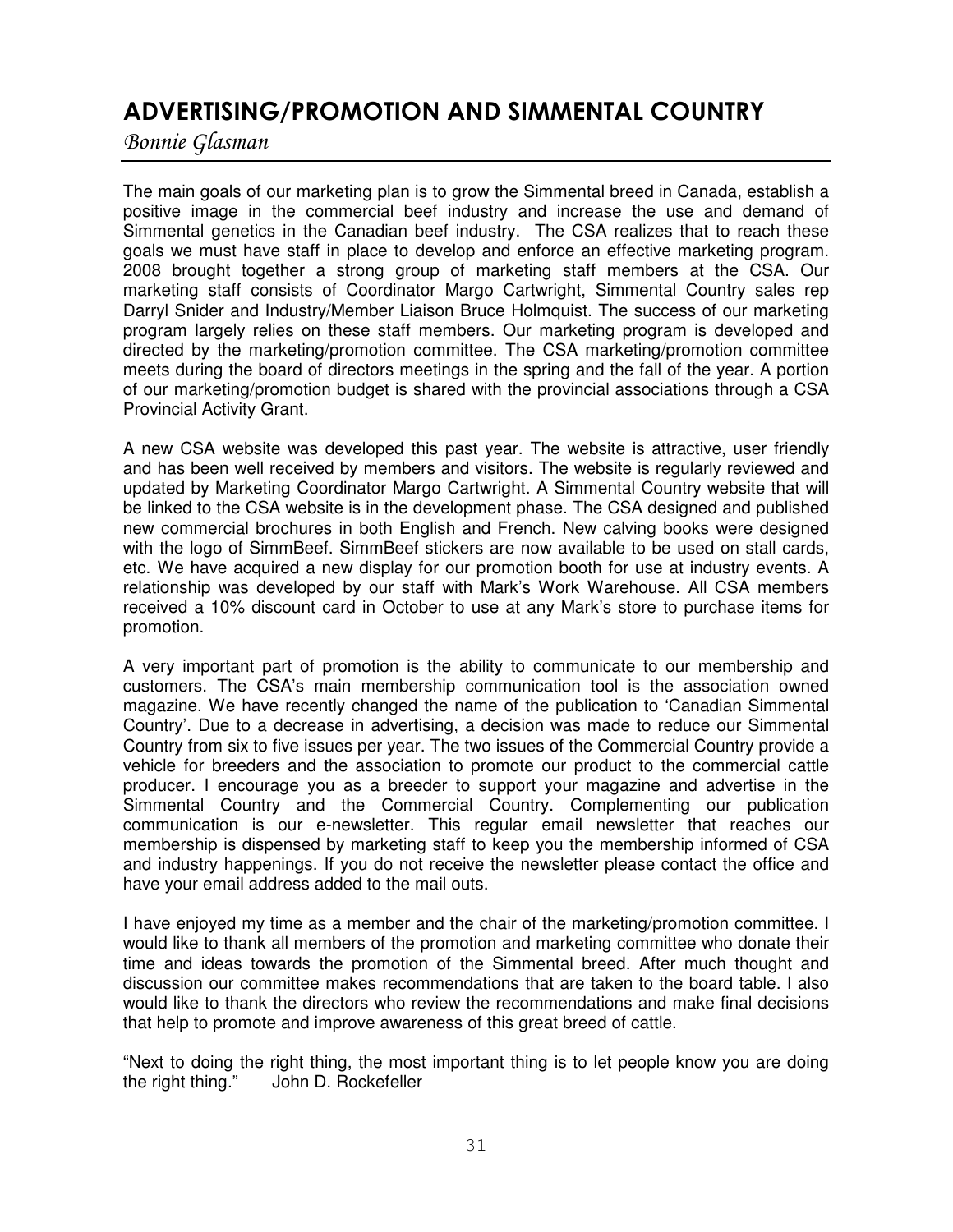# ADVERTISING/PROMOTION AND SIMMENTAL COUNTRY

*Bonnie Glasman*

The main goals of our marketing plan is to grow the Simmental breed in Canada, establish a positive image in the commercial beef industry and increase the use and demand of Simmental genetics in the Canadian beef industry. The CSA realizes that to reach these goals we must have staff in place to develop and enforce an effective marketing program. 2008 brought together a strong group of marketing staff members at the CSA. Our marketing staff consists of Coordinator Margo Cartwright, Simmental Country sales rep Darryl Snider and Industry/Member Liaison Bruce Holmquist. The success of our marketing program largely relies on these staff members. Our marketing program is developed and directed by the marketing/promotion committee. The CSA marketing/promotion committee meets during the board of directors meetings in the spring and the fall of the year. A portion of our marketing/promotion budget is shared with the provincial associations through a CSA Provincial Activity Grant.

A new CSA website was developed this past year. The website is attractive, user friendly and has been well received by members and visitors. The website is regularly reviewed and updated by Marketing Coordinator Margo Cartwright. A Simmental Country website that will be linked to the CSA website is in the development phase. The CSA designed and published new commercial brochures in both English and French. New calving books were designed with the logo of SimmBeef. SimmBeef stickers are now available to be used on stall cards, etc. We have acquired a new display for our promotion booth for use at industry events. A relationship was developed by our staff with Mark's Work Warehouse. All CSA members received a 10% discount card in October to use at any Mark's store to purchase items for promotion.

A very important part of promotion is the ability to communicate to our membership and customers. The CSA's main membership communication tool is the association owned magazine. We have recently changed the name of the publication to 'Canadian Simmental Country'. Due to a decrease in advertising, a decision was made to reduce our Simmental Country from six to five issues per year. The two issues of the Commercial Country provide a vehicle for breeders and the association to promote our product to the commercial cattle producer. I encourage you as a breeder to support your magazine and advertise in the Simmental Country and the Commercial Country. Complementing our publication communication is our e-newsletter. This regular email newsletter that reaches our membership is dispensed by marketing staff to keep you the membership informed of CSA and industry happenings. If you do not receive the newsletter please contact the office and have your email address added to the mail outs.

I have enjoyed my time as a member and the chair of the marketing/promotion committee. I would like to thank all members of the promotion and marketing committee who donate their time and ideas towards the promotion of the Simmental breed. After much thought and discussion our committee makes recommendations that are taken to the board table. I also would like to thank the directors who review the recommendations and make final decisions that help to promote and improve awareness of this great breed of cattle.

"Next to doing the right thing, the most important thing is to let people know you are doing the right thing." John D. Rockefeller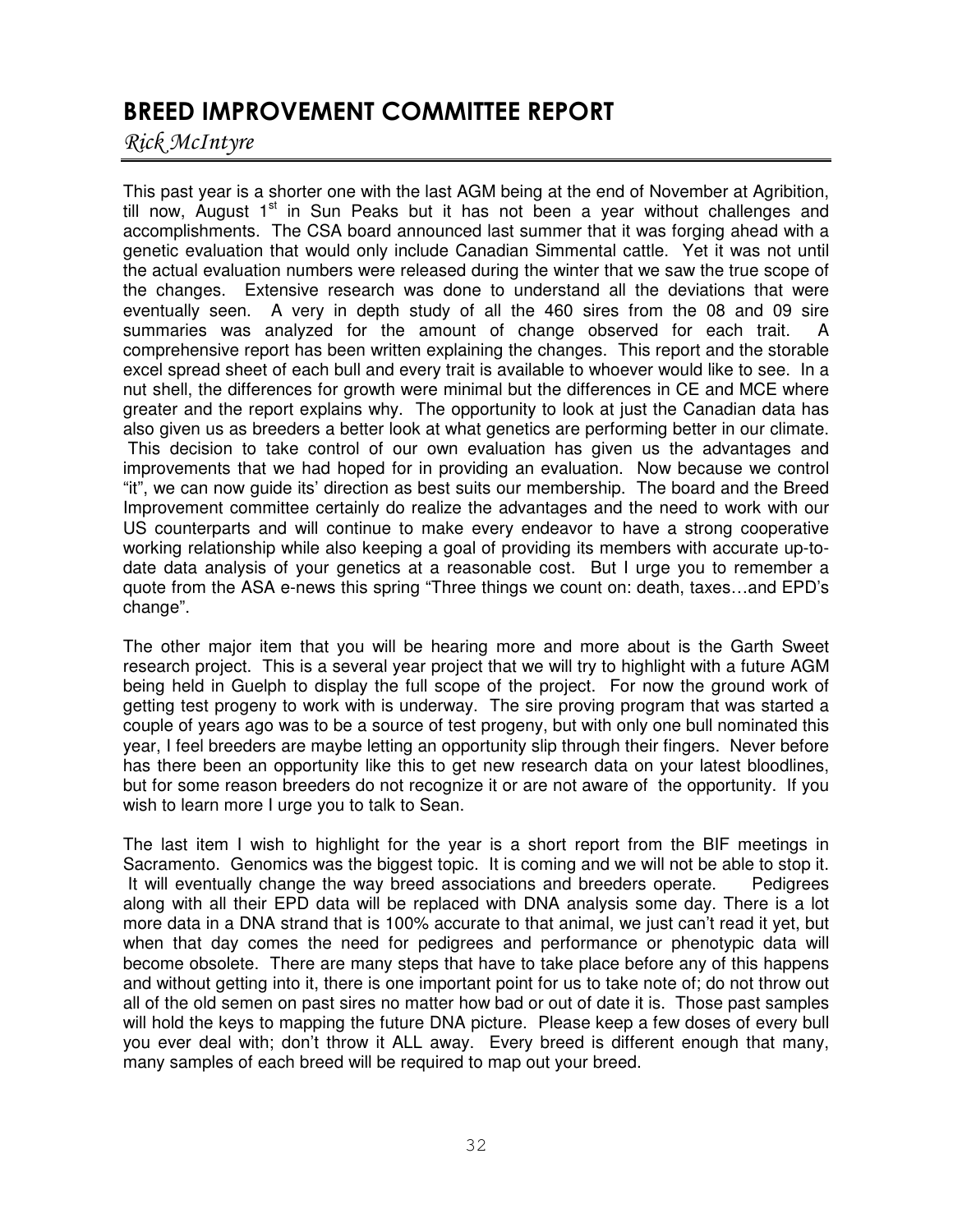# BREED IMPROVEMENT COMMITTEE REPORT

*Rick McIntyre*

This past year is a shorter one with the last AGM being at the end of November at Agribition, till now, August 1st in Sun Peaks but it has not been a year without challenges and accomplishments. The CSA board announced last summer that it was forging ahead with a genetic evaluation that would only include Canadian Simmental cattle. Yet it was not until the actual evaluation numbers were released during the winter that we saw the true scope of the changes. Extensive research was done to understand all the deviations that were eventually seen. A very in depth study of all the 460 sires from the 08 and 09 sire summaries was analyzed for the amount of change observed for each trait. A comprehensive report has been written explaining the changes. This report and the storable excel spread sheet of each bull and every trait is available to whoever would like to see. In a nut shell, the differences for growth were minimal but the differences in CE and MCE where greater and the report explains why. The opportunity to look at just the Canadian data has also given us as breeders a better look at what genetics are performing better in our climate. This decision to take control of our own evaluation has given us the advantages and improvements that we had hoped for in providing an evaluation. Now because we control "it", we can now guide its' direction as best suits our membership. The board and the Breed Improvement committee certainly do realize the advantages and the need to work with our US counterparts and will continue to make every endeavor to have a strong cooperative working relationship while also keeping a goal of providing its members with accurate up-to-date data analysis of your genetics at a reasonable cost. But I urge you to remember a quote from the ASA e-news this spring "Three things we count on: death, taxes…and EPD's change".

The other major item that you will be hearing more and more about is the Garth Sweet research project. This is a several year project that we will try to highlight with a future AGM being held in Guelph to display the full scope of the project. For now the ground work of getting test progeny to work with is underway. The sire proving program that was started a couple of years ago was to be a source of test progeny, but with only one bull nominated this year, I feel breeders are maybe letting an opportunity slip through their fingers. Never before has there been an opportunity like this to get new research data on your latest bloodlines, but for some reason breeders do not recognize it or are not aware of the opportunity. If you wish to learn more I urge you to talk to Sean.

The last item I wish to highlight for the year is a short report from the BIF meetings in Sacramento. Genomics was the biggest topic. It is coming and we will not be able to stop it. It will eventually change the way breed associations and breeders operate. Pedigrees along with all their EPD data will be replaced with DNA analysis some day. There is a lot more data in a DNA strand that is 100% accurate to that animal, we just can't read it yet, but when that day comes the need for pedigrees and performance or phenotypic data will become obsolete. There are many steps that have to take place before any of this happens and without getting into it, there is one important point for us to take note of; do not throw out all of the old semen on past sires no matter how bad or out of date it is. Those past samples will hold the keys to mapping the future DNA picture. Please keep a few doses of every bull you ever deal with; don't throw it ALL away. Every breed is different enough that many, many samples of each breed will be required to map out your breed.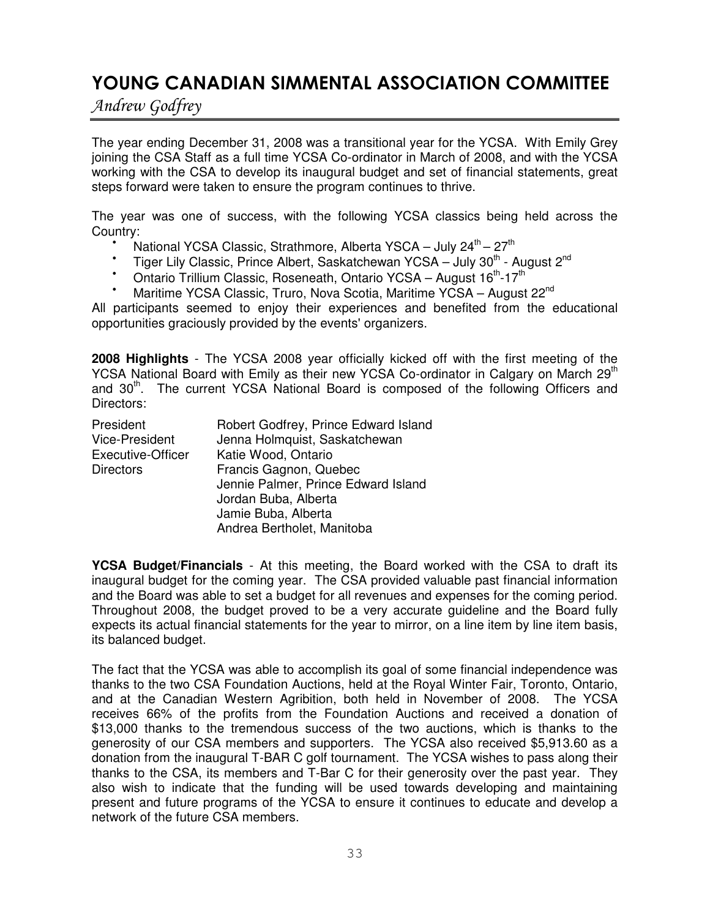# YOUNG CANADIAN SIMMENTAL ASSOCIATION COMMITTEE

*Andrew Godfrey*

The year ending December 31, 2008 was a transitional year for the YCSA. With Emily Grey joining the CSA Staff as a full time YCSA Co-ordinator in March of 2008, and with the YCSA working with the CSA to develop its inaugural budget and set of financial statements, great steps forward were taken to ensure the program continues to thrive.

The year was one of success, with the following YCSA classics being held across the Country:

- National YCSA Classic, Strathmore, Alberta YSCA – July 24th – 27th
- Tiger Lily Classic, Prince Albert, Saskatchewan YCSA – July 30th - August 2nd
- Ontario Trillium Classic, Roseneath, Ontario YCSA – August 16th-17th
- Maritime YCSA Classic, Truro, Nova Scotia, Maritime YCSA – August 22nd

All participants seemed to enjoy their experiences and benefited from the educational opportunities graciously provided by the events' organizers.

**2008 Highlights** - The YCSA 2008 year officially kicked off with the first meeting of the YCSA National Board with Emily as their new YCSA Co-ordinator in Calgary on March 29th and 30th. The current YCSA National Board is composed of the following Officers and Directors:

| | |
|---|---|
| President | Robert Godfrey, Prince Edward Island |
| Vice-President | Jenna Holmquist, Saskatchewan |
| Executive-Officer | Katie Wood, Ontario |
| Directors | Francis Gagnon, Quebec |
| | Jennie Palmer, Prince Edward Island |
| | Jordan Buba, Alberta |
| | Jamie Buba, Alberta |
| | Andrea Bertholet, Manitoba |

**YCSA Budget/Financials** - At this meeting, the Board worked with the CSA to draft its inaugural budget for the coming year. The CSA provided valuable past financial information and the Board was able to set a budget for all revenues and expenses for the coming period. Throughout 2008, the budget proved to be a very accurate guideline and the Board fully expects its actual financial statements for the year to mirror, on a line item by line item basis, its balanced budget.

The fact that the YCSA was able to accomplish its goal of some financial independence was thanks to the two CSA Foundation Auctions, held at the Royal Winter Fair, Toronto, Ontario, and at the Canadian Western Agribition, both held in November of 2008. The YCSA receives 66% of the profits from the Foundation Auctions and received a donation of $13,000 thanks to the tremendous success of the two auctions, which is thanks to the generosity of our CSA members and supporters. The YCSA also received $5,913.60 as a donation from the inaugural T-BAR C golf tournament. The YCSA wishes to pass along their thanks to the CSA, its members and T-Bar C for their generosity over the past year. They also wish to indicate that the funding will be used towards developing and maintaining present and future programs of the YCSA to ensure it continues to educate and develop a network of the future CSA members.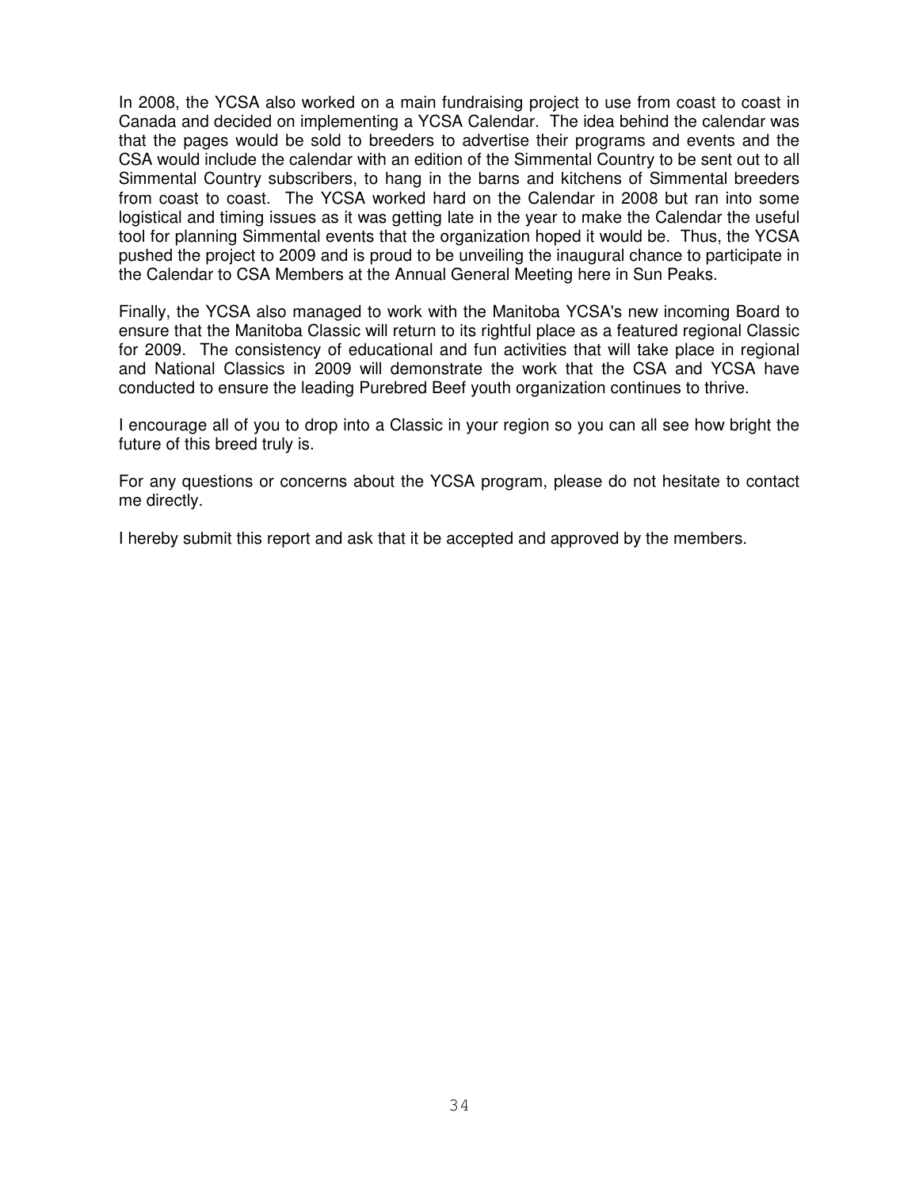In 2008, the YCSA also worked on a main fundraising project to use from coast to coast in Canada and decided on implementing a YCSA Calendar. The idea behind the calendar was that the pages would be sold to breeders to advertise their programs and events and the CSA would include the calendar with an edition of the Simmental Country to be sent out to all Simmental Country subscribers, to hang in the barns and kitchens of Simmental breeders from coast to coast. The YCSA worked hard on the Calendar in 2008 but ran into some logistical and timing issues as it was getting late in the year to make the Calendar the useful tool for planning Simmental events that the organization hoped it would be. Thus, the YCSA pushed the project to 2009 and is proud to be unveiling the inaugural chance to participate in the Calendar to CSA Members at the Annual General Meeting here in Sun Peaks.

Finally, the YCSA also managed to work with the Manitoba YCSA's new incoming Board to ensure that the Manitoba Classic will return to its rightful place as a featured regional Classic for 2009. The consistency of educational and fun activities that will take place in regional and National Classics in 2009 will demonstrate the work that the CSA and YCSA have conducted to ensure the leading Purebred Beef youth organization continues to thrive.

I encourage all of you to drop into a Classic in your region so you can all see how bright the future of this breed truly is.

For any questions or concerns about the YCSA program, please do not hesitate to contact me directly.

I hereby submit this report and ask that it be accepted and approved by the members.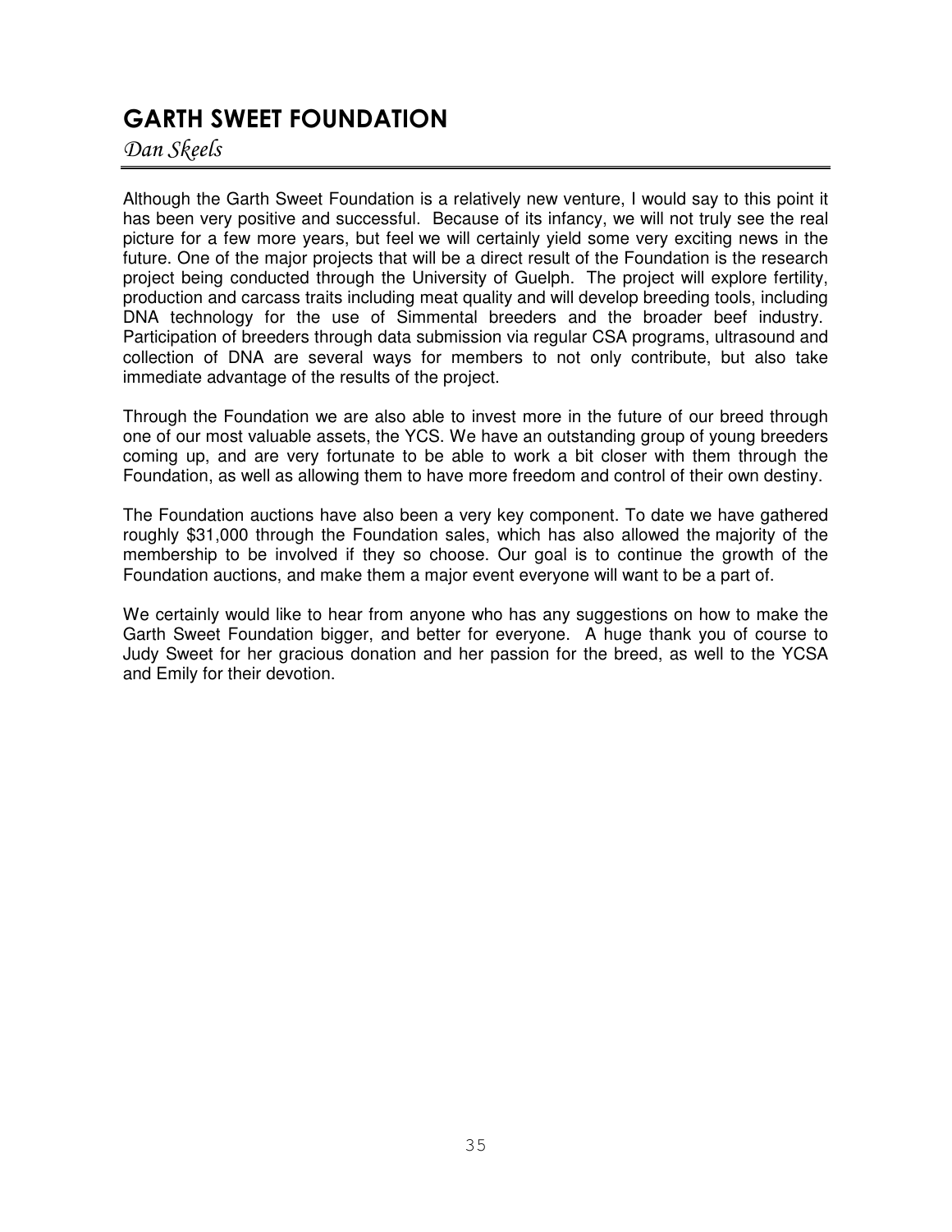# GARTH SWEET FOUNDATION

*Dan Skeels*

Although the Garth Sweet Foundation is a relatively new venture, I would say to this point it has been very positive and successful. Because of its infancy, we will not truly see the real picture for a few more years, but feel we will certainly yield some very exciting news in the future. One of the major projects that will be a direct result of the Foundation is the research project being conducted through the University of Guelph. The project will explore fertility, production and carcass traits including meat quality and will develop breeding tools, including DNA technology for the use of Simmental breeders and the broader beef industry. Participation of breeders through data submission via regular CSA programs, ultrasound and collection of DNA are several ways for members to not only contribute, but also take immediate advantage of the results of the project.

Through the Foundation we are also able to invest more in the future of our breed through one of our most valuable assets, the YCS. We have an outstanding group of young breeders coming up, and are very fortunate to be able to work a bit closer with them through the Foundation, as well as allowing them to have more freedom and control of their own destiny.

The Foundation auctions have also been a very key component. To date we have gathered roughly $31,000 through the Foundation sales, which has also allowed the majority of the membership to be involved if they so choose. Our goal is to continue the growth of the Foundation auctions, and make them a major event everyone will want to be a part of.

We certainly would like to hear from anyone who has any suggestions on how to make the Garth Sweet Foundation bigger, and better for everyone. A huge thank you of course to Judy Sweet for her gracious donation and her passion for the breed, as well to the YCSA and Emily for their devotion.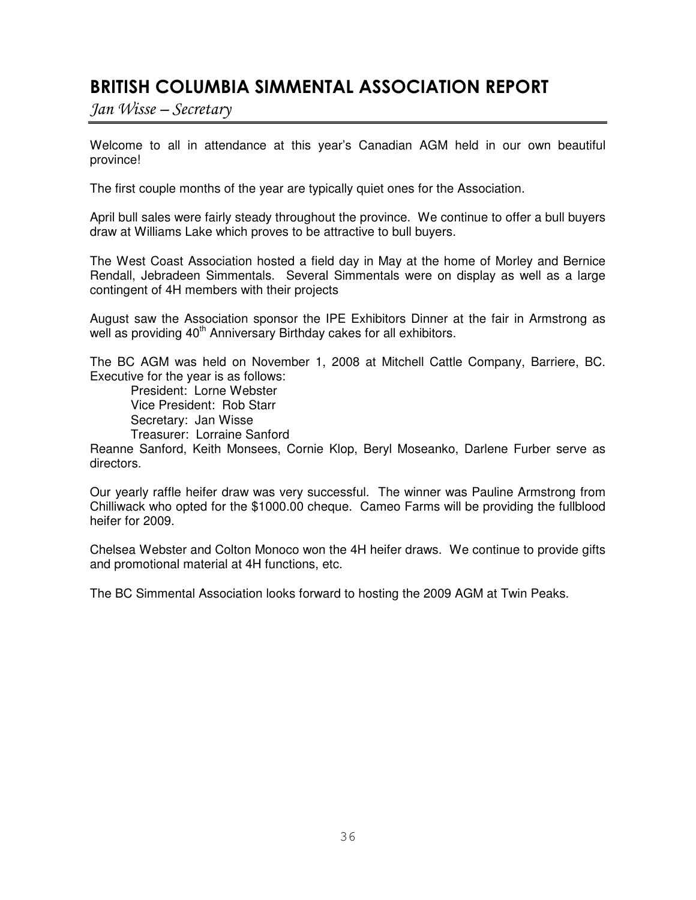# BRITISH COLUMBIA SIMMENTAL ASSOCIATION REPORT

*Jan Wisse – Secretary*

Welcome to all in attendance at this year's Canadian AGM held in our own beautiful province!

The first couple months of the year are typically quiet ones for the Association.

April bull sales were fairly steady throughout the province. We continue to offer a bull buyers draw at Williams Lake which proves to be attractive to bull buyers.

The West Coast Association hosted a field day in May at the home of Morley and Bernice Rendall, Jebradeen Simmentals. Several Simmentals were on display as well as a large contingent of 4H members with their projects

August saw the Association sponsor the IPE Exhibitors Dinner at the fair in Armstrong as well as providing 40th Anniversary Birthday cakes for all exhibitors.

The BC AGM was held on November 1, 2008 at Mitchell Cattle Company, Barriere, BC. Executive for the year is as follows:

President: Lorne Webster
Vice President: Rob Starr
Secretary: Jan Wisse
Treasurer: Lorraine Sanford

Reanne Sanford, Keith Monsees, Cornie Klop, Beryl Moseanko, Darlene Furber serve as directors.

Our yearly raffle heifer draw was very successful. The winner was Pauline Armstrong from Chilliwack who opted for the $1000.00 cheque. Cameo Farms will be providing the fullblood heifer for 2009.

Chelsea Webster and Colton Monoco won the 4H heifer draws. We continue to provide gifts and promotional material at 4H functions, etc.

The BC Simmental Association looks forward to hosting the 2009 AGM at Twin Peaks.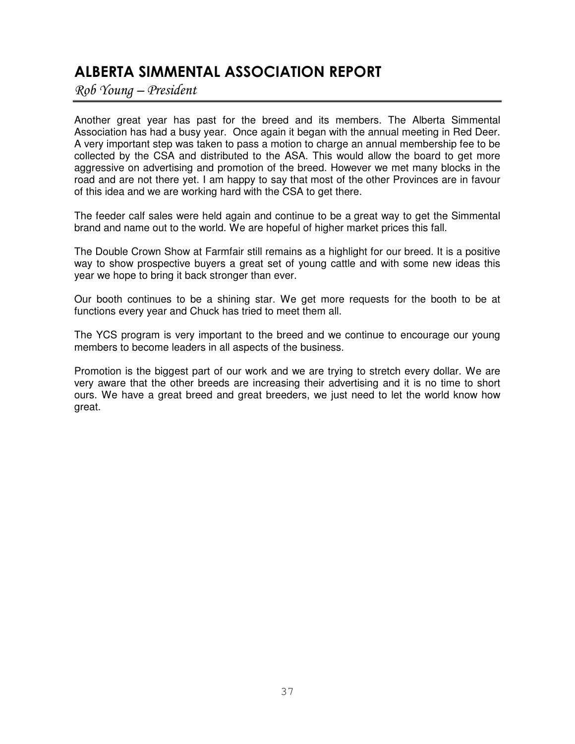## ALBERTA SIMMENTAL ASSOCIATION REPORT

*Rob Young – President*

Another great year has past for the breed and its members. The Alberta Simmental Association has had a busy year. Once again it began with the annual meeting in Red Deer. A very important step was taken to pass a motion to charge an annual membership fee to be collected by the CSA and distributed to the ASA. This would allow the board to get more aggressive on advertising and promotion of the breed. However we met many blocks in the road and are not there yet. I am happy to say that most of the other Provinces are in favour of this idea and we are working hard with the CSA to get there.

The feeder calf sales were held again and continue to be a great way to get the Simmental brand and name out to the world. We are hopeful of higher market prices this fall.

The Double Crown Show at Farmfair still remains as a highlight for our breed. It is a positive way to show prospective buyers a great set of young cattle and with some new ideas this year we hope to bring it back stronger than ever.

Our booth continues to be a shining star. We get more requests for the booth to be at functions every year and Chuck has tried to meet them all.

The YCS program is very important to the breed and we continue to encourage our young members to become leaders in all aspects of the business.

Promotion is the biggest part of our work and we are trying to stretch every dollar. We are very aware that the other breeds are increasing their advertising and it is no time to short ours. We have a great breed and great breeders, we just need to let the world know how great.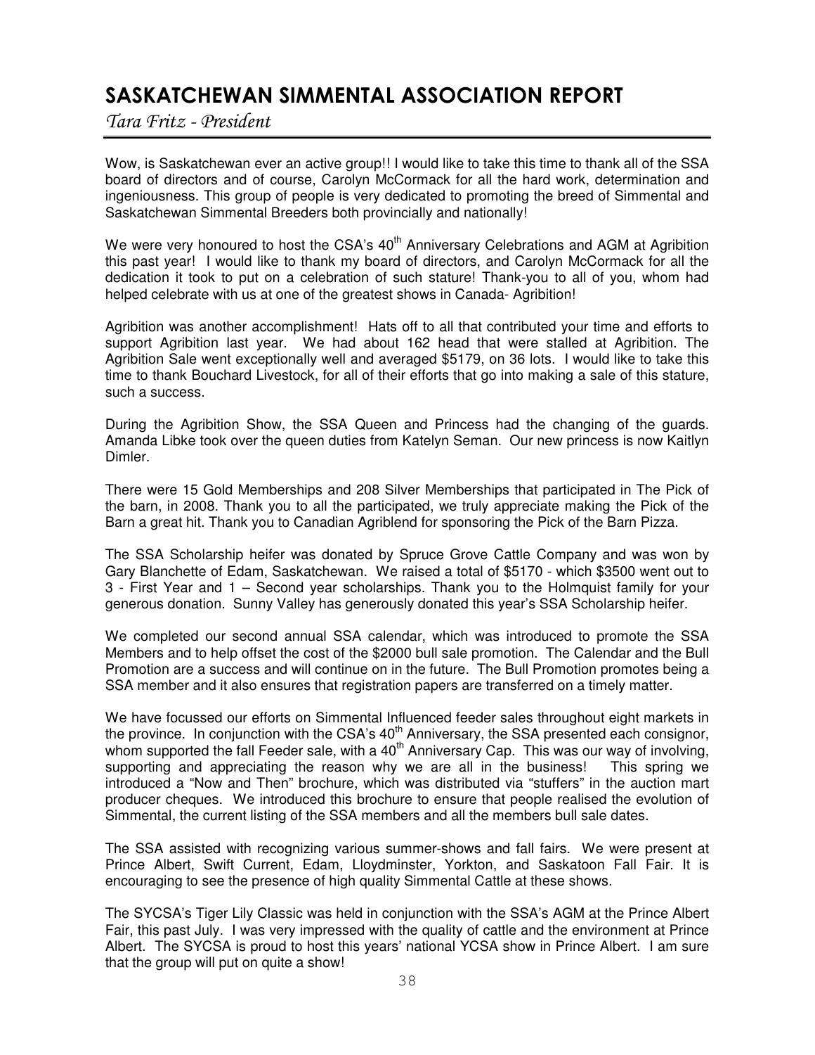# SASKATCHEWAN SIMMENTAL ASSOCIATION REPORT

*Tara Fritz - President*

Wow, is Saskatchewan ever an active group!! I would like to take this time to thank all of the SSA board of directors and of course, Carolyn McCormack for all the hard work, determination and ingeniousness. This group of people is very dedicated to promoting the breed of Simmental and Saskatchewan Simmental Breeders both provincially and nationally!

We were very honoured to host the CSA's 40th Anniversary Celebrations and AGM at Agribition this past year! I would like to thank my board of directors, and Carolyn McCormack for all the dedication it took to put on a celebration of such stature! Thank-you to all of you, whom had helped celebrate with us at one of the greatest shows in Canada- Agribition!

Agribition was another accomplishment! Hats off to all that contributed your time and efforts to support Agribition last year. We had about 162 head that were stalled at Agribition. The Agribition Sale went exceptionally well and averaged $5179, on 36 lots. I would like to take this time to thank Bouchard Livestock, for all of their efforts that go into making a sale of this stature, such a success.

During the Agribition Show, the SSA Queen and Princess had the changing of the guards. Amanda Libke took over the queen duties from Katelyn Seman. Our new princess is now Kaitlyn Dimler.

There were 15 Gold Memberships and 208 Silver Memberships that participated in The Pick of the barn, in 2008. Thank you to all the participated, we truly appreciate making the Pick of the Barn a great hit. Thank you to Canadian Agriblend for sponsoring the Pick of the Barn Pizza.

The SSA Scholarship heifer was donated by Spruce Grove Cattle Company and was won by Gary Blanchette of Edam, Saskatchewan. We raised a total of $5170 - which $3500 went out to 3 - First Year and 1 – Second year scholarships. Thank you to the Holmquist family for your generous donation. Sunny Valley has generously donated this year's SSA Scholarship heifer.

We completed our second annual SSA calendar, which was introduced to promote the SSA Members and to help offset the cost of the $2000 bull sale promotion. The Calendar and the Bull Promotion are a success and will continue on in the future. The Bull Promotion promotes being a SSA member and it also ensures that registration papers are transferred on a timely matter.

We have focussed our efforts on Simmental Influenced feeder sales throughout eight markets in the province. In conjunction with the CSA's 40th Anniversary, the SSA presented each consignor, whom supported the fall Feeder sale, with a 40th Anniversary Cap. This was our way of involving, supporting and appreciating the reason why we are all in the business! This spring we introduced a "Now and Then" brochure, which was distributed via "stuffers" in the auction mart producer cheques. We introduced this brochure to ensure that people realised the evolution of Simmental, the current listing of the SSA members and all the members bull sale dates.

The SSA assisted with recognizing various summer-shows and fall fairs. We were present at Prince Albert, Swift Current, Edam, Lloydminster, Yorkton, and Saskatoon Fall Fair. It is encouraging to see the presence of high quality Simmental Cattle at these shows.

The SYCSA's Tiger Lily Classic was held in conjunction with the SSA's AGM at the Prince Albert Fair, this past July. I was very impressed with the quality of cattle and the environment at Prince Albert. The SYCSA is proud to host this years' national YCSA show in Prince Albert. I am sure that the group will put on quite a show!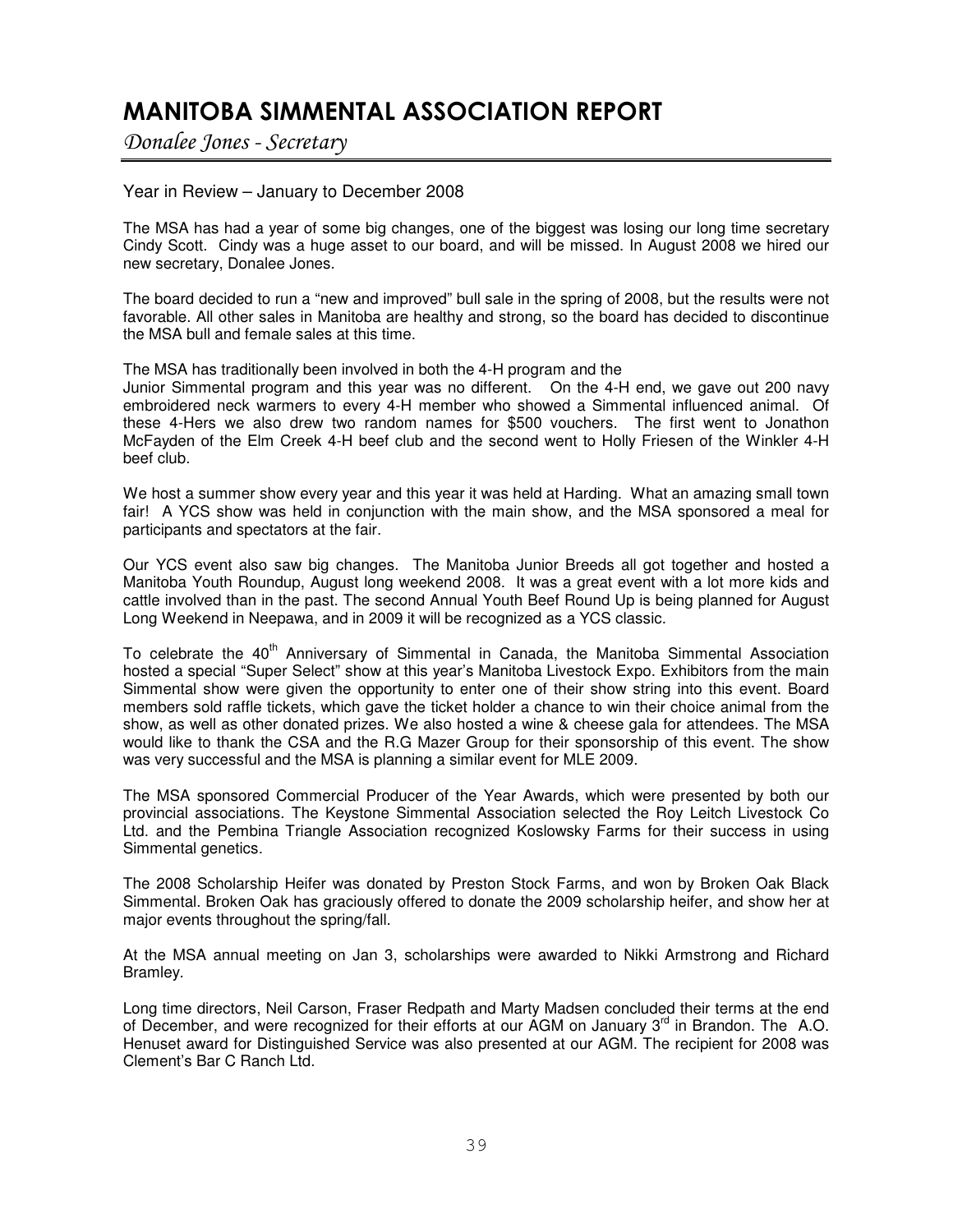# MANITOBA SIMMENTAL ASSOCIATION REPORT

*Donalee Jones - Secretary*

Year in Review – January to December 2008

The MSA has had a year of some big changes, one of the biggest was losing our long time secretary Cindy Scott. Cindy was a huge asset to our board, and will be missed. In August 2008 we hired our new secretary, Donalee Jones.

The board decided to run a "new and improved" bull sale in the spring of 2008, but the results were not favorable. All other sales in Manitoba are healthy and strong, so the board has decided to discontinue the MSA bull and female sales at this time.

The MSA has traditionally been involved in both the 4-H program and the Junior Simmental program and this year was no different. On the 4-H end, we gave out 200 navy embroidered neck warmers to every 4-H member who showed a Simmental influenced animal. Of these 4-Hers we also drew two random names for $500 vouchers. The first went to Jonathon McFayden of the Elm Creek 4-H beef club and the second went to Holly Friesen of the Winkler 4-H beef club.

We host a summer show every year and this year it was held at Harding. What an amazing small town fair! A YCS show was held in conjunction with the main show, and the MSA sponsored a meal for participants and spectators at the fair.

Our YCS event also saw big changes. The Manitoba Junior Breeds all got together and hosted a Manitoba Youth Roundup, August long weekend 2008. It was a great event with a lot more kids and cattle involved than in the past. The second Annual Youth Beef Round Up is being planned for August Long Weekend in Neepawa, and in 2009 it will be recognized as a YCS classic.

To celebrate the 40th Anniversary of Simmental in Canada, the Manitoba Simmental Association hosted a special "Super Select" show at this year's Manitoba Livestock Expo. Exhibitors from the main Simmental show were given the opportunity to enter one of their show string into this event. Board members sold raffle tickets, which gave the ticket holder a chance to win their choice animal from the show, as well as other donated prizes. We also hosted a wine & cheese gala for attendees. The MSA would like to thank the CSA and the R.G Mazer Group for their sponsorship of this event. The show was very successful and the MSA is planning a similar event for MLE 2009.

The MSA sponsored Commercial Producer of the Year Awards, which were presented by both our provincial associations. The Keystone Simmental Association selected the Roy Leitch Livestock Co Ltd. and the Pembina Triangle Association recognized Koslowsky Farms for their success in using Simmental genetics.

The 2008 Scholarship Heifer was donated by Preston Stock Farms, and won by Broken Oak Black Simmental. Broken Oak has graciously offered to donate the 2009 scholarship heifer, and show her at major events throughout the spring/fall.

At the MSA annual meeting on Jan 3, scholarships were awarded to Nikki Armstrong and Richard Bramley.

Long time directors, Neil Carson, Fraser Redpath and Marty Madsen concluded their terms at the end of December, and were recognized for their efforts at our AGM on January 3rd in Brandon. The A.O. Henuset award for Distinguished Service was also presented at our AGM. The recipient for 2008 was Clement's Bar C Ranch Ltd.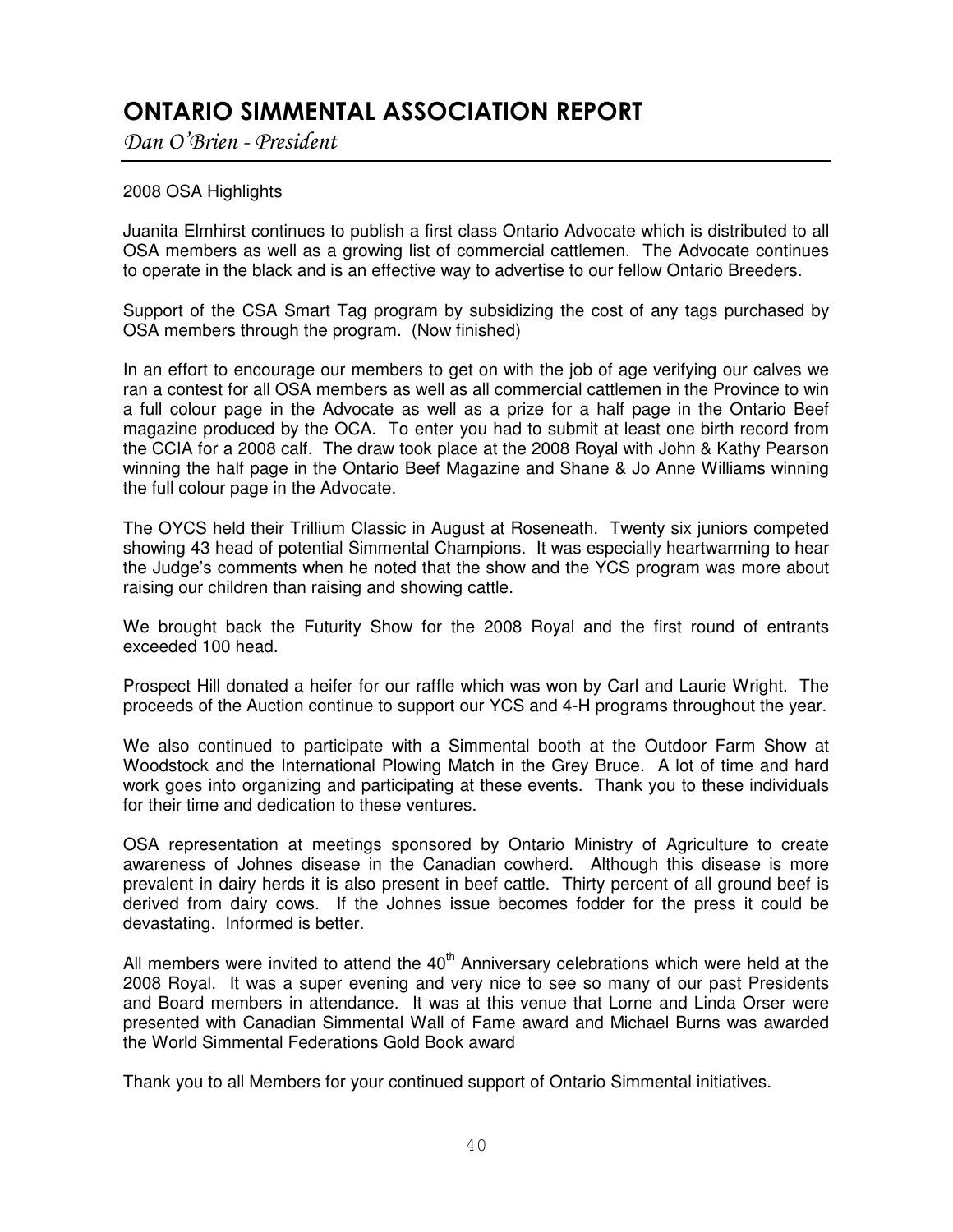# ONTARIO SIMMENTAL ASSOCIATION REPORT

*Dan O'Brien - President*

2008 OSA Highlights

Juanita Elmhirst continues to publish a first class Ontario Advocate which is distributed to all OSA members as well as a growing list of commercial cattlemen. The Advocate continues to operate in the black and is an effective way to advertise to our fellow Ontario Breeders.

Support of the CSA Smart Tag program by subsidizing the cost of any tags purchased by OSA members through the program. (Now finished)

In an effort to encourage our members to get on with the job of age verifying our calves we ran a contest for all OSA members as well as all commercial cattlemen in the Province to win a full colour page in the Advocate as well as a prize for a half page in the Ontario Beef magazine produced by the OCA. To enter you had to submit at least one birth record from the CCIA for a 2008 calf. The draw took place at the 2008 Royal with John & Kathy Pearson winning the half page in the Ontario Beef Magazine and Shane & Jo Anne Williams winning the full colour page in the Advocate.

The OYCS held their Trillium Classic in August at Roseneath. Twenty six juniors competed showing 43 head of potential Simmental Champions. It was especially heartwarming to hear the Judge's comments when he noted that the show and the YCS program was more about raising our children than raising and showing cattle.

We brought back the Futurity Show for the 2008 Royal and the first round of entrants exceeded 100 head.

Prospect Hill donated a heifer for our raffle which was won by Carl and Laurie Wright. The proceeds of the Auction continue to support our YCS and 4-H programs throughout the year.

We also continued to participate with a Simmental booth at the Outdoor Farm Show at Woodstock and the International Plowing Match in the Grey Bruce. A lot of time and hard work goes into organizing and participating at these events. Thank you to these individuals for their time and dedication to these ventures.

OSA representation at meetings sponsored by Ontario Ministry of Agriculture to create awareness of Johnes disease in the Canadian cowherd. Although this disease is more prevalent in dairy herds it is also present in beef cattle. Thirty percent of all ground beef is derived from dairy cows. If the Johnes issue becomes fodder for the press it could be devastating. Informed is better.

All members were invited to attend the 40th Anniversary celebrations which were held at the 2008 Royal. It was a super evening and very nice to see so many of our past Presidents and Board members in attendance. It was at this venue that Lorne and Linda Orser were presented with Canadian Simmental Wall of Fame award and Michael Burns was awarded the World Simmental Federations Gold Book award

Thank you to all Members for your continued support of Ontario Simmental initiatives.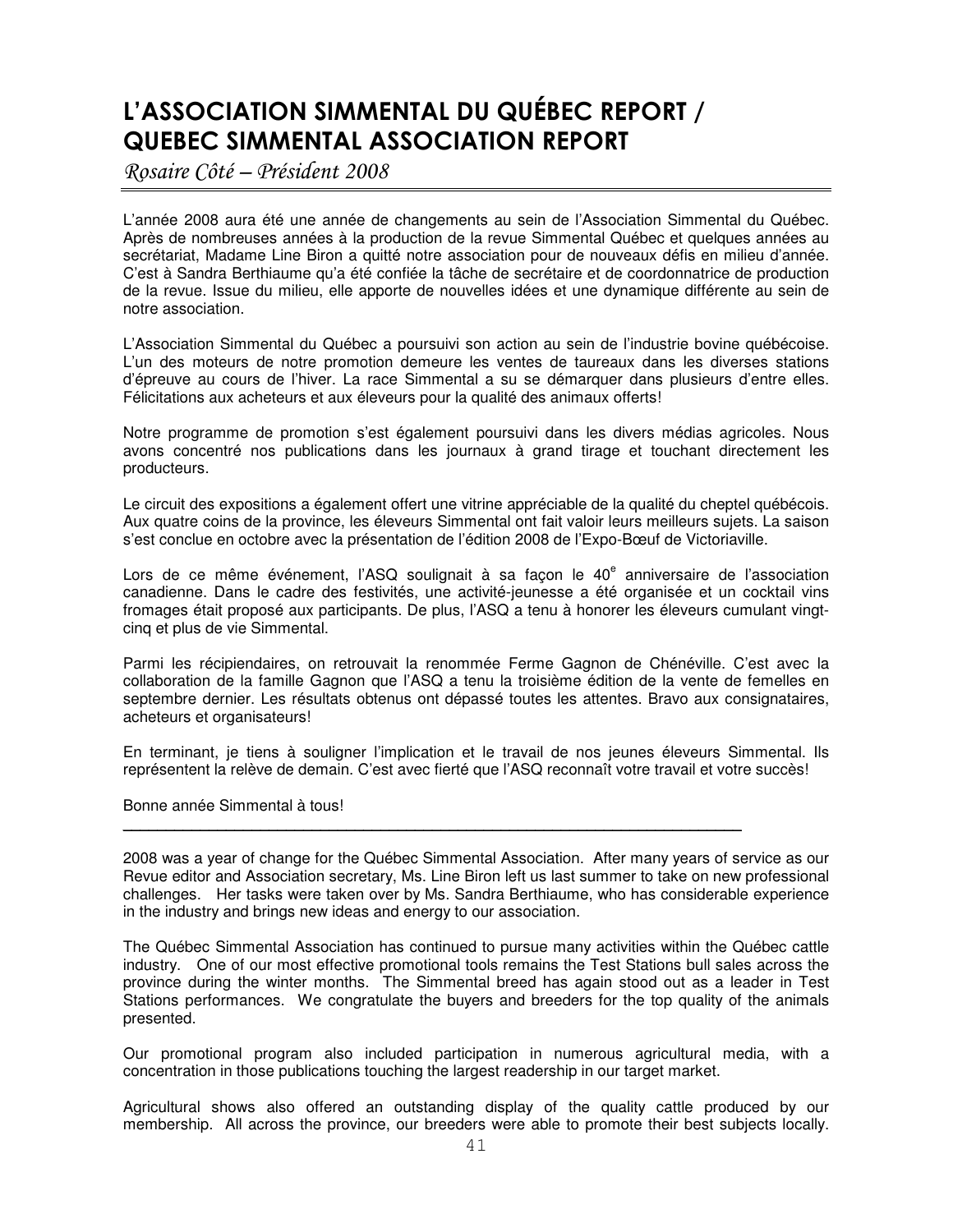# L'ASSOCIATION SIMMENTAL DU QUÉBEC REPORT / QUEBEC SIMMENTAL ASSOCIATION REPORT

*Rosaire Côté – Président 2008*

L'année 2008 aura été une année de changements au sein de l'Association Simmental du Québec. Après de nombreuses années à la production de la revue Simmental Québec et quelques années au secrétariat, Madame Line Biron a quitté notre association pour de nouveaux défis en milieu d'année. C'est à Sandra Berthiaume qu'a été confiée la tâche de secrétaire et de coordonnatrice de production de la revue. Issue du milieu, elle apporte de nouvelles idées et une dynamique différente au sein de notre association.

L'Association Simmental du Québec a poursuivi son action au sein de l'industrie bovine québécoise. L'un des moteurs de notre promotion demeure les ventes de taureaux dans les diverses stations d'épreuve au cours de l'hiver. La race Simmental a su se démarquer dans plusieurs d'entre elles. Félicitations aux acheteurs et aux éleveurs pour la qualité des animaux offerts!

Notre programme de promotion s'est également poursuivi dans les divers médias agricoles. Nous avons concentré nos publications dans les journaux à grand tirage et touchant directement les producteurs.

Le circuit des expositions a également offert une vitrine appréciable de la qualité du cheptel québécois. Aux quatre coins de la province, les éleveurs Simmental ont fait valoir leurs meilleurs sujets. La saison s'est conclue en octobre avec la présentation de l'édition 2008 de l'Expo-Bœuf de Victoriaville.

Lors de ce même événement, l'ASQ soulignait à sa façon le 40e anniversaire de l'association canadienne. Dans le cadre des festivités, une activité-jeunesse a été organisée et un cocktail vins fromages était proposé aux participants. De plus, l'ASQ a tenu à honorer les éleveurs cumulant vingt-cinq et plus de vie Simmental.

Parmi les récipiendaires, on retrouvait la renommée Ferme Gagnon de Chénéville. C'est avec la collaboration de la famille Gagnon que l'ASQ a tenu la troisième édition de la vente de femelles en septembre dernier. Les résultats obtenus ont dépassé toutes les attentes. Bravo aux consignataires, acheteurs et organisateurs!

En terminant, je tiens à souligner l'implication et le travail de nos jeunes éleveurs Simmental. Ils représentent la relève de demain. C'est avec fierté que l'ASQ reconnaît votre travail et votre succès!

Bonne année Simmental à tous!

---

2008 was a year of change for the Québec Simmental Association. After many years of service as our Revue editor and Association secretary, Ms. Line Biron left us last summer to take on new professional challenges. Her tasks were taken over by Ms. Sandra Berthiaume, who has considerable experience in the industry and brings new ideas and energy to our association.

The Québec Simmental Association has continued to pursue many activities within the Québec cattle industry. One of our most effective promotional tools remains the Test Stations bull sales across the province during the winter months. The Simmental breed has again stood out as a leader in Test Stations performances. We congratulate the buyers and breeders for the top quality of the animals presented.

Our promotional program also included participation in numerous agricultural media, with a concentration in those publications touching the largest readership in our target market.

Agricultural shows also offered an outstanding display of the quality cattle produced by our membership. All across the province, our breeders were able to promote their best subjects locally.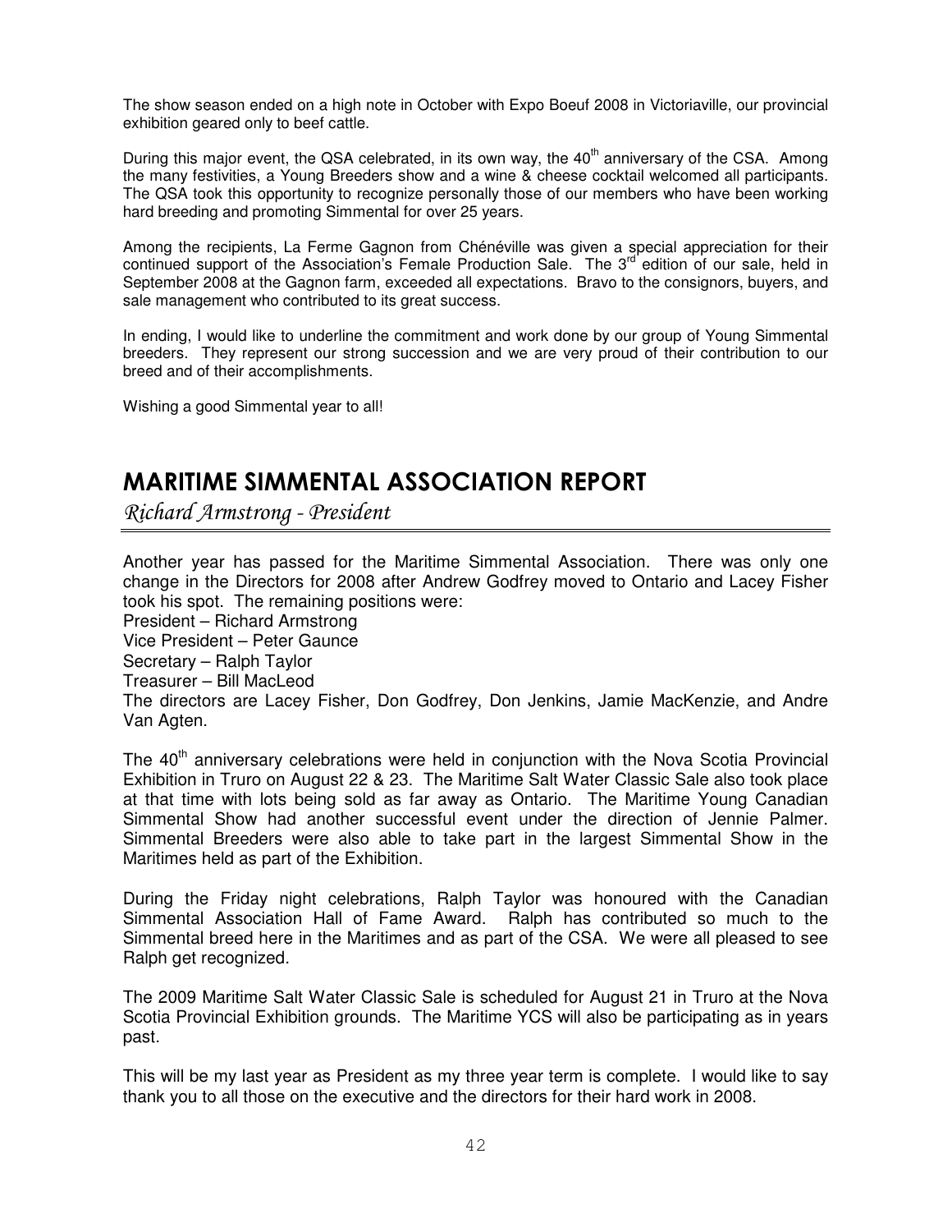The show season ended on a high note in October with Expo Boeuf 2008 in Victoriaville, our provincial exhibition geared only to beef cattle.

During this major event, the QSA celebrated, in its own way, the 40th anniversary of the CSA. Among the many festivities, a Young Breeders show and a wine & cheese cocktail welcomed all participants. The QSA took this opportunity to recognize personally those of our members who have been working hard breeding and promoting Simmental for over 25 years.

Among the recipients, La Ferme Gagnon from Chénéville was given a special appreciation for their continued support of the Association's Female Production Sale. The 3rd edition of our sale, held in September 2008 at the Gagnon farm, exceeded all expectations. Bravo to the consignors, buyers, and sale management who contributed to its great success.

In ending, I would like to underline the commitment and work done by our group of Young Simmental breeders. They represent our strong succession and we are very proud of their contribution to our breed and of their accomplishments.

Wishing a good Simmental year to all!

## MARITIME SIMMENTAL ASSOCIATION REPORT

*Richard Armstrong - President*

Another year has passed for the Maritime Simmental Association. There was only one change in the Directors for 2008 after Andrew Godfrey moved to Ontario and Lacey Fisher took his spot. The remaining positions were:

President – Richard Armstrong
Vice President – Peter Gaunce
Secretary – Ralph Taylor
Treasurer – Bill MacLeod
The directors are Lacey Fisher, Don Godfrey, Don Jenkins, Jamie MacKenzie, and Andre Van Agten.

The 40th anniversary celebrations were held in conjunction with the Nova Scotia Provincial Exhibition in Truro on August 22 & 23. The Maritime Salt Water Classic Sale also took place at that time with lots being sold as far away as Ontario. The Maritime Young Canadian Simmental Show had another successful event under the direction of Jennie Palmer. Simmental Breeders were also able to take part in the largest Simmental Show in the Maritimes held as part of the Exhibition.

During the Friday night celebrations, Ralph Taylor was honoured with the Canadian Simmental Association Hall of Fame Award. Ralph has contributed so much to the Simmental breed here in the Maritimes and as part of the CSA. We were all pleased to see Ralph get recognized.

The 2009 Maritime Salt Water Classic Sale is scheduled for August 21 in Truro at the Nova Scotia Provincial Exhibition grounds. The Maritime YCS will also be participating as in years past.

This will be my last year as President as my three year term is complete. I would like to say thank you to all those on the executive and the directors for their hard work in 2008.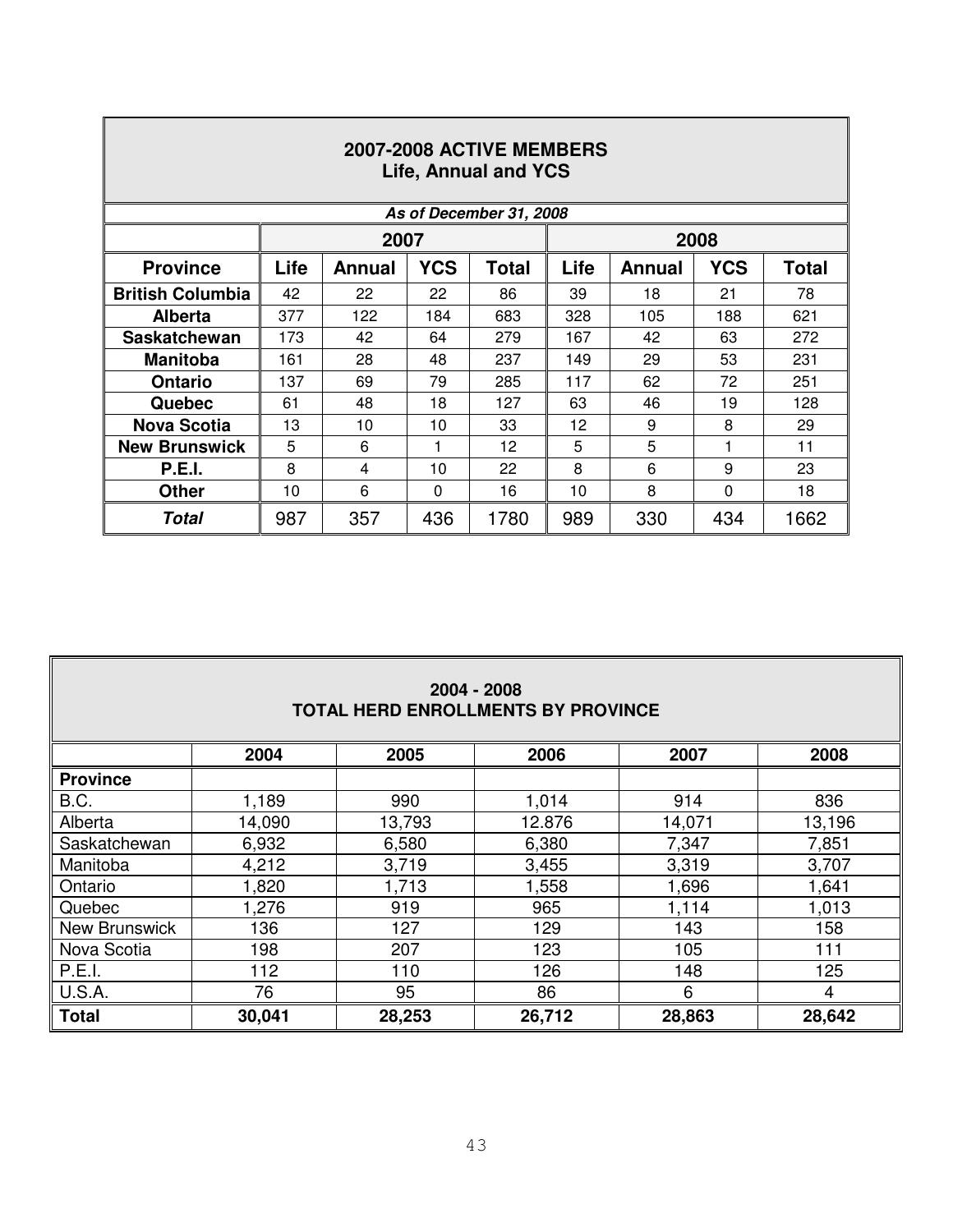## 2007-2008 ACTIVE MEMBERS
### Life, Annual and YCS

*As of December 31, 2008*

| | 2007 | | | | 2008 | | | |
|---|---|---|---|---|---|---|---|---|
| **Province** | **Life** | **Annual** | **YCS** | **Total** | **Life** | **Annual** | **YCS** | **Total** |
| **British Columbia** | 42 | 22 | 22 | 86 | 39 | 18 | 21 | 78 |
| **Alberta** | 377 | 122 | 184 | 683 | 328 | 105 | 188 | 621 |
| **Saskatchewan** | 173 | 42 | 64 | 279 | 167 | 42 | 63 | 272 |
| **Manitoba** | 161 | 28 | 48 | 237 | 149 | 29 | 53 | 231 |
| **Ontario** | 137 | 69 | 79 | 285 | 117 | 62 | 72 | 251 |
| **Quebec** | 61 | 48 | 18 | 127 | 63 | 46 | 19 | 128 |
| **Nova Scotia** | 13 | 10 | 10 | 33 | 12 | 9 | 8 | 29 |
| **New Brunswick** | 5 | 6 | 1 | 12 | 5 | 5 | 1 | 11 |
| **P.E.I.** | 8 | 4 | 10 | 22 | 8 | 6 | 9 | 23 |
| **Other** | 10 | 6 | 0 | 16 | 10 | 8 | 0 | 18 |
| ***Total*** | 987 | 357 | 436 | 1780 | 989 | 330 | 434 | 1662 |

## 2004 - 2008
### TOTAL HERD ENROLLMENTS BY PROVINCE

| | 2004 | 2005 | 2006 | 2007 | 2008 |
|---|---|---|---|---|---|
| **Province** | | | | | |
| B.C. | 1,189 | 990 | 1,014 | 914 | 836 |
| Alberta | 14,090 | 13,793 | 12.876 | 14,071 | 13,196 |
| Saskatchewan | 6,932 | 6,580 | 6,380 | 7,347 | 7,851 |
| Manitoba | 4,212 | 3,719 | 3,455 | 3,319 | 3,707 |
| Ontario | 1,820 | 1,713 | 1,558 | 1,696 | 1,641 |
| Quebec | 1,276 | 919 | 965 | 1,114 | 1,013 |
| New Brunswick | 136 | 127 | 129 | 143 | 158 |
| Nova Scotia | 198 | 207 | 123 | 105 | 111 |
| P.E.I. | 112 | 110 | 126 | 148 | 125 |
| U.S.A. | 76 | 95 | 86 | 6 | 4 |
| **Total** | **30,041** | **28,253** | **26,712** | **28,863** | **28,642** |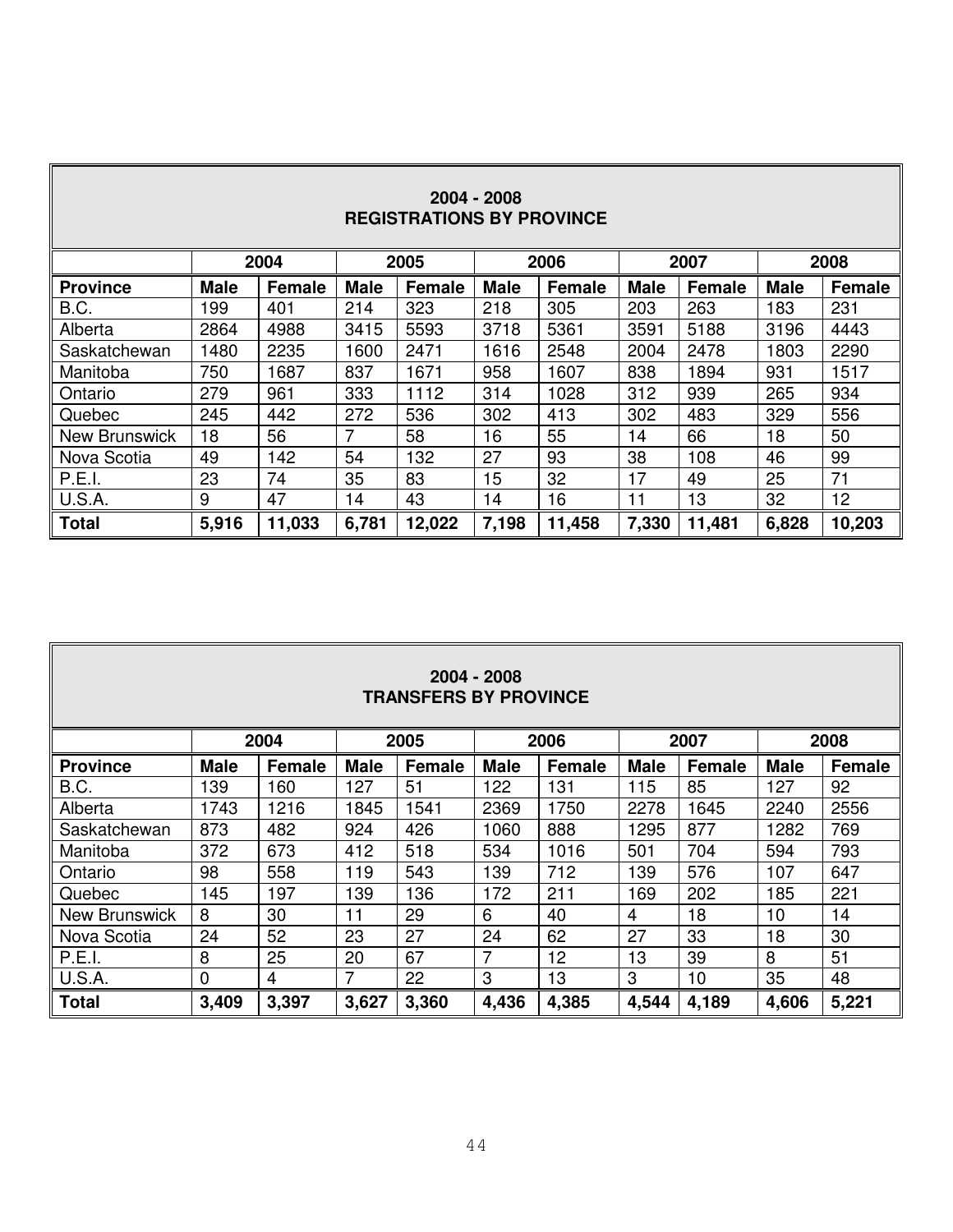| 2004 - 2008<br>REGISTRATIONS BY PROVINCE | | | | | | | | | | |
|---|---|---|---|---|---|---|---|---|---|---|
| | 2004 | | 2005 | | 2006 | | 2007 | | 2008 | |
| **Province** | **Male** | **Female** | **Male** | **Female** | **Male** | **Female** | **Male** | **Female** | **Male** | **Female** |
| B.C. | 199 | 401 | 214 | 323 | 218 | 305 | 203 | 263 | 183 | 231 |
| Alberta | 2864 | 4988 | 3415 | 5593 | 3718 | 5361 | 3591 | 5188 | 3196 | 4443 |
| Saskatchewan | 1480 | 2235 | 1600 | 2471 | 1616 | 2548 | 2004 | 2478 | 1803 | 2290 |
| Manitoba | 750 | 1687 | 837 | 1671 | 958 | 1607 | 838 | 1894 | 931 | 1517 |
| Ontario | 279 | 961 | 333 | 1112 | 314 | 1028 | 312 | 939 | 265 | 934 |
| Quebec | 245 | 442 | 272 | 536 | 302 | 413 | 302 | 483 | 329 | 556 |
| New Brunswick | 18 | 56 | 7 | 58 | 16 | 55 | 14 | 66 | 18 | 50 |
| Nova Scotia | 49 | 142 | 54 | 132 | 27 | 93 | 38 | 108 | 46 | 99 |
| P.E.I. | 23 | 74 | 35 | 83 | 15 | 32 | 17 | 49 | 25 | 71 |
| U.S.A. | 9 | 47 | 14 | 43 | 14 | 16 | 11 | 13 | 32 | 12 |
| **Total** | **5,916** | **11,033** | **6,781** | **12,022** | **7,198** | **11,458** | **7,330** | **11,481** | **6,828** | **10,203** |

| 2004 - 2008<br>TRANSFERS BY PROVINCE | | | | | | | | | | |
|---|---|---|---|---|---|---|---|---|---|---|
| | 2004 | | 2005 | | 2006 | | 2007 | | 2008 | |
| **Province** | **Male** | **Female** | **Male** | **Female** | **Male** | **Female** | **Male** | **Female** | **Male** | **Female** |
| B.C. | 139 | 160 | 127 | 51 | 122 | 131 | 115 | 85 | 127 | 92 |
| Alberta | 1743 | 1216 | 1845 | 1541 | 2369 | 1750 | 2278 | 1645 | 2240 | 2556 |
| Saskatchewan | 873 | 482 | 924 | 426 | 1060 | 888 | 1295 | 877 | 1282 | 769 |
| Manitoba | 372 | 673 | 412 | 518 | 534 | 1016 | 501 | 704 | 594 | 793 |
| Ontario | 98 | 558 | 119 | 543 | 139 | 712 | 139 | 576 | 107 | 647 |
| Quebec | 145 | 197 | 139 | 136 | 172 | 211 | 169 | 202 | 185 | 221 |
| New Brunswick | 8 | 30 | 11 | 29 | 6 | 40 | 4 | 18 | 10 | 14 |
| Nova Scotia | 24 | 52 | 23 | 27 | 24 | 62 | 27 | 33 | 18 | 30 |
| P.E.I. | 8 | 25 | 20 | 67 | 7 | 12 | 13 | 39 | 8 | 51 |
| U.S.A. | 0 | 4 | 7 | 22 | 3 | 13 | 3 | 10 | 35 | 48 |
| **Total** | **3,409** | **3,397** | **3,627** | **3,360** | **4,436** | **4,385** | **4,544** | **4,189** | **4,606** | **5,221** |